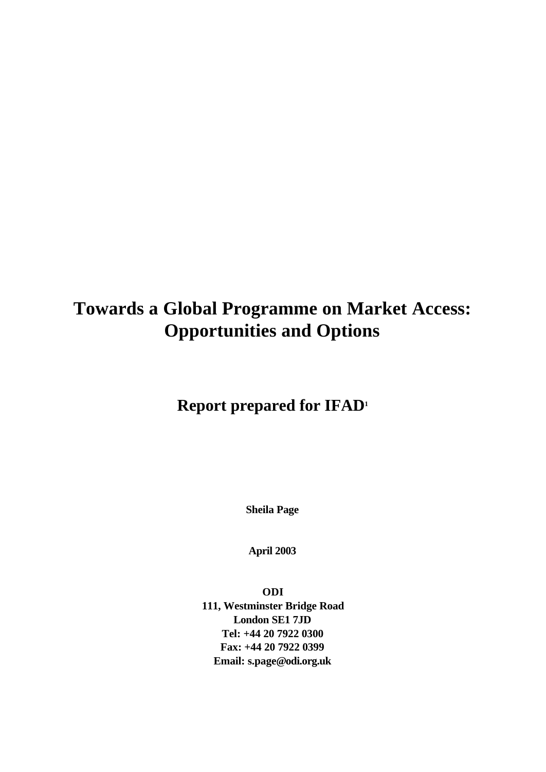# Towards a Global Programme on Market Access: Opportunities and Options

## Report prepared for IFAD[1]

**Sheila Page**

**April 2003**

**ODI**
**111, Westminster Bridge Road**
**London SE1 7JD**
**Tel: +44 20 7922 0300**
**Fax: +44 20 7922 0399**
**Email: s.page@odi.org.uk**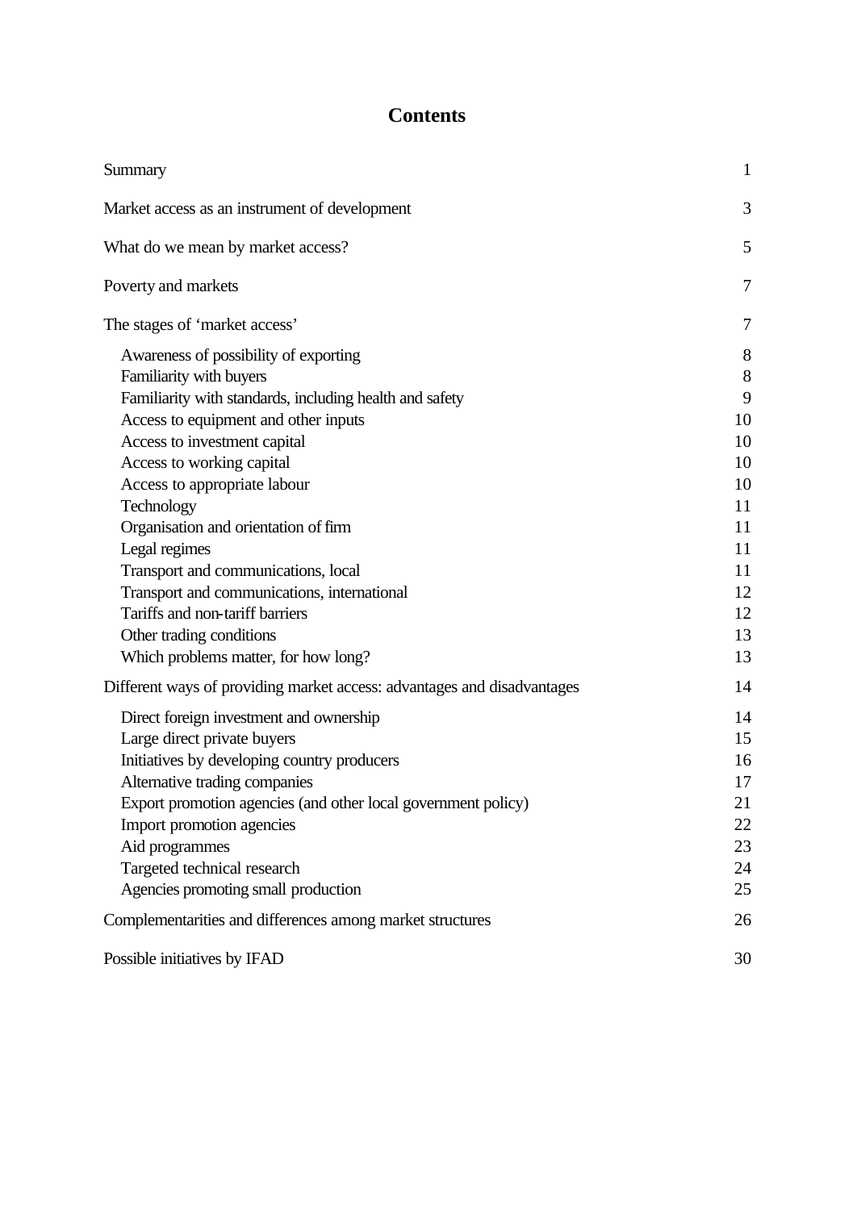# Contents

| | |
|---|---|
| Summary | 1 |
| Market access as an instrument of development | 3 |
| What do we mean by market access? | 5 |
| Poverty and markets | 7 |
| The stages of 'market access' | 7 |
| Awareness of possibility of exporting | 8 |
| Familiarity with buyers | 8 |
| Familiarity with standards, including health and safety | 9 |
| Access to equipment and other inputs | 10 |
| Access to investment capital | 10 |
| Access to working capital | 10 |
| Access to appropriate labour | 10 |
| Technology | 11 |
| Organisation and orientation of firm | 11 |
| Legal regimes | 11 |
| Transport and communications, local | 11 |
| Transport and communications, international | 12 |
| Tariffs and non-tariff barriers | 12 |
| Other trading conditions | 13 |
| Which problems matter, for how long? | 13 |
| Different ways of providing market access: advantages and disadvantages | 14 |
| Direct foreign investment and ownership | 14 |
| Large direct private buyers | 15 |
| Initiatives by developing country producers | 16 |
| Alternative trading companies | 17 |
| Export promotion agencies (and other local government policy) | 21 |
| Import promotion agencies | 22 |
| Aid programmes | 23 |
| Targeted technical research | 24 |
| Agencies promoting small production | 25 |
| Complementarities and differences among market structures | 26 |
| Possible initiatives by IFAD | 30 |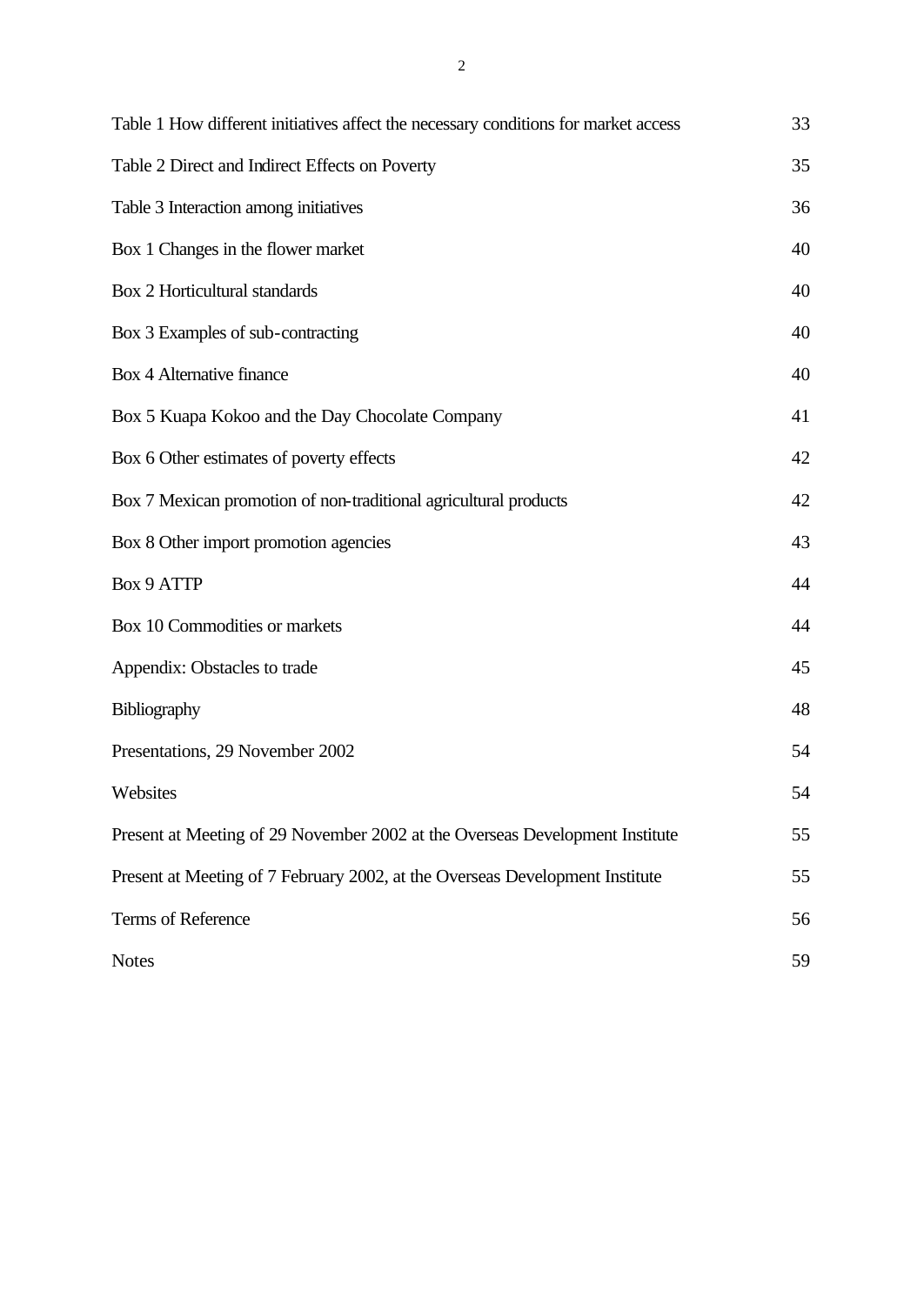| | |
|---|---|
| Table 1 How different initiatives affect the necessary conditions for market access | 33 |
| Table 2 Direct and Indirect Effects on Poverty | 35 |
| Table 3 Interaction among initiatives | 36 |
| Box 1 Changes in the flower market | 40 |
| Box 2 Horticultural standards | 40 |
| Box 3 Examples of sub-contracting | 40 |
| Box 4 Alternative finance | 40 |
| Box 5 Kuapa Kokoo and the Day Chocolate Company | 41 |
| Box 6 Other estimates of poverty effects | 42 |
| Box 7 Mexican promotion of non-traditional agricultural products | 42 |
| Box 8 Other import promotion agencies | 43 |
| Box 9 ATTP | 44 |
| Box 10 Commodities or markets | 44 |
| Appendix: Obstacles to trade | 45 |
| Bibliography | 48 |
| Presentations, 29 November 2002 | 54 |
| Websites | 54 |
| Present at Meeting of 29 November 2002 at the Overseas Development Institute | 55 |
| Present at Meeting of 7 February 2002, at the Overseas Development Institute | 55 |
| Terms of Reference | 56 |
| Notes | 59 |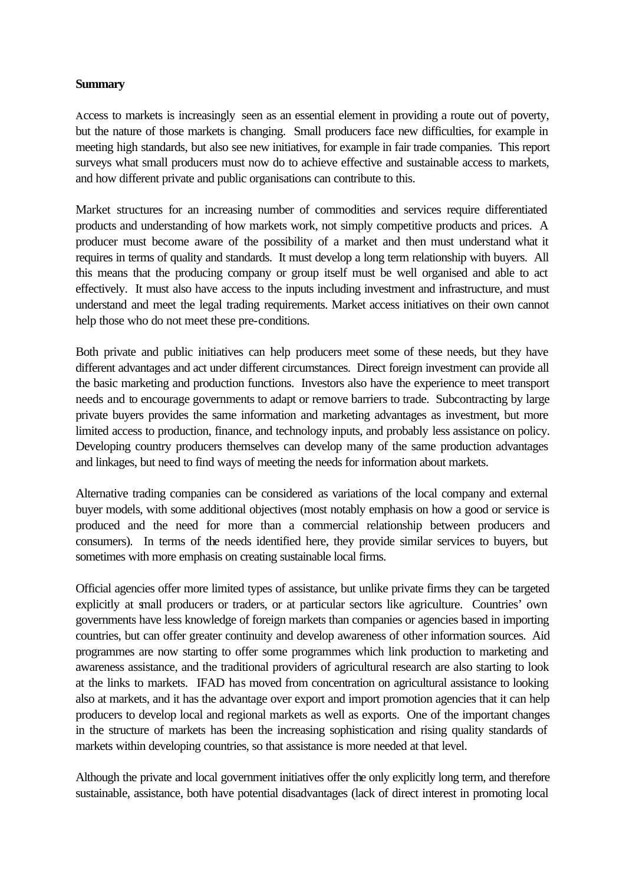**Summary**

Access to markets is increasingly seen as an essential element in providing a route out of poverty, but the nature of those markets is changing. Small producers face new difficulties, for example in meeting high standards, but also see new initiatives, for example in fair trade companies. This report surveys what small producers must now do to achieve effective and sustainable access to markets, and how different private and public organisations can contribute to this.

Market structures for an increasing number of commodities and services require differentiated products and understanding of how markets work, not simply competitive products and prices. A producer must become aware of the possibility of a market and then must understand what it requires in terms of quality and standards. It must develop a long term relationship with buyers. All this means that the producing company or group itself must be well organised and able to act effectively. It must also have access to the inputs including investment and infrastructure, and must understand and meet the legal trading requirements. Market access initiatives on their own cannot help those who do not meet these pre-conditions.

Both private and public initiatives can help producers meet some of these needs, but they have different advantages and act under different circumstances. Direct foreign investment can provide all the basic marketing and production functions. Investors also have the experience to meet transport needs and to encourage governments to adapt or remove barriers to trade. Subcontracting by large private buyers provides the same information and marketing advantages as investment, but more limited access to production, finance, and technology inputs, and probably less assistance on policy. Developing country producers themselves can develop many of the same production advantages and linkages, but need to find ways of meeting the needs for information about markets.

Alternative trading companies can be considered as variations of the local company and external buyer models, with some additional objectives (most notably emphasis on how a good or service is produced and the need for more than a commercial relationship between producers and consumers). In terms of the needs identified here, they provide similar services to buyers, but sometimes with more emphasis on creating sustainable local firms.

Official agencies offer more limited types of assistance, but unlike private firms they can be targeted explicitly at small producers or traders, or at particular sectors like agriculture. Countries' own governments have less knowledge of foreign markets than companies or agencies based in importing countries, but can offer greater continuity and develop awareness of other information sources. Aid programmes are now starting to offer some programmes which link production to marketing and awareness assistance, and the traditional providers of agricultural research are also starting to look at the links to markets. IFAD has moved from concentration on agricultural assistance to looking also at markets, and it has the advantage over export and import promotion agencies that it can help producers to develop local and regional markets as well as exports. One of the important changes in the structure of markets has been the increasing sophistication and rising quality standards of markets within developing countries, so that assistance is more needed at that level.

Although the private and local government initiatives offer the only explicitly long term, and therefore sustainable, assistance, both have potential disadvantages (lack of direct interest in promoting local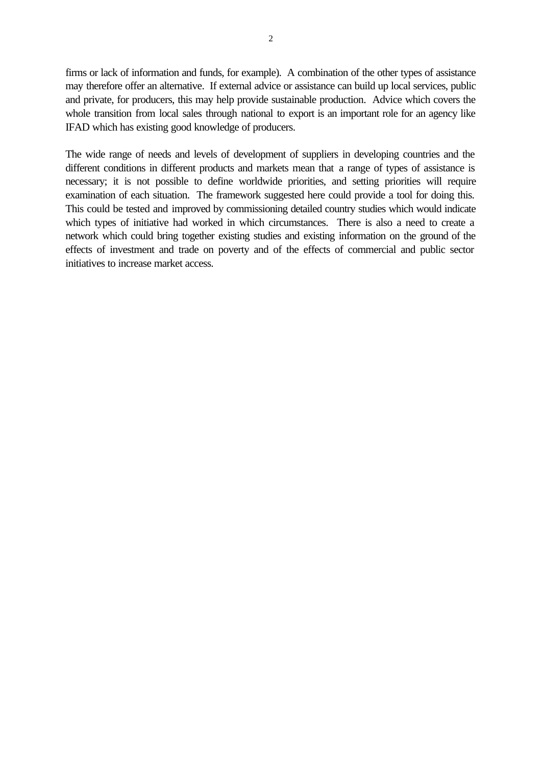firms or lack of information and funds, for example). A combination of the other types of assistance may therefore offer an alternative. If external advice or assistance can build up local services, public and private, for producers, this may help provide sustainable production. Advice which covers the whole transition from local sales through national to export is an important role for an agency like IFAD which has existing good knowledge of producers.

The wide range of needs and levels of development of suppliers in developing countries and the different conditions in different products and markets mean that a range of types of assistance is necessary; it is not possible to define worldwide priorities, and setting priorities will require examination of each situation. The framework suggested here could provide a tool for doing this. This could be tested and improved by commissioning detailed country studies which would indicate which types of initiative had worked in which circumstances. There is also a need to create a network which could bring together existing studies and existing information on the ground of the effects of investment and trade on poverty and of the effects of commercial and public sector initiatives to increase market access.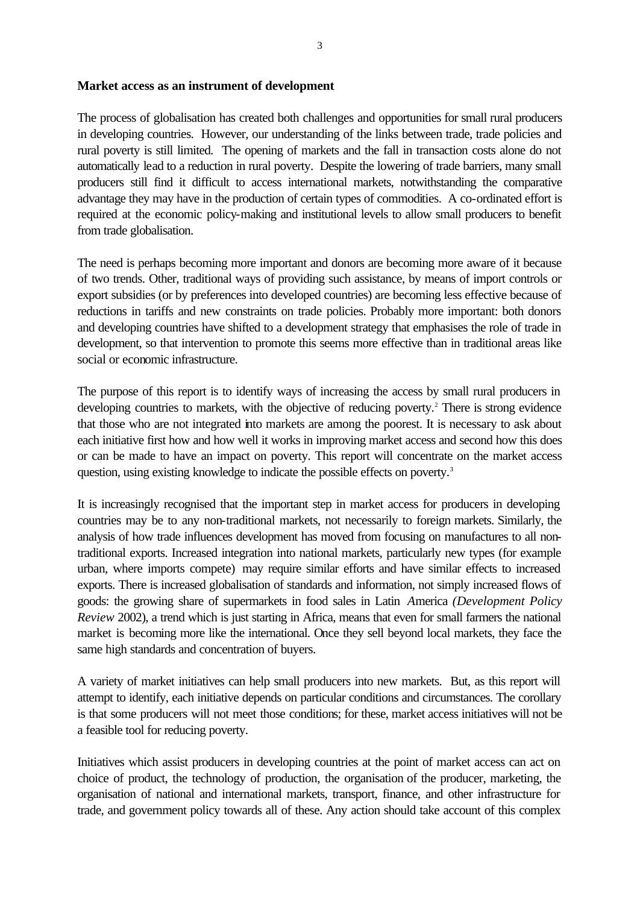**Market access as an instrument of development**

The process of globalisation has created both challenges and opportunities for small rural producers in developing countries. However, our understanding of the links between trade, trade policies and rural poverty is still limited. The opening of markets and the fall in transaction costs alone do not automatically lead to a reduction in rural poverty. Despite the lowering of trade barriers, many small producers still find it difficult to access international markets, notwithstanding the comparative advantage they may have in the production of certain types of commodities. A co-ordinated effort is required at the economic policy-making and institutional levels to allow small producers to benefit from trade globalisation.

The need is perhaps becoming more important and donors are becoming more aware of it because of two trends. Other, traditional ways of providing such assistance, by means of import controls or export subsidies (or by preferences into developed countries) are becoming less effective because of reductions in tariffs and new constraints on trade policies. Probably more important: both donors and developing countries have shifted to a development strategy that emphasises the role of trade in development, so that intervention to promote this seems more effective than in traditional areas like social or economic infrastructure.

The purpose of this report is to identify ways of increasing the access by small rural producers in developing countries to markets, with the objective of reducing poverty.[2] There is strong evidence that those who are not integrated into markets are among the poorest. It is necessary to ask about each initiative first how and how well it works in improving market access and second how this does or can be made to have an impact on poverty. This report will concentrate on the market access question, using existing knowledge to indicate the possible effects on poverty.[3]

It is increasingly recognised that the important step in market access for producers in developing countries may be to any non-traditional markets, not necessarily to foreign markets. Similarly, the analysis of how trade influences development has moved from focusing on manufactures to all non-traditional exports. Increased integration into national markets, particularly new types (for example urban, where imports compete) may require similar efforts and have similar effects to increased exports. There is increased globalisation of standards and information, not simply increased flows of goods: the growing share of supermarkets in food sales in Latin America *(Development Policy Review* 2002), a trend which is just starting in Africa, means that even for small farmers the national market is becoming more like the international. Once they sell beyond local markets, they face the same high standards and concentration of buyers.

A variety of market initiatives can help small producers into new markets. But, as this report will attempt to identify, each initiative depends on particular conditions and circumstances. The corollary is that some producers will not meet those conditions; for these, market access initiatives will not be a feasible tool for reducing poverty.

Initiatives which assist producers in developing countries at the point of market access can act on choice of product, the technology of production, the organisation of the producer, marketing, the organisation of national and international markets, transport, finance, and other infrastructure for trade, and government policy towards all of these. Any action should take account of this complex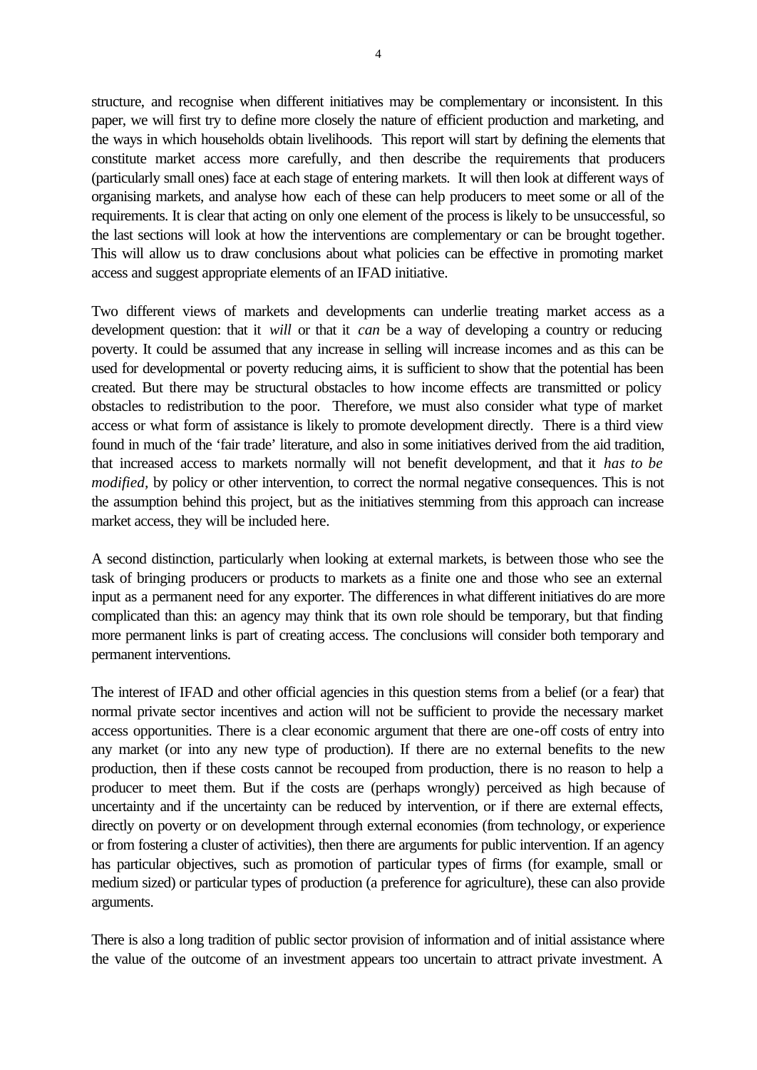structure, and recognise when different initiatives may be complementary or inconsistent. In this paper, we will first try to define more closely the nature of efficient production and marketing, and the ways in which households obtain livelihoods. This report will start by defining the elements that constitute market access more carefully, and then describe the requirements that producers (particularly small ones) face at each stage of entering markets. It will then look at different ways of organising markets, and analyse how each of these can help producers to meet some or all of the requirements. It is clear that acting on only one element of the process is likely to be unsuccessful, so the last sections will look at how the interventions are complementary or can be brought together. This will allow us to draw conclusions about what policies can be effective in promoting market access and suggest appropriate elements of an IFAD initiative.

Two different views of markets and developments can underlie treating market access as a development question: that it *will* or that it *can* be a way of developing a country or reducing poverty. It could be assumed that any increase in selling will increase incomes and as this can be used for developmental or poverty reducing aims, it is sufficient to show that the potential has been created. But there may be structural obstacles to how income effects are transmitted or policy obstacles to redistribution to the poor. Therefore, we must also consider what type of market access or what form of assistance is likely to promote development directly. There is a third view found in much of the 'fair trade' literature, and also in some initiatives derived from the aid tradition, that increased access to markets normally will not benefit development, and that it *has to be modified*, by policy or other intervention, to correct the normal negative consequences. This is not the assumption behind this project, but as the initiatives stemming from this approach can increase market access, they will be included here.

A second distinction, particularly when looking at external markets, is between those who see the task of bringing producers or products to markets as a finite one and those who see an external input as a permanent need for any exporter. The differences in what different initiatives do are more complicated than this: an agency may think that its own role should be temporary, but that finding more permanent links is part of creating access. The conclusions will consider both temporary and permanent interventions.

The interest of IFAD and other official agencies in this question stems from a belief (or a fear) that normal private sector incentives and action will not be sufficient to provide the necessary market access opportunities. There is a clear economic argument that there are one-off costs of entry into any market (or into any new type of production). If there are no external benefits to the new production, then if these costs cannot be recouped from production, there is no reason to help a producer to meet them. But if the costs are (perhaps wrongly) perceived as high because of uncertainty and if the uncertainty can be reduced by intervention, or if there are external effects, directly on poverty or on development through external economies (from technology, or experience or from fostering a cluster of activities), then there are arguments for public intervention. If an agency has particular objectives, such as promotion of particular types of firms (for example, small or medium sized) or particular types of production (a preference for agriculture), these can also provide arguments.

There is also a long tradition of public sector provision of information and of initial assistance where the value of the outcome of an investment appears too uncertain to attract private investment. A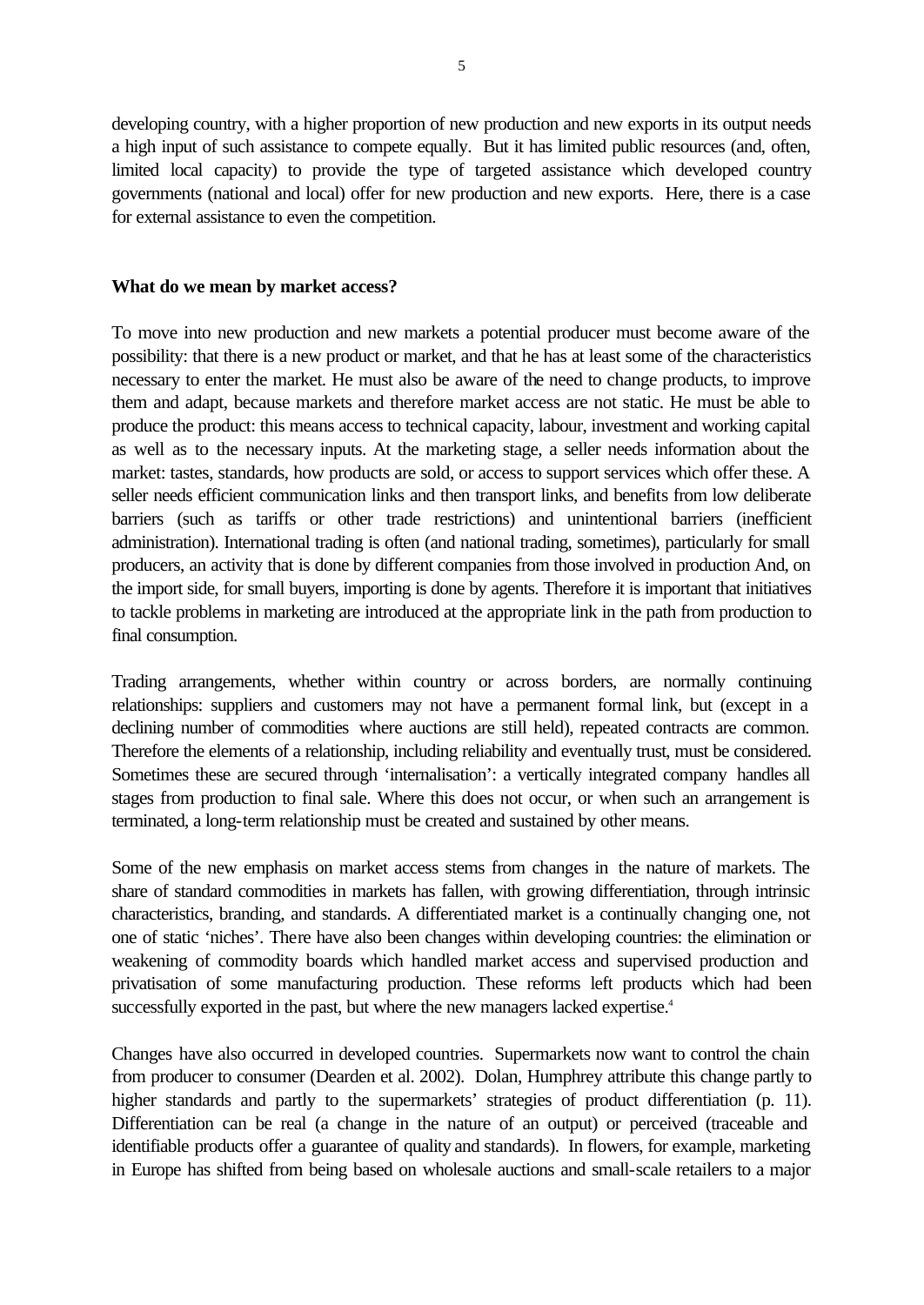developing country, with a higher proportion of new production and new exports in its output needs a high input of such assistance to compete equally. But it has limited public resources (and, often, limited local capacity) to provide the type of targeted assistance which developed country governments (national and local) offer for new production and new exports. Here, there is a case for external assistance to even the competition.

**What do we mean by market access?**

To move into new production and new markets a potential producer must become aware of the possibility: that there is a new product or market, and that he has at least some of the characteristics necessary to enter the market. He must also be aware of the need to change products, to improve them and adapt, because markets and therefore market access are not static. He must be able to produce the product: this means access to technical capacity, labour, investment and working capital as well as to the necessary inputs. At the marketing stage, a seller needs information about the market: tastes, standards, how products are sold, or access to support services which offer these. A seller needs efficient communication links and then transport links, and benefits from low deliberate barriers (such as tariffs or other trade restrictions) and unintentional barriers (inefficient administration). International trading is often (and national trading, sometimes), particularly for small producers, an activity that is done by different companies from those involved in production And, on the import side, for small buyers, importing is done by agents. Therefore it is important that initiatives to tackle problems in marketing are introduced at the appropriate link in the path from production to final consumption.

Trading arrangements, whether within country or across borders, are normally continuing relationships: suppliers and customers may not have a permanent formal link, but (except in a declining number of commodities where auctions are still held), repeated contracts are common. Therefore the elements of a relationship, including reliability and eventually trust, must be considered. Sometimes these are secured through 'internalisation': a vertically integrated company handles all stages from production to final sale. Where this does not occur, or when such an arrangement is terminated, a long-term relationship must be created and sustained by other means.

Some of the new emphasis on market access stems from changes in the nature of markets. The share of standard commodities in markets has fallen, with growing differentiation, through intrinsic characteristics, branding, and standards. A differentiated market is a continually changing one, not one of static 'niches'. There have also been changes within developing countries: the elimination or weakening of commodity boards which handled market access and supervised production and privatisation of some manufacturing production. These reforms left products which had been successfully exported in the past, but where the new managers lacked expertise.[4]

Changes have also occurred in developed countries. Supermarkets now want to control the chain from producer to consumer (Dearden et al. 2002). Dolan, Humphrey attribute this change partly to higher standards and partly to the supermarkets' strategies of product differentiation (p. 11). Differentiation can be real (a change in the nature of an output) or perceived (traceable and identifiable products offer a guarantee of quality and standards). In flowers, for example, marketing in Europe has shifted from being based on wholesale auctions and small-scale retailers to a major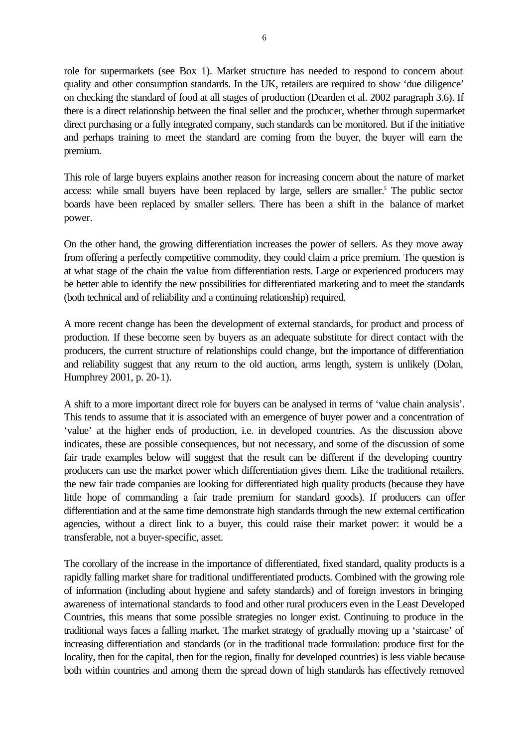role for supermarkets (see Box 1). Market structure has needed to respond to concern about quality and other consumption standards. In the UK, retailers are required to show 'due diligence' on checking the standard of food at all stages of production (Dearden et al. 2002 paragraph 3.6). If there is a direct relationship between the final seller and the producer, whether through supermarket direct purchasing or a fully integrated company, such standards can be monitored. But if the initiative and perhaps training to meet the standard are coming from the buyer, the buyer will earn the premium.

This role of large buyers explains another reason for increasing concern about the nature of market access: while small buyers have been replaced by large, sellers are smaller.[5] The public sector boards have been replaced by smaller sellers. There has been a shift in the balance of market power.

On the other hand, the growing differentiation increases the power of sellers. As they move away from offering a perfectly competitive commodity, they could claim a price premium. The question is at what stage of the chain the value from differentiation rests. Large or experienced producers may be better able to identify the new possibilities for differentiated marketing and to meet the standards (both technical and of reliability and a continuing relationship) required.

A more recent change has been the development of external standards, for product and process of production. If these become seen by buyers as an adequate substitute for direct contact with the producers, the current structure of relationships could change, but the importance of differentiation and reliability suggest that any return to the old auction, arms length, system is unlikely (Dolan, Humphrey 2001, p. 20-1).

A shift to a more important direct role for buyers can be analysed in terms of 'value chain analysis'. This tends to assume that it is associated with an emergence of buyer power and a concentration of 'value' at the higher ends of production, i.e. in developed countries. As the discussion above indicates, these are possible consequences, but not necessary, and some of the discussion of some fair trade examples below will suggest that the result can be different if the developing country producers can use the market power which differentiation gives them. Like the traditional retailers, the new fair trade companies are looking for differentiated high quality products (because they have little hope of commanding a fair trade premium for standard goods). If producers can offer differentiation and at the same time demonstrate high standards through the new external certification agencies, without a direct link to a buyer, this could raise their market power: it would be a transferable, not a buyer-specific, asset.

The corollary of the increase in the importance of differentiated, fixed standard, quality products is a rapidly falling market share for traditional undifferentiated products. Combined with the growing role of information (including about hygiene and safety standards) and of foreign investors in bringing awareness of international standards to food and other rural producers even in the Least Developed Countries, this means that some possible strategies no longer exist. Continuing to produce in the traditional ways faces a falling market. The market strategy of gradually moving up a 'staircase' of increasing differentiation and standards (or in the traditional trade formulation: produce first for the locality, then for the capital, then for the region, finally for developed countries) is less viable because both within countries and among them the spread down of high standards has effectively removed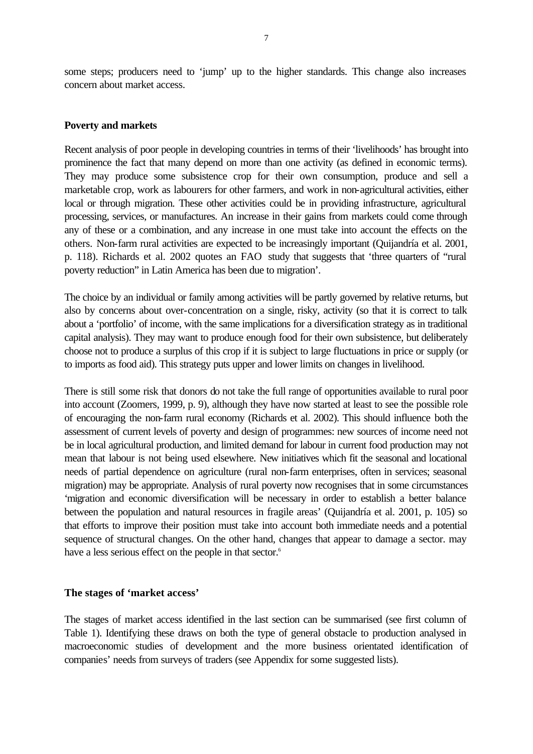some steps; producers need to 'jump' up to the higher standards. This change also increases concern about market access.

## Poverty and markets

Recent analysis of poor people in developing countries in terms of their 'livelihoods' has brought into prominence the fact that many depend on more than one activity (as defined in economic terms). They may produce some subsistence crop for their own consumption, produce and sell a marketable crop, work as labourers for other farmers, and work in non-agricultural activities, either local or through migration. These other activities could be in providing infrastructure, agricultural processing, services, or manufactures. An increase in their gains from markets could come through any of these or a combination, and any increase in one must take into account the effects on the others. Non-farm rural activities are expected to be increasingly important (Quijandría et al. 2001, p. 118). Richards et al. 2002 quotes an FAO study that suggests that 'three quarters of "rural poverty reduction" in Latin America has been due to migration'.

The choice by an individual or family among activities will be partly governed by relative returns, but also by concerns about over-concentration on a single, risky, activity (so that it is correct to talk about a 'portfolio' of income, with the same implications for a diversification strategy as in traditional capital analysis). They may want to produce enough food for their own subsistence, but deliberately choose not to produce a surplus of this crop if it is subject to large fluctuations in price or supply (or to imports as food aid). This strategy puts upper and lower limits on changes in livelihood.

There is still some risk that donors do not take the full range of opportunities available to rural poor into account (Zoomers, 1999, p. 9), although they have now started at least to see the possible role of encouraging the non-farm rural economy (Richards et al. 2002). This should influence both the assessment of current levels of poverty and design of programmes: new sources of income need not be in local agricultural production, and limited demand for labour in current food production may not mean that labour is not being used elsewhere. New initiatives which fit the seasonal and locational needs of partial dependence on agriculture (rural non-farm enterprises, often in services; seasonal migration) may be appropriate. Analysis of rural poverty now recognises that in some circumstances 'migration and economic diversification will be necessary in order to establish a better balance between the population and natural resources in fragile areas' (Quijandría et al. 2001, p. 105) so that efforts to improve their position must take into account both immediate needs and a potential sequence of structural changes. On the other hand, changes that appear to damage a sector. may have a less serious effect on the people in that sector.[6]

## The stages of 'market access'

The stages of market access identified in the last section can be summarised (see first column of Table 1). Identifying these draws on both the type of general obstacle to production analysed in macroeconomic studies of development and the more business orientated identification of companies' needs from surveys of traders (see Appendix for some suggested lists).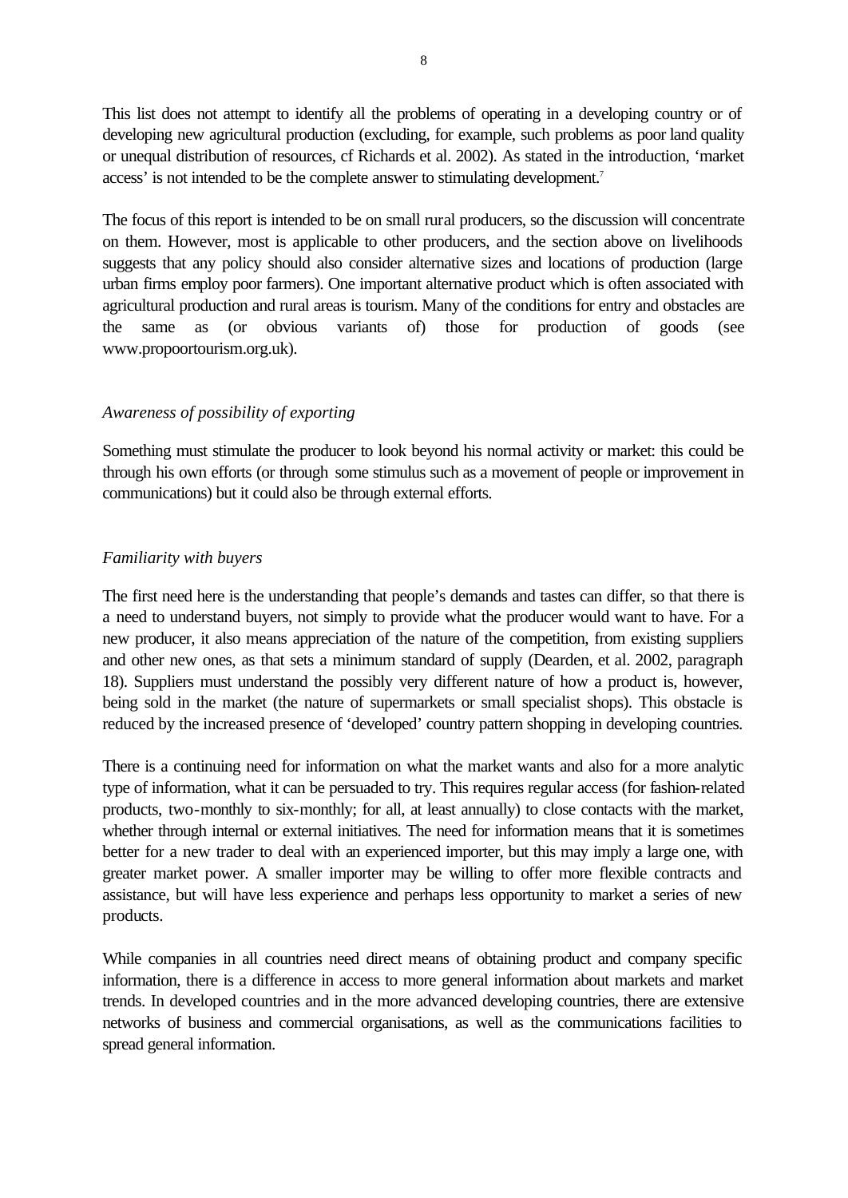This list does not attempt to identify all the problems of operating in a developing country or of developing new agricultural production (excluding, for example, such problems as poor land quality or unequal distribution of resources, cf Richards et al. 2002). As stated in the introduction, 'market access' is not intended to be the complete answer to stimulating development.[7]

The focus of this report is intended to be on small rural producers, so the discussion will concentrate on them. However, most is applicable to other producers, and the section above on livelihoods suggests that any policy should also consider alternative sizes and locations of production (large urban firms employ poor farmers). One important alternative product which is often associated with agricultural production and rural areas is tourism. Many of the conditions for entry and obstacles are the same as (or obvious variants of) those for production of goods (see www.propoortourism.org.uk).

*Awareness of possibility of exporting*

Something must stimulate the producer to look beyond his normal activity or market: this could be through his own efforts (or through some stimulus such as a movement of people or improvement in communications) but it could also be through external efforts.

*Familiarity with buyers*

The first need here is the understanding that people's demands and tastes can differ, so that there is a need to understand buyers, not simply to provide what the producer would want to have. For a new producer, it also means appreciation of the nature of the competition, from existing suppliers and other new ones, as that sets a minimum standard of supply (Dearden, et al. 2002, paragraph 18). Suppliers must understand the possibly very different nature of how a product is, however, being sold in the market (the nature of supermarkets or small specialist shops). This obstacle is reduced by the increased presence of 'developed' country pattern shopping in developing countries.

There is a continuing need for information on what the market wants and also for a more analytic type of information, what it can be persuaded to try. This requires regular access (for fashion-related products, two-monthly to six-monthly; for all, at least annually) to close contacts with the market, whether through internal or external initiatives. The need for information means that it is sometimes better for a new trader to deal with an experienced importer, but this may imply a large one, with greater market power. A smaller importer may be willing to offer more flexible contracts and assistance, but will have less experience and perhaps less opportunity to market a series of new products.

While companies in all countries need direct means of obtaining product and company specific information, there is a difference in access to more general information about markets and market trends. In developed countries and in the more advanced developing countries, there are extensive networks of business and commercial organisations, as well as the communications facilities to spread general information.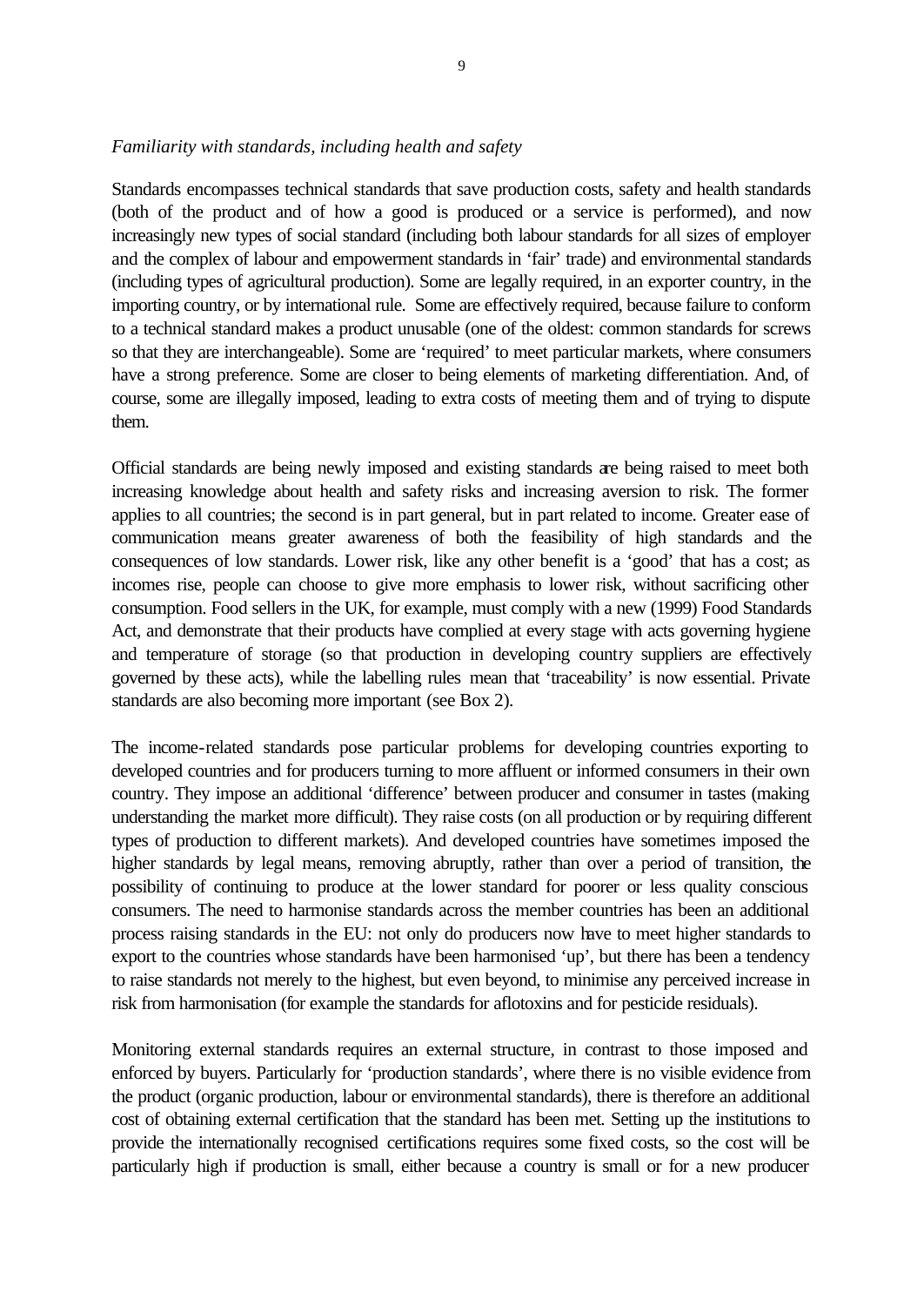*Familiarity with standards, including health and safety*

Standards encompasses technical standards that save production costs, safety and health standards (both of the product and of how a good is produced or a service is performed), and now increasingly new types of social standard (including both labour standards for all sizes of employer and the complex of labour and empowerment standards in 'fair' trade) and environmental standards (including types of agricultural production). Some are legally required, in an exporter country, in the importing country, or by international rule. Some are effectively required, because failure to conform to a technical standard makes a product unusable (one of the oldest: common standards for screws so that they are interchangeable). Some are 'required' to meet particular markets, where consumers have a strong preference. Some are closer to being elements of marketing differentiation. And, of course, some are illegally imposed, leading to extra costs of meeting them and of trying to dispute them.

Official standards are being newly imposed and existing standards are being raised to meet both increasing knowledge about health and safety risks and increasing aversion to risk. The former applies to all countries; the second is in part general, but in part related to income. Greater ease of communication means greater awareness of both the feasibility of high standards and the consequences of low standards. Lower risk, like any other benefit is a 'good' that has a cost; as incomes rise, people can choose to give more emphasis to lower risk, without sacrificing other consumption. Food sellers in the UK, for example, must comply with a new (1999) Food Standards Act, and demonstrate that their products have complied at every stage with acts governing hygiene and temperature of storage (so that production in developing country suppliers are effectively governed by these acts), while the labelling rules mean that 'traceability' is now essential. Private standards are also becoming more important (see Box 2).

The income-related standards pose particular problems for developing countries exporting to developed countries and for producers turning to more affluent or informed consumers in their own country. They impose an additional 'difference' between producer and consumer in tastes (making understanding the market more difficult). They raise costs (on all production or by requiring different types of production to different markets). And developed countries have sometimes imposed the higher standards by legal means, removing abruptly, rather than over a period of transition, the possibility of continuing to produce at the lower standard for poorer or less quality conscious consumers. The need to harmonise standards across the member countries has been an additional process raising standards in the EU: not only do producers now have to meet higher standards to export to the countries whose standards have been harmonised 'up', but there has been a tendency to raise standards not merely to the highest, but even beyond, to minimise any perceived increase in risk from harmonisation (for example the standards for aflotoxins and for pesticide residuals).

Monitoring external standards requires an external structure, in contrast to those imposed and enforced by buyers. Particularly for 'production standards', where there is no visible evidence from the product (organic production, labour or environmental standards), there is therefore an additional cost of obtaining external certification that the standard has been met. Setting up the institutions to provide the internationally recognised certifications requires some fixed costs, so the cost will be particularly high if production is small, either because a country is small or for a new producer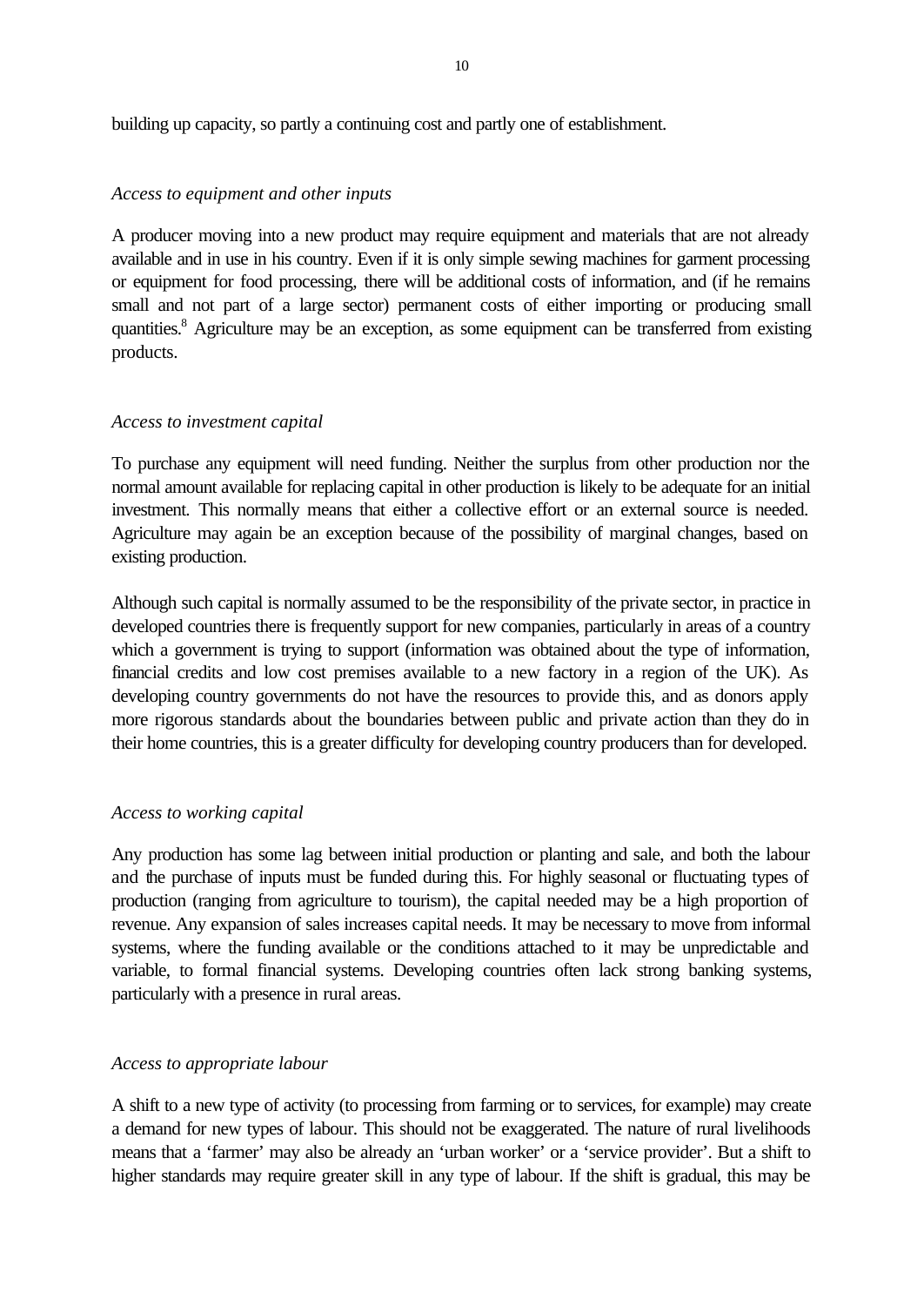building up capacity, so partly a continuing cost and partly one of establishment.

*Access to equipment and other inputs*

A producer moving into a new product may require equipment and materials that are not already available and in use in his country. Even if it is only simple sewing machines for garment processing or equipment for food processing, there will be additional costs of information, and (if he remains small and not part of a large sector) permanent costs of either importing or producing small quantities.[8] Agriculture may be an exception, as some equipment can be transferred from existing products.

*Access to investment capital*

To purchase any equipment will need funding. Neither the surplus from other production nor the normal amount available for replacing capital in other production is likely to be adequate for an initial investment. This normally means that either a collective effort or an external source is needed. Agriculture may again be an exception because of the possibility of marginal changes, based on existing production.

Although such capital is normally assumed to be the responsibility of the private sector, in practice in developed countries there is frequently support for new companies, particularly in areas of a country which a government is trying to support (information was obtained about the type of information, financial credits and low cost premises available to a new factory in a region of the UK). As developing country governments do not have the resources to provide this, and as donors apply more rigorous standards about the boundaries between public and private action than they do in their home countries, this is a greater difficulty for developing country producers than for developed.

*Access to working capital*

Any production has some lag between initial production or planting and sale, and both the labour and the purchase of inputs must be funded during this. For highly seasonal or fluctuating types of production (ranging from agriculture to tourism), the capital needed may be a high proportion of revenue. Any expansion of sales increases capital needs. It may be necessary to move from informal systems, where the funding available or the conditions attached to it may be unpredictable and variable, to formal financial systems. Developing countries often lack strong banking systems, particularly with a presence in rural areas.

*Access to appropriate labour*

A shift to a new type of activity (to processing from farming or to services, for example) may create a demand for new types of labour. This should not be exaggerated. The nature of rural livelihoods means that a 'farmer' may also be already an 'urban worker' or a 'service provider'. But a shift to higher standards may require greater skill in any type of labour. If the shift is gradual, this may be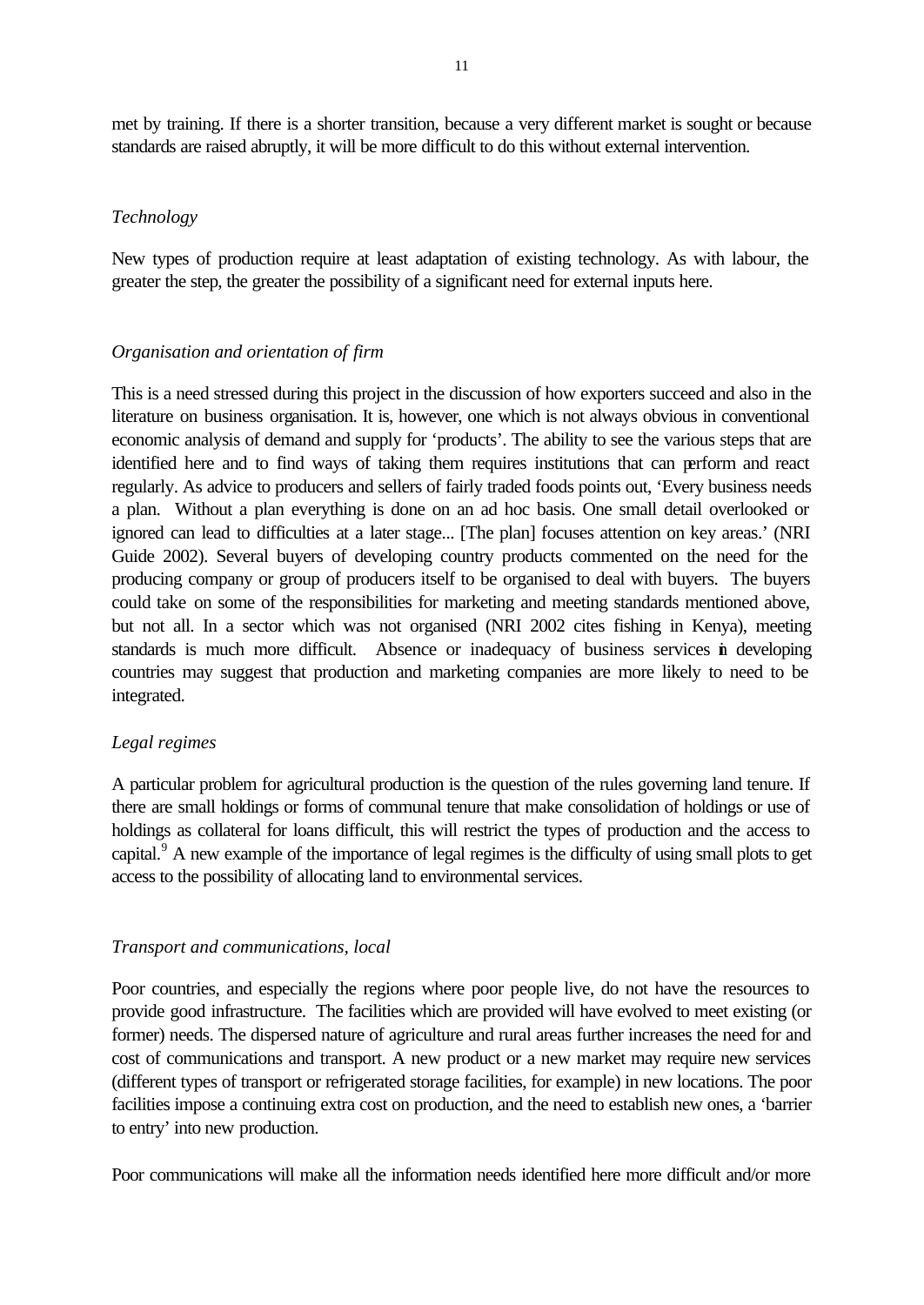met by training. If there is a shorter transition, because a very different market is sought or because standards are raised abruptly, it will be more difficult to do this without external intervention.

*Technology*

New types of production require at least adaptation of existing technology. As with labour, the greater the step, the greater the possibility of a significant need for external inputs here.

*Organisation and orientation of firm*

This is a need stressed during this project in the discussion of how exporters succeed and also in the literature on business organisation. It is, however, one which is not always obvious in conventional economic analysis of demand and supply for 'products'. The ability to see the various steps that are identified here and to find ways of taking them requires institutions that can perform and react regularly. As advice to producers and sellers of fairly traded foods points out, 'Every business needs a plan. Without a plan everything is done on an ad hoc basis. One small detail overlooked or ignored can lead to difficulties at a later stage... [The plan] focuses attention on key areas.' (NRI Guide 2002). Several buyers of developing country products commented on the need for the producing company or group of producers itself to be organised to deal with buyers. The buyers could take on some of the responsibilities for marketing and meeting standards mentioned above, but not all. In a sector which was not organised (NRI 2002 cites fishing in Kenya), meeting standards is much more difficult. Absence or inadequacy of business services in developing countries may suggest that production and marketing companies are more likely to need to be integrated.

*Legal regimes*

A particular problem for agricultural production is the question of the rules governing land tenure. If there are small holdings or forms of communal tenure that make consolidation of holdings or use of holdings as collateral for loans difficult, this will restrict the types of production and the access to capital.[9] A new example of the importance of legal regimes is the difficulty of using small plots to get access to the possibility of allocating land to environmental services.

*Transport and communications, local*

Poor countries, and especially the regions where poor people live, do not have the resources to provide good infrastructure. The facilities which are provided will have evolved to meet existing (or former) needs. The dispersed nature of agriculture and rural areas further increases the need for and cost of communications and transport. A new product or a new market may require new services (different types of transport or refrigerated storage facilities, for example) in new locations. The poor facilities impose a continuing extra cost on production, and the need to establish new ones, a 'barrier to entry' into new production.

Poor communications will make all the information needs identified here more difficult and/or more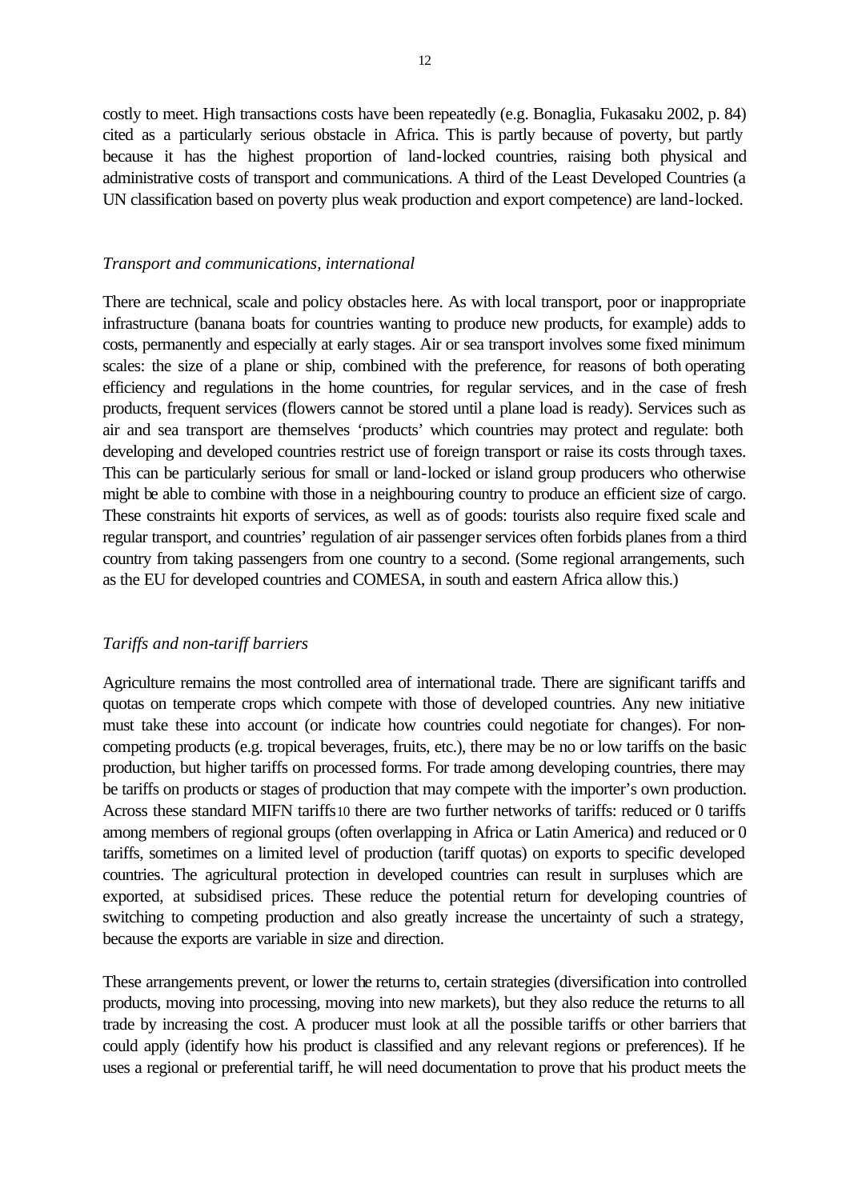costly to meet. High transactions costs have been repeatedly (e.g. Bonaglia, Fukasaku 2002, p. 84) cited as a particularly serious obstacle in Africa. This is partly because of poverty, but partly because it has the highest proportion of land-locked countries, raising both physical and administrative costs of transport and communications. A third of the Least Developed Countries (a UN classification based on poverty plus weak production and export competence) are land-locked.

*Transport and communications, international*

There are technical, scale and policy obstacles here. As with local transport, poor or inappropriate infrastructure (banana boats for countries wanting to produce new products, for example) adds to costs, permanently and especially at early stages. Air or sea transport involves some fixed minimum scales: the size of a plane or ship, combined with the preference, for reasons of both operating efficiency and regulations in the home countries, for regular services, and in the case of fresh products, frequent services (flowers cannot be stored until a plane load is ready). Services such as air and sea transport are themselves 'products' which countries may protect and regulate: both developing and developed countries restrict use of foreign transport or raise its costs through taxes. This can be particularly serious for small or land-locked or island group producers who otherwise might be able to combine with those in a neighbouring country to produce an efficient size of cargo. These constraints hit exports of services, as well as of goods: tourists also require fixed scale and regular transport, and countries' regulation of air passenger services often forbids planes from a third country from taking passengers from one country to a second. (Some regional arrangements, such as the EU for developed countries and COMESA, in south and eastern Africa allow this.)

*Tariffs and non-tariff barriers*

Agriculture remains the most controlled area of international trade. There are significant tariffs and quotas on temperate crops which compete with those of developed countries. Any new initiative must take these into account (or indicate how countries could negotiate for changes). For non-competing products (e.g. tropical beverages, fruits, etc.), there may be no or low tariffs on the basic production, but higher tariffs on processed forms. For trade among developing countries, there may be tariffs on products or stages of production that may compete with the importer's own production. Across these standard MIFN tariffs[10] there are two further networks of tariffs: reduced or 0 tariffs among members of regional groups (often overlapping in Africa or Latin America) and reduced or 0 tariffs, sometimes on a limited level of production (tariff quotas) on exports to specific developed countries. The agricultural protection in developed countries can result in surpluses which are exported, at subsidised prices. These reduce the potential return for developing countries of switching to competing production and also greatly increase the uncertainty of such a strategy, because the exports are variable in size and direction.

These arrangements prevent, or lower the returns to, certain strategies (diversification into controlled products, moving into processing, moving into new markets), but they also reduce the returns to all trade by increasing the cost. A producer must look at all the possible tariffs or other barriers that could apply (identify how his product is classified and any relevant regions or preferences). If he uses a regional or preferential tariff, he will need documentation to prove that his product meets the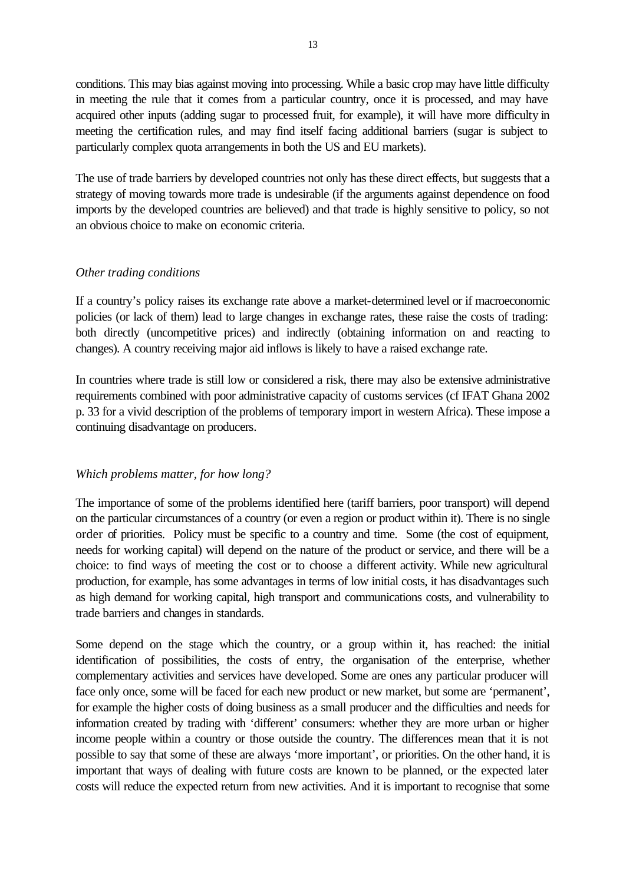conditions. This may bias against moving into processing. While a basic crop may have little difficulty in meeting the rule that it comes from a particular country, once it is processed, and may have acquired other inputs (adding sugar to processed fruit, for example), it will have more difficulty in meeting the certification rules, and may find itself facing additional barriers (sugar is subject to particularly complex quota arrangements in both the US and EU markets).

The use of trade barriers by developed countries not only has these direct effects, but suggests that a strategy of moving towards more trade is undesirable (if the arguments against dependence on food imports by the developed countries are believed) and that trade is highly sensitive to policy, so not an obvious choice to make on economic criteria.

*Other trading conditions*

If a country's policy raises its exchange rate above a market-determined level or if macroeconomic policies (or lack of them) lead to large changes in exchange rates, these raise the costs of trading: both directly (uncompetitive prices) and indirectly (obtaining information on and reacting to changes). A country receiving major aid inflows is likely to have a raised exchange rate.

In countries where trade is still low or considered a risk, there may also be extensive administrative requirements combined with poor administrative capacity of customs services (cf IFAT Ghana 2002 p. 33 for a vivid description of the problems of temporary import in western Africa). These impose a continuing disadvantage on producers.

*Which problems matter, for how long?*

The importance of some of the problems identified here (tariff barriers, poor transport) will depend on the particular circumstances of a country (or even a region or product within it). There is no single order of priorities. Policy must be specific to a country and time. Some (the cost of equipment, needs for working capital) will depend on the nature of the product or service, and there will be a choice: to find ways of meeting the cost or to choose a different activity. While new agricultural production, for example, has some advantages in terms of low initial costs, it has disadvantages such as high demand for working capital, high transport and communications costs, and vulnerability to trade barriers and changes in standards.

Some depend on the stage which the country, or a group within it, has reached: the initial identification of possibilities, the costs of entry, the organisation of the enterprise, whether complementary activities and services have developed. Some are ones any particular producer will face only once, some will be faced for each new product or new market, but some are 'permanent', for example the higher costs of doing business as a small producer and the difficulties and needs for information created by trading with 'different' consumers: whether they are more urban or higher income people within a country or those outside the country. The differences mean that it is not possible to say that some of these are always 'more important', or priorities. On the other hand, it is important that ways of dealing with future costs are known to be planned, or the expected later costs will reduce the expected return from new activities. And it is important to recognise that some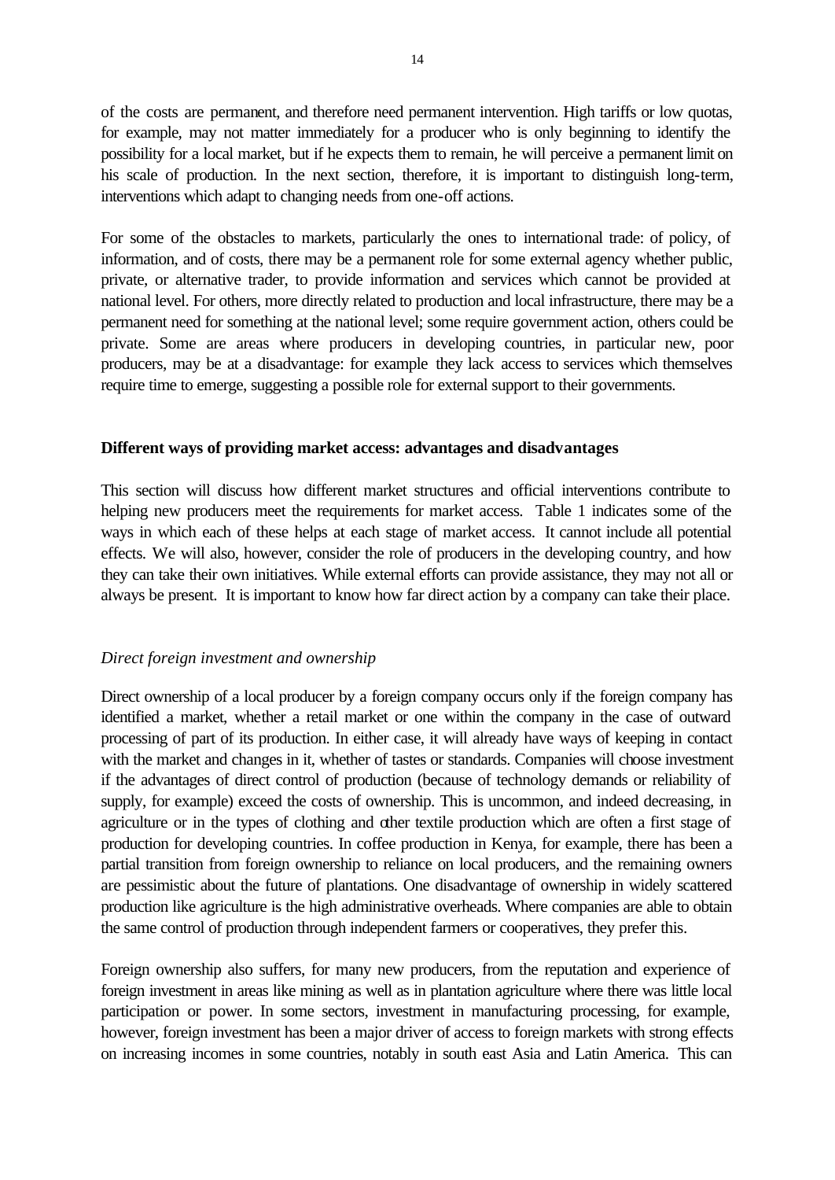of the costs are permanent, and therefore need permanent intervention. High tariffs or low quotas, for example, may not matter immediately for a producer who is only beginning to identify the possibility for a local market, but if he expects them to remain, he will perceive a permanent limit on his scale of production. In the next section, therefore, it is important to distinguish long-term, interventions which adapt to changing needs from one-off actions.

For some of the obstacles to markets, particularly the ones to international trade: of policy, of information, and of costs, there may be a permanent role for some external agency whether public, private, or alternative trader, to provide information and services which cannot be provided at national level. For others, more directly related to production and local infrastructure, there may be a permanent need for something at the national level; some require government action, others could be private. Some are areas where producers in developing countries, in particular new, poor producers, may be at a disadvantage: for example they lack access to services which themselves require time to emerge, suggesting a possible role for external support to their governments.

**Different ways of providing market access: advantages and disadvantages**

This section will discuss how different market structures and official interventions contribute to helping new producers meet the requirements for market access. Table 1 indicates some of the ways in which each of these helps at each stage of market access. It cannot include all potential effects. We will also, however, consider the role of producers in the developing country, and how they can take their own initiatives. While external efforts can provide assistance, they may not all or always be present. It is important to know how far direct action by a company can take their place.

*Direct foreign investment and ownership*

Direct ownership of a local producer by a foreign company occurs only if the foreign company has identified a market, whether a retail market or one within the company in the case of outward processing of part of its production. In either case, it will already have ways of keeping in contact with the market and changes in it, whether of tastes or standards. Companies will choose investment if the advantages of direct control of production (because of technology demands or reliability of supply, for example) exceed the costs of ownership. This is uncommon, and indeed decreasing, in agriculture or in the types of clothing and other textile production which are often a first stage of production for developing countries. In coffee production in Kenya, for example, there has been a partial transition from foreign ownership to reliance on local producers, and the remaining owners are pessimistic about the future of plantations. One disadvantage of ownership in widely scattered production like agriculture is the high administrative overheads. Where companies are able to obtain the same control of production through independent farmers or cooperatives, they prefer this.

Foreign ownership also suffers, for many new producers, from the reputation and experience of foreign investment in areas like mining as well as in plantation agriculture where there was little local participation or power. In some sectors, investment in manufacturing processing, for example, however, foreign investment has been a major driver of access to foreign markets with strong effects on increasing incomes in some countries, notably in south east Asia and Latin America. This can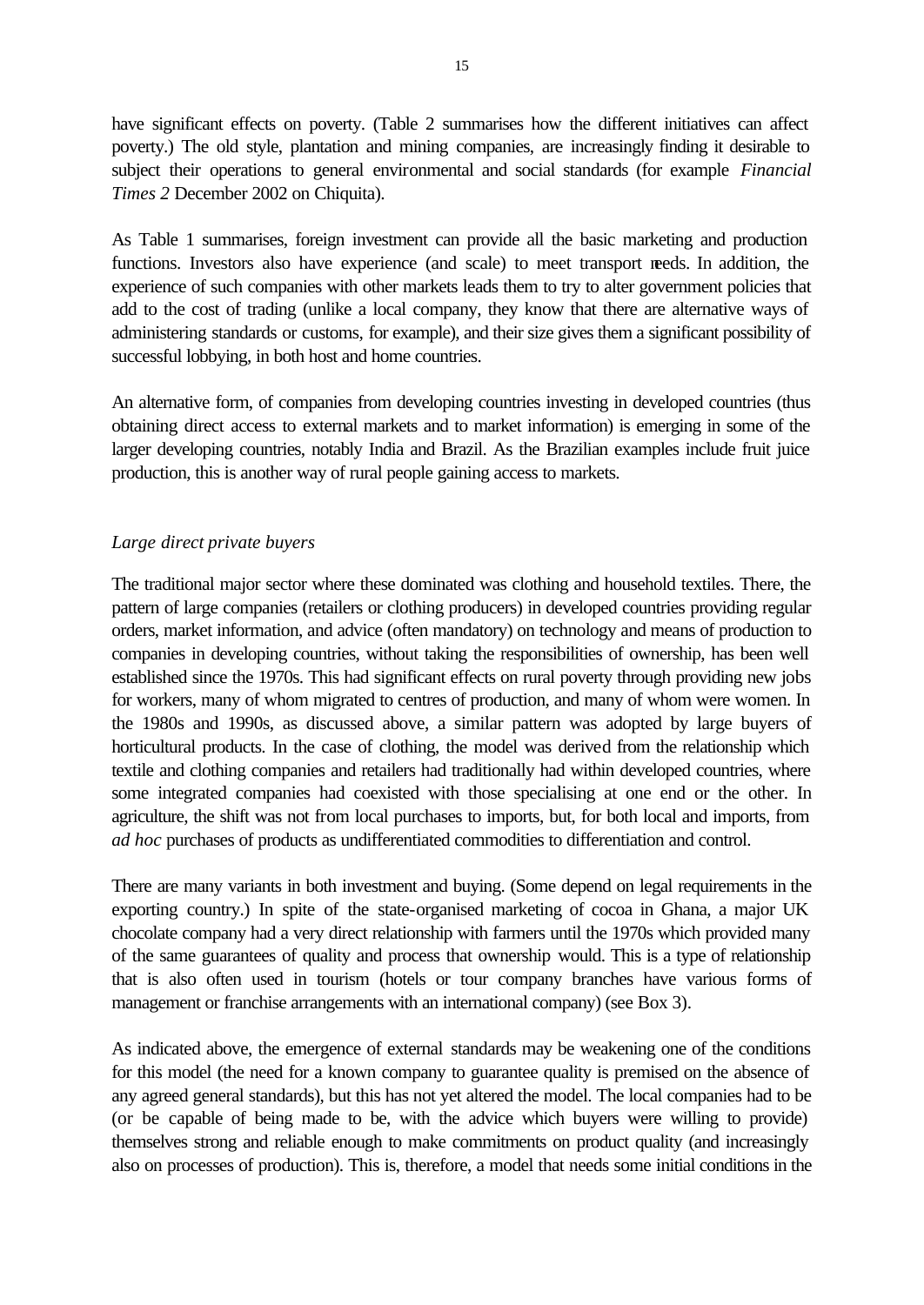have significant effects on poverty. (Table 2 summarises how the different initiatives can affect poverty.) The old style, plantation and mining companies, are increasingly finding it desirable to subject their operations to general environmental and social standards (for example *Financial Times 2* December 2002 on Chiquita).

As Table 1 summarises, foreign investment can provide all the basic marketing and production functions. Investors also have experience (and scale) to meet transport needs. In addition, the experience of such companies with other markets leads them to try to alter government policies that add to the cost of trading (unlike a local company, they know that there are alternative ways of administering standards or customs, for example), and their size gives them a significant possibility of successful lobbying, in both host and home countries.

An alternative form, of companies from developing countries investing in developed countries (thus obtaining direct access to external markets and to market information) is emerging in some of the larger developing countries, notably India and Brazil. As the Brazilian examples include fruit juice production, this is another way of rural people gaining access to markets.

*Large direct private buyers*

The traditional major sector where these dominated was clothing and household textiles. There, the pattern of large companies (retailers or clothing producers) in developed countries providing regular orders, market information, and advice (often mandatory) on technology and means of production to companies in developing countries, without taking the responsibilities of ownership, has been well established since the 1970s. This had significant effects on rural poverty through providing new jobs for workers, many of whom migrated to centres of production, and many of whom were women. In the 1980s and 1990s, as discussed above, a similar pattern was adopted by large buyers of horticultural products. In the case of clothing, the model was derived from the relationship which textile and clothing companies and retailers had traditionally had within developed countries, where some integrated companies had coexisted with those specialising at one end or the other. In agriculture, the shift was not from local purchases to imports, but, for both local and imports, from *ad hoc* purchases of products as undifferentiated commodities to differentiation and control.

There are many variants in both investment and buying. (Some depend on legal requirements in the exporting country.) In spite of the state-organised marketing of cocoa in Ghana, a major UK chocolate company had a very direct relationship with farmers until the 1970s which provided many of the same guarantees of quality and process that ownership would. This is a type of relationship that is also often used in tourism (hotels or tour company branches have various forms of management or franchise arrangements with an international company) (see Box 3).

As indicated above, the emergence of external standards may be weakening one of the conditions for this model (the need for a known company to guarantee quality is premised on the absence of any agreed general standards), but this has not yet altered the model. The local companies had to be (or be capable of being made to be, with the advice which buyers were willing to provide) themselves strong and reliable enough to make commitments on product quality (and increasingly also on processes of production). This is, therefore, a model that needs some initial conditions in the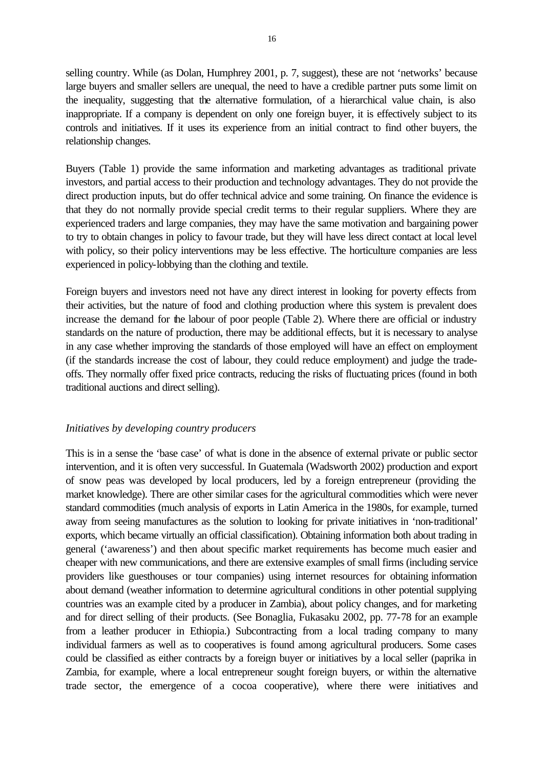selling country. While (as Dolan, Humphrey 2001, p. 7, suggest), these are not 'networks' because large buyers and smaller sellers are unequal, the need to have a credible partner puts some limit on the inequality, suggesting that the alternative formulation, of a hierarchical value chain, is also inappropriate. If a company is dependent on only one foreign buyer, it is effectively subject to its controls and initiatives. If it uses its experience from an initial contract to find other buyers, the relationship changes.

Buyers (Table 1) provide the same information and marketing advantages as traditional private investors, and partial access to their production and technology advantages. They do not provide the direct production inputs, but do offer technical advice and some training. On finance the evidence is that they do not normally provide special credit terms to their regular suppliers. Where they are experienced traders and large companies, they may have the same motivation and bargaining power to try to obtain changes in policy to favour trade, but they will have less direct contact at local level with policy, so their policy interventions may be less effective. The horticulture companies are less experienced in policy-lobbying than the clothing and textile.

Foreign buyers and investors need not have any direct interest in looking for poverty effects from their activities, but the nature of food and clothing production where this system is prevalent does increase the demand for the labour of poor people (Table 2). Where there are official or industry standards on the nature of production, there may be additional effects, but it is necessary to analyse in any case whether improving the standards of those employed will have an effect on employment (if the standards increase the cost of labour, they could reduce employment) and judge the trade-offs. They normally offer fixed price contracts, reducing the risks of fluctuating prices (found in both traditional auctions and direct selling).

*Initiatives by developing country producers*

This is in a sense the 'base case' of what is done in the absence of external private or public sector intervention, and it is often very successful. In Guatemala (Wadsworth 2002) production and export of snow peas was developed by local producers, led by a foreign entrepreneur (providing the market knowledge). There are other similar cases for the agricultural commodities which were never standard commodities (much analysis of exports in Latin America in the 1980s, for example, turned away from seeing manufactures as the solution to looking for private initiatives in 'non-traditional' exports, which became virtually an official classification). Obtaining information both about trading in general ('awareness') and then about specific market requirements has become much easier and cheaper with new communications, and there are extensive examples of small firms (including service providers like guesthouses or tour companies) using internet resources for obtaining information about demand (weather information to determine agricultural conditions in other potential supplying countries was an example cited by a producer in Zambia), about policy changes, and for marketing and for direct selling of their products. (See Bonaglia, Fukasaku 2002, pp. 77-78 for an example from a leather producer in Ethiopia.) Subcontracting from a local trading company to many individual farmers as well as to cooperatives is found among agricultural producers. Some cases could be classified as either contracts by a foreign buyer or initiatives by a local seller (paprika in Zambia, for example, where a local entrepreneur sought foreign buyers, or within the alternative trade sector, the emergence of a cocoa cooperative), where there were initiatives and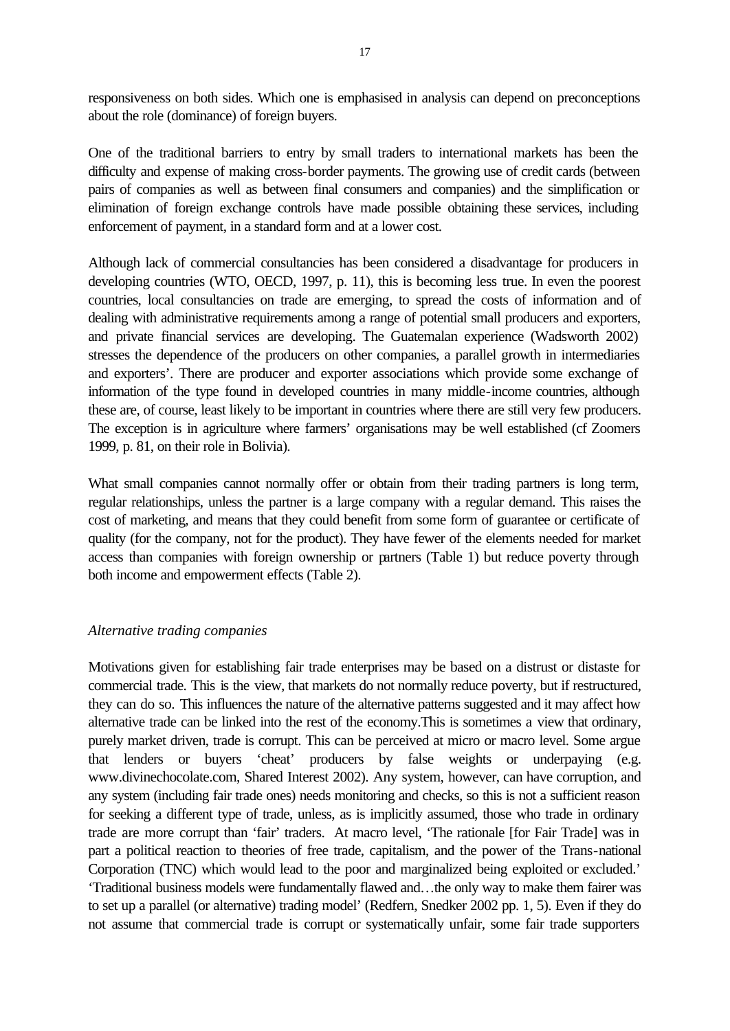responsiveness on both sides. Which one is emphasised in analysis can depend on preconceptions about the role (dominance) of foreign buyers.

One of the traditional barriers to entry by small traders to international markets has been the difficulty and expense of making cross-border payments. The growing use of credit cards (between pairs of companies as well as between final consumers and companies) and the simplification or elimination of foreign exchange controls have made possible obtaining these services, including enforcement of payment, in a standard form and at a lower cost.

Although lack of commercial consultancies has been considered a disadvantage for producers in developing countries (WTO, OECD, 1997, p. 11), this is becoming less true. In even the poorest countries, local consultancies on trade are emerging, to spread the costs of information and of dealing with administrative requirements among a range of potential small producers and exporters, and private financial services are developing. The Guatemalan experience (Wadsworth 2002) stresses the dependence of the producers on other companies, a parallel growth in intermediaries and exporters'. There are producer and exporter associations which provide some exchange of information of the type found in developed countries in many middle-income countries, although these are, of course, least likely to be important in countries where there are still very few producers. The exception is in agriculture where farmers' organisations may be well established (cf Zoomers 1999, p. 81, on their role in Bolivia).

What small companies cannot normally offer or obtain from their trading partners is long term, regular relationships, unless the partner is a large company with a regular demand. This raises the cost of marketing, and means that they could benefit from some form of guarantee or certificate of quality (for the company, not for the product). They have fewer of the elements needed for market access than companies with foreign ownership or partners (Table 1) but reduce poverty through both income and empowerment effects (Table 2).

*Alternative trading companies*

Motivations given for establishing fair trade enterprises may be based on a distrust or distaste for commercial trade. This is the view, that markets do not normally reduce poverty, but if restructured, they can do so. This influences the nature of the alternative patterns suggested and it may affect how alternative trade can be linked into the rest of the economy.This is sometimes a view that ordinary, purely market driven, trade is corrupt. This can be perceived at micro or macro level. Some argue that lenders or buyers 'cheat' producers by false weights or underpaying (e.g. www.divinechocolate.com, Shared Interest 2002). Any system, however, can have corruption, and any system (including fair trade ones) needs monitoring and checks, so this is not a sufficient reason for seeking a different type of trade, unless, as is implicitly assumed, those who trade in ordinary trade are more corrupt than 'fair' traders. At macro level, 'The rationale [for Fair Trade] was in part a political reaction to theories of free trade, capitalism, and the power of the Trans-national Corporation (TNC) which would lead to the poor and marginalized being exploited or excluded.' 'Traditional business models were fundamentally flawed and…the only way to make them fairer was to set up a parallel (or alternative) trading model' (Redfern, Snedker 2002 pp. 1, 5). Even if they do not assume that commercial trade is corrupt or systematically unfair, some fair trade supporters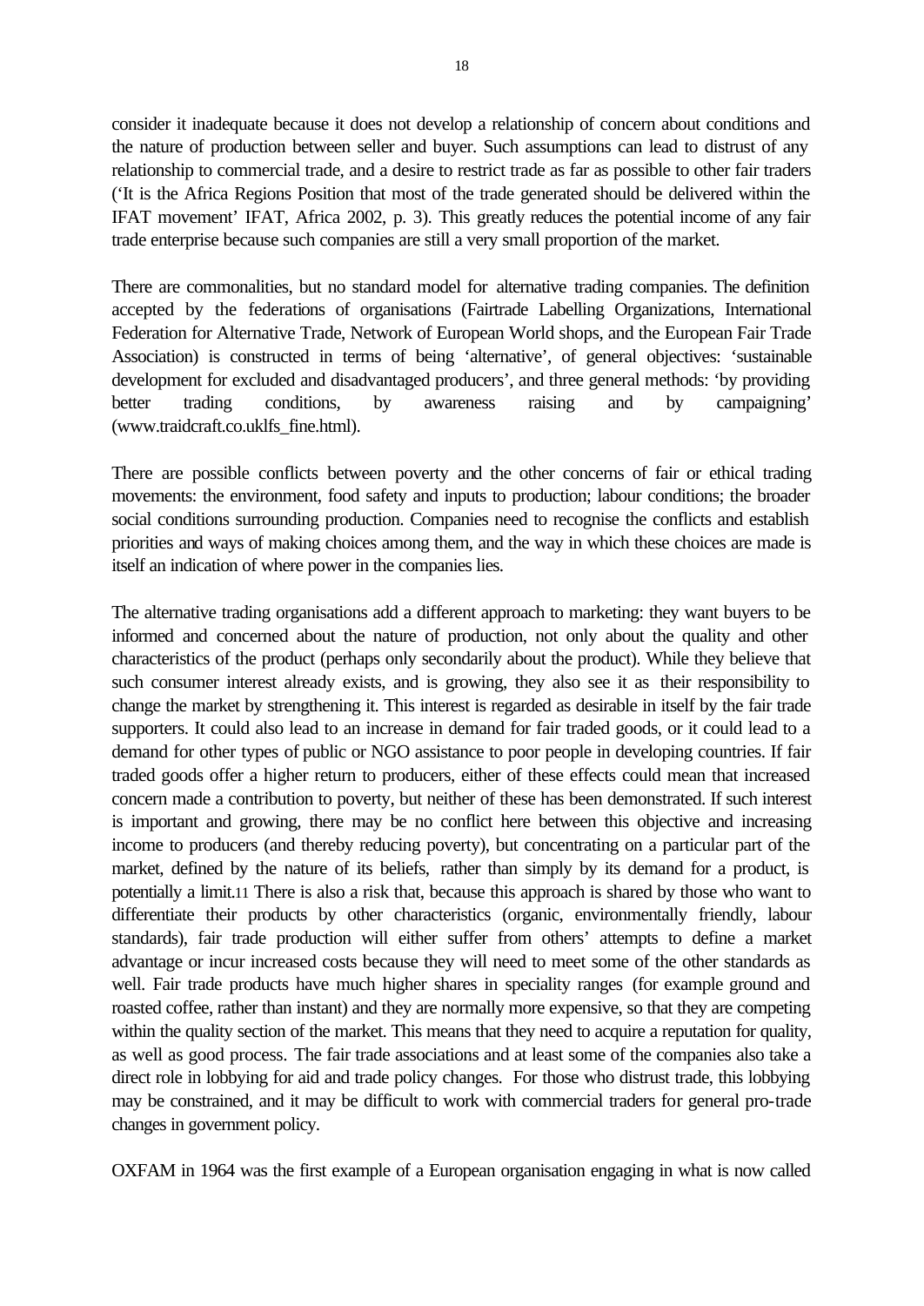consider it inadequate because it does not develop a relationship of concern about conditions and the nature of production between seller and buyer. Such assumptions can lead to distrust of any relationship to commercial trade, and a desire to restrict trade as far as possible to other fair traders ('It is the Africa Regions Position that most of the trade generated should be delivered within the IFAT movement' IFAT, Africa 2002, p. 3). This greatly reduces the potential income of any fair trade enterprise because such companies are still a very small proportion of the market.

There are commonalities, but no standard model for alternative trading companies. The definition accepted by the federations of organisations (Fairtrade Labelling Organizations, International Federation for Alternative Trade, Network of European World shops, and the European Fair Trade Association) is constructed in terms of being 'alternative', of general objectives: 'sustainable development for excluded and disadvantaged producers', and three general methods: 'by providing better trading conditions, by awareness raising and by campaigning' (www.traidcraft.co.uklfs_fine.html).

There are possible conflicts between poverty and the other concerns of fair or ethical trading movements: the environment, food safety and inputs to production; labour conditions; the broader social conditions surrounding production. Companies need to recognise the conflicts and establish priorities and ways of making choices among them, and the way in which these choices are made is itself an indication of where power in the companies lies.

The alternative trading organisations add a different approach to marketing: they want buyers to be informed and concerned about the nature of production, not only about the quality and other characteristics of the product (perhaps only secondarily about the product). While they believe that such consumer interest already exists, and is growing, they also see it as their responsibility to change the market by strengthening it. This interest is regarded as desirable in itself by the fair trade supporters. It could also lead to an increase in demand for fair traded goods, or it could lead to a demand for other types of public or NGO assistance to poor people in developing countries. If fair traded goods offer a higher return to producers, either of these effects could mean that increased concern made a contribution to poverty, but neither of these has been demonstrated. If such interest is important and growing, there may be no conflict here between this objective and increasing income to producers (and thereby reducing poverty), but concentrating on a particular part of the market, defined by the nature of its beliefs, rather than simply by its demand for a product, is potentially a limit.[11] There is also a risk that, because this approach is shared by those who want to differentiate their products by other characteristics (organic, environmentally friendly, labour standards), fair trade production will either suffer from others' attempts to define a market advantage or incur increased costs because they will need to meet some of the other standards as well. Fair trade products have much higher shares in speciality ranges (for example ground and roasted coffee, rather than instant) and they are normally more expensive, so that they are competing within the quality section of the market. This means that they need to acquire a reputation for quality, as well as good process. The fair trade associations and at least some of the companies also take a direct role in lobbying for aid and trade policy changes. For those who distrust trade, this lobbying may be constrained, and it may be difficult to work with commercial traders for general pro-trade changes in government policy.

OXFAM in 1964 was the first example of a European organisation engaging in what is now called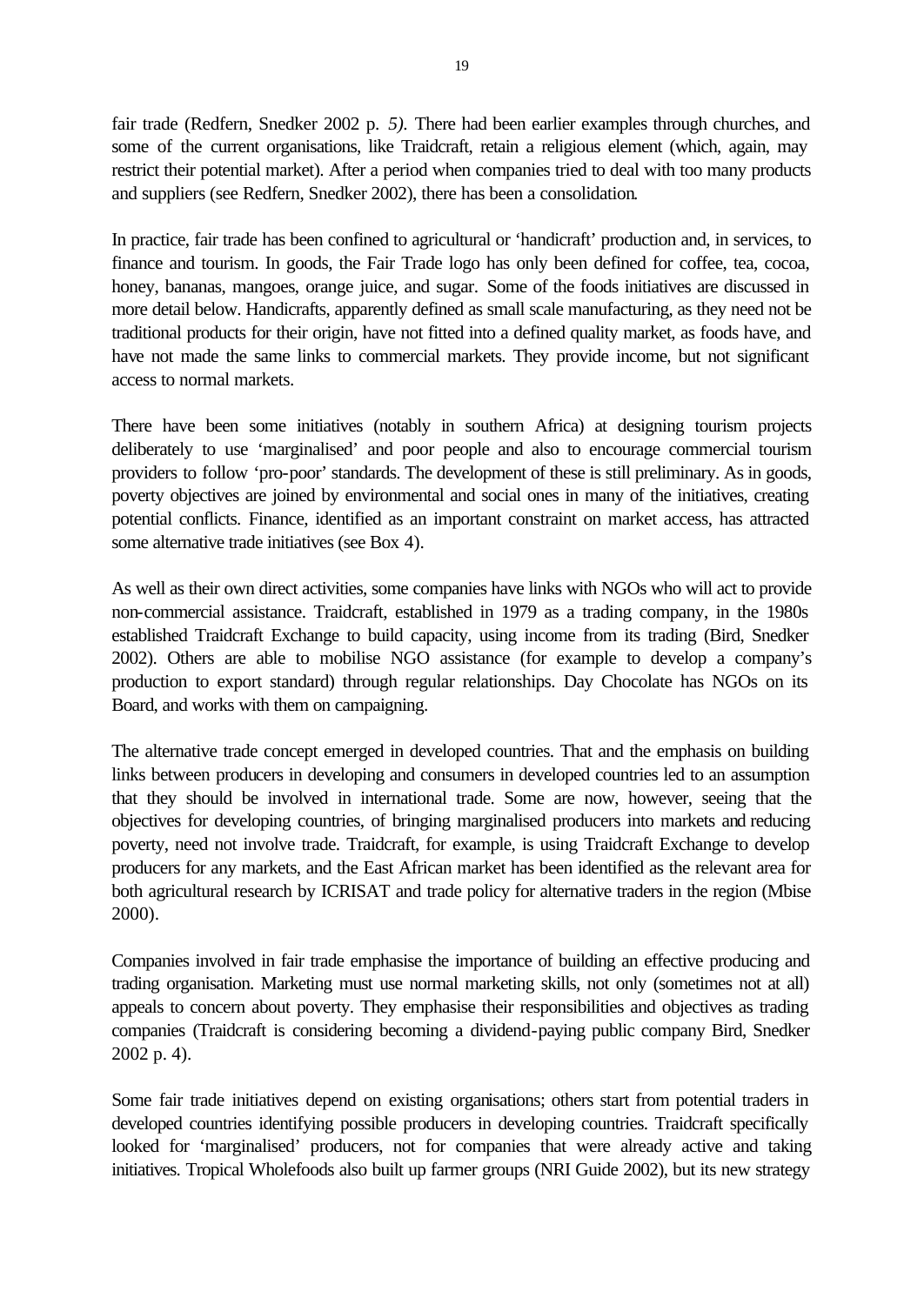fair trade (Redfern, Snedker 2002 p. *5).* There had been earlier examples through churches, and some of the current organisations, like Traidcraft, retain a religious element (which, again, may restrict their potential market). After a period when companies tried to deal with too many products and suppliers (see Redfern, Snedker 2002), there has been a consolidation.

In practice, fair trade has been confined to agricultural or 'handicraft' production and, in services, to finance and tourism. In goods, the Fair Trade logo has only been defined for coffee, tea, cocoa, honey, bananas, mangoes, orange juice, and sugar. Some of the foods initiatives are discussed in more detail below. Handicrafts, apparently defined as small scale manufacturing, as they need not be traditional products for their origin, have not fitted into a defined quality market, as foods have, and have not made the same links to commercial markets. They provide income, but not significant access to normal markets.

There have been some initiatives (notably in southern Africa) at designing tourism projects deliberately to use 'marginalised' and poor people and also to encourage commercial tourism providers to follow 'pro-poor' standards. The development of these is still preliminary. As in goods, poverty objectives are joined by environmental and social ones in many of the initiatives, creating potential conflicts. Finance, identified as an important constraint on market access, has attracted some alternative trade initiatives (see Box 4).

As well as their own direct activities, some companies have links with NGOs who will act to provide non-commercial assistance. Traidcraft, established in 1979 as a trading company, in the 1980s established Traidcraft Exchange to build capacity, using income from its trading (Bird, Snedker 2002). Others are able to mobilise NGO assistance (for example to develop a company's production to export standard) through regular relationships. Day Chocolate has NGOs on its Board, and works with them on campaigning.

The alternative trade concept emerged in developed countries. That and the emphasis on building links between producers in developing and consumers in developed countries led to an assumption that they should be involved in international trade. Some are now, however, seeing that the objectives for developing countries, of bringing marginalised producers into markets and reducing poverty, need not involve trade. Traidcraft, for example, is using Traidcraft Exchange to develop producers for any markets, and the East African market has been identified as the relevant area for both agricultural research by ICRISAT and trade policy for alternative traders in the region (Mbise 2000).

Companies involved in fair trade emphasise the importance of building an effective producing and trading organisation. Marketing must use normal marketing skills, not only (sometimes not at all) appeals to concern about poverty. They emphasise their responsibilities and objectives as trading companies (Traidcraft is considering becoming a dividend-paying public company Bird, Snedker 2002 p. 4).

Some fair trade initiatives depend on existing organisations; others start from potential traders in developed countries identifying possible producers in developing countries. Traidcraft specifically looked for 'marginalised' producers, not for companies that were already active and taking initiatives. Tropical Wholefoods also built up farmer groups (NRI Guide 2002), but its new strategy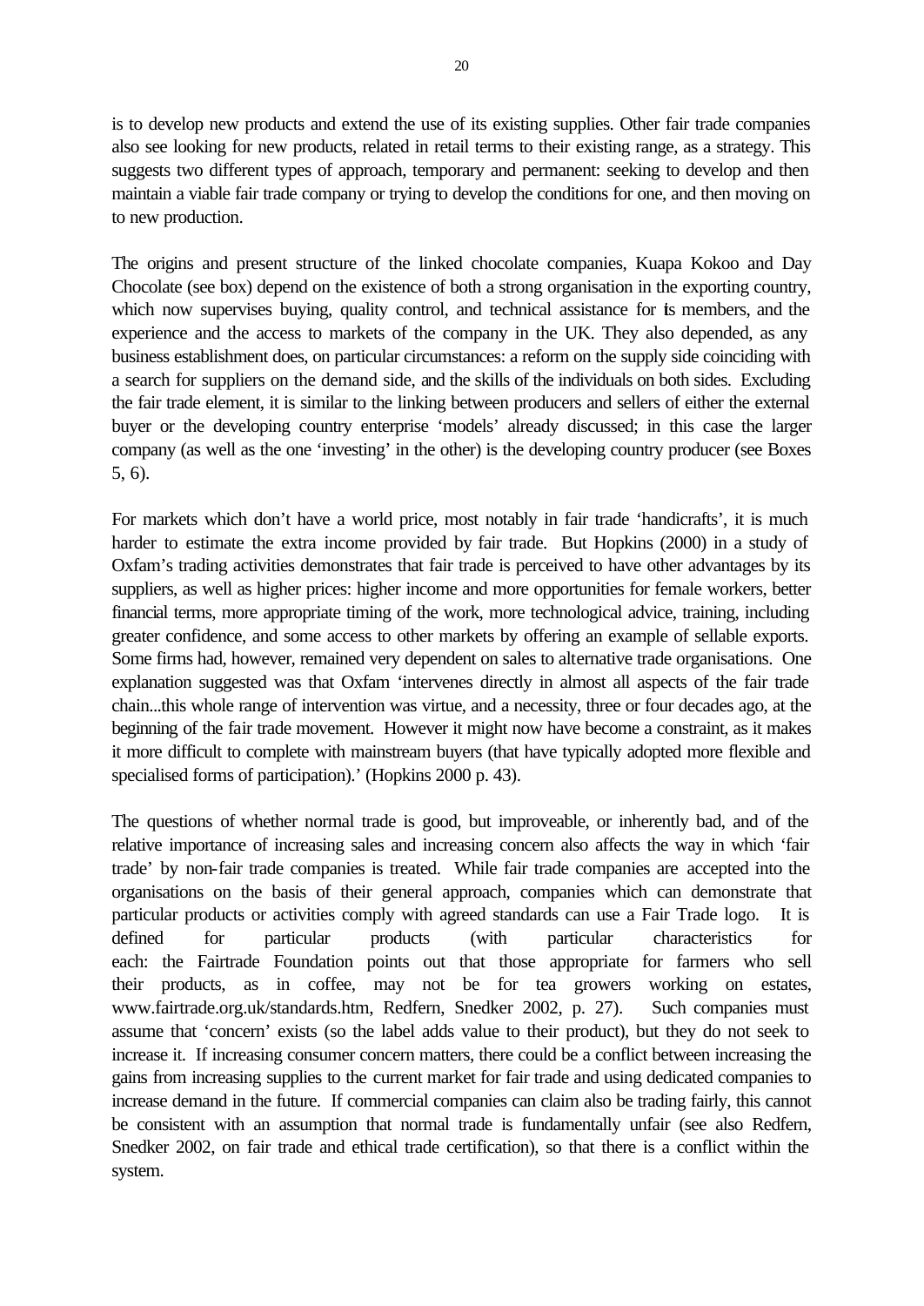is to develop new products and extend the use of its existing supplies. Other fair trade companies also see looking for new products, related in retail terms to their existing range, as a strategy. This suggests two different types of approach, temporary and permanent: seeking to develop and then maintain a viable fair trade company or trying to develop the conditions for one, and then moving on to new production.

The origins and present structure of the linked chocolate companies, Kuapa Kokoo and Day Chocolate (see box) depend on the existence of both a strong organisation in the exporting country, which now supervises buying, quality control, and technical assistance for its members, and the experience and the access to markets of the company in the UK. They also depended, as any business establishment does, on particular circumstances: a reform on the supply side coinciding with a search for suppliers on the demand side, and the skills of the individuals on both sides. Excluding the fair trade element, it is similar to the linking between producers and sellers of either the external buyer or the developing country enterprise 'models' already discussed; in this case the larger company (as well as the one 'investing' in the other) is the developing country producer (see Boxes 5, 6).

For markets which don't have a world price, most notably in fair trade 'handicrafts', it is much harder to estimate the extra income provided by fair trade. But Hopkins (2000) in a study of Oxfam's trading activities demonstrates that fair trade is perceived to have other advantages by its suppliers, as well as higher prices: higher income and more opportunities for female workers, better financial terms, more appropriate timing of the work, more technological advice, training, including greater confidence, and some access to other markets by offering an example of sellable exports. Some firms had, however, remained very dependent on sales to alternative trade organisations. One explanation suggested was that Oxfam 'intervenes directly in almost all aspects of the fair trade chain...this whole range of intervention was virtue, and a necessity, three or four decades ago, at the beginning of the fair trade movement. However it might now have become a constraint, as it makes it more difficult to complete with mainstream buyers (that have typically adopted more flexible and specialised forms of participation).' (Hopkins 2000 p. 43).

The questions of whether normal trade is good, but improveable, or inherently bad, and of the relative importance of increasing sales and increasing concern also affects the way in which 'fair trade' by non-fair trade companies is treated. While fair trade companies are accepted into the organisations on the basis of their general approach, companies which can demonstrate that particular products or activities comply with agreed standards can use a Fair Trade logo. It is defined for particular products (with particular characteristics for each: the Fairtrade Foundation points out that those appropriate for farmers who sell their products, as in coffee, may not be for tea growers working on estates, www.fairtrade.org.uk/standards.htm, Redfern, Snedker 2002, p. 27). Such companies must assume that 'concern' exists (so the label adds value to their product), but they do not seek to increase it. If increasing consumer concern matters, there could be a conflict between increasing the gains from increasing supplies to the current market for fair trade and using dedicated companies to increase demand in the future. If commercial companies can claim also be trading fairly, this cannot be consistent with an assumption that normal trade is fundamentally unfair (see also Redfern, Snedker 2002, on fair trade and ethical trade certification), so that there is a conflict within the system.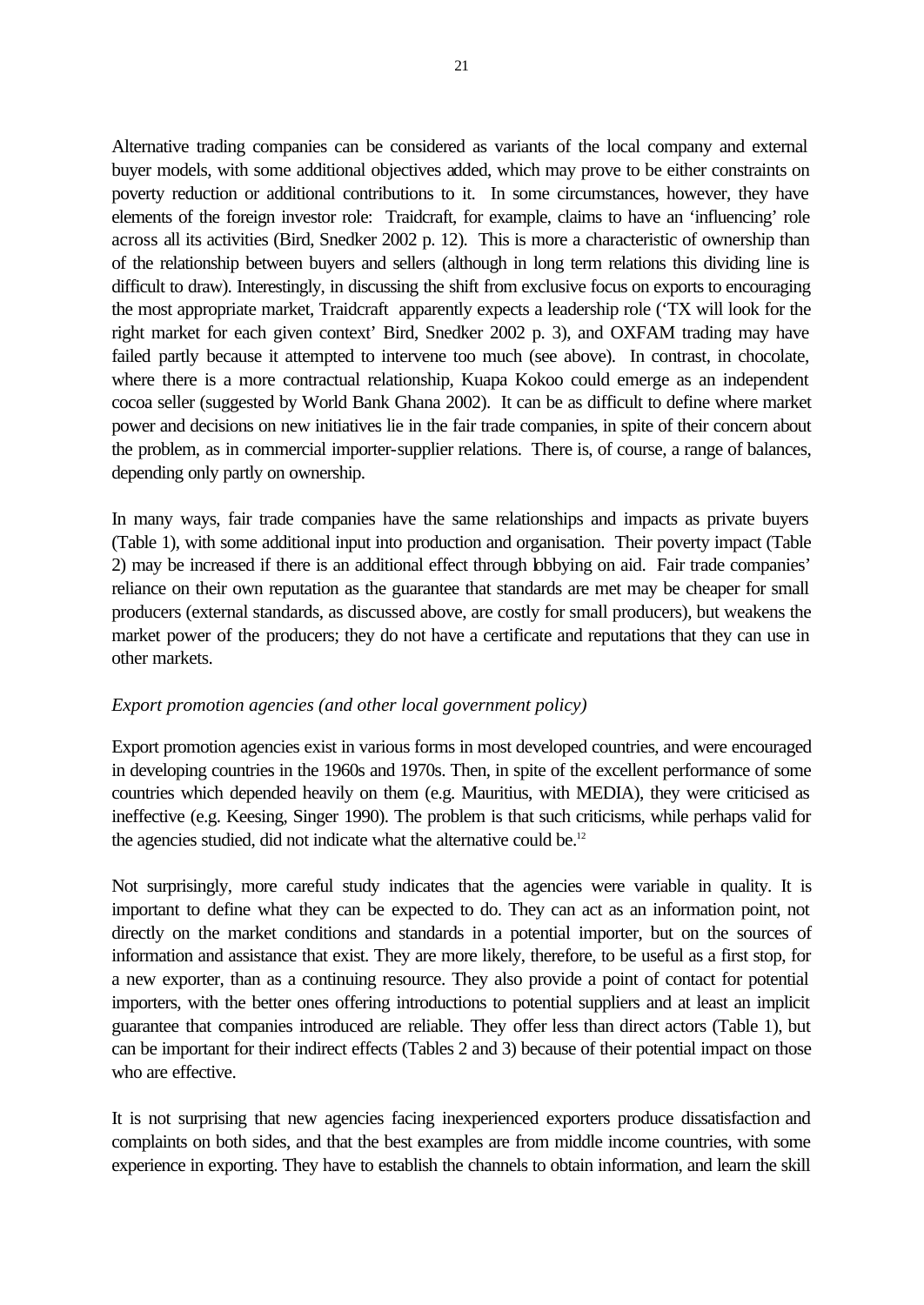Alternative trading companies can be considered as variants of the local company and external buyer models, with some additional objectives added, which may prove to be either constraints on poverty reduction or additional contributions to it. In some circumstances, however, they have elements of the foreign investor role: Traidcraft, for example, claims to have an 'influencing' role across all its activities (Bird, Snedker 2002 p. 12). This is more a characteristic of ownership than of the relationship between buyers and sellers (although in long term relations this dividing line is difficult to draw). Interestingly, in discussing the shift from exclusive focus on exports to encouraging the most appropriate market, Traidcraft apparently expects a leadership role ('TX will look for the right market for each given context' Bird, Snedker 2002 p. 3), and OXFAM trading may have failed partly because it attempted to intervene too much (see above). In contrast, in chocolate, where there is a more contractual relationship, Kuapa Kokoo could emerge as an independent cocoa seller (suggested by World Bank Ghana 2002). It can be as difficult to define where market power and decisions on new initiatives lie in the fair trade companies, in spite of their concern about the problem, as in commercial importer-supplier relations. There is, of course, a range of balances, depending only partly on ownership.

In many ways, fair trade companies have the same relationships and impacts as private buyers (Table 1), with some additional input into production and organisation. Their poverty impact (Table 2) may be increased if there is an additional effect through lobbying on aid. Fair trade companies' reliance on their own reputation as the guarantee that standards are met may be cheaper for small producers (external standards, as discussed above, are costly for small producers), but weakens the market power of the producers; they do not have a certificate and reputations that they can use in other markets.

*Export promotion agencies (and other local government policy)*

Export promotion agencies exist in various forms in most developed countries, and were encouraged in developing countries in the 1960s and 1970s. Then, in spite of the excellent performance of some countries which depended heavily on them (e.g. Mauritius, with MEDIA), they were criticised as ineffective (e.g. Keesing, Singer 1990). The problem is that such criticisms, while perhaps valid for the agencies studied, did not indicate what the alternative could be.[12]

Not surprisingly, more careful study indicates that the agencies were variable in quality. It is important to define what they can be expected to do. They can act as an information point, not directly on the market conditions and standards in a potential importer, but on the sources of information and assistance that exist. They are more likely, therefore, to be useful as a first stop, for a new exporter, than as a continuing resource. They also provide a point of contact for potential importers, with the better ones offering introductions to potential suppliers and at least an implicit guarantee that companies introduced are reliable. They offer less than direct actors (Table 1), but can be important for their indirect effects (Tables 2 and 3) because of their potential impact on those who are effective.

It is not surprising that new agencies facing inexperienced exporters produce dissatisfaction and complaints on both sides, and that the best examples are from middle income countries, with some experience in exporting. They have to establish the channels to obtain information, and learn the skill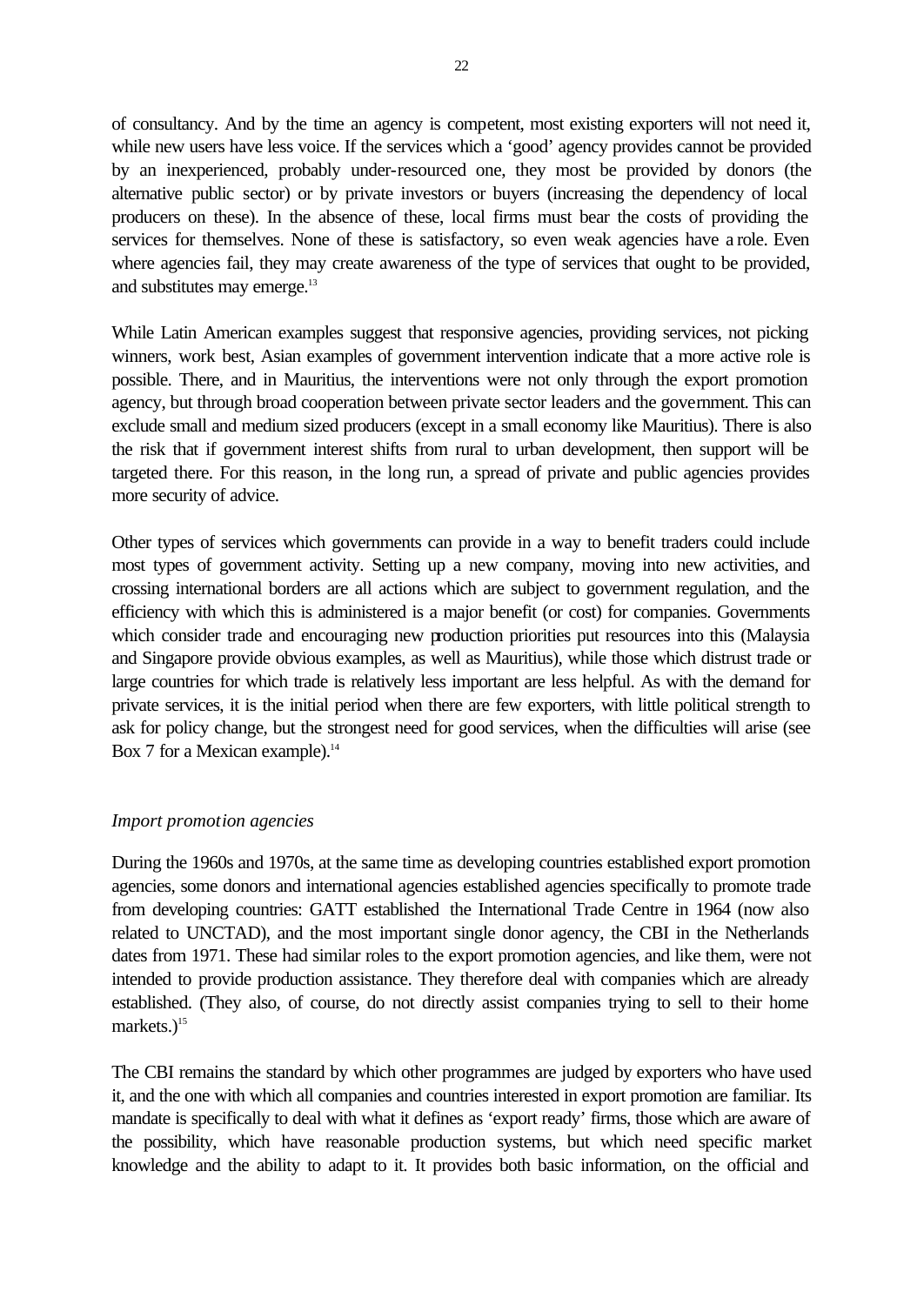of consultancy. And by the time an agency is competent, most existing exporters will not need it, while new users have less voice. If the services which a 'good' agency provides cannot be provided by an inexperienced, probably under-resourced one, they most be provided by donors (the alternative public sector) or by private investors or buyers (increasing the dependency of local producers on these). In the absence of these, local firms must bear the costs of providing the services for themselves. None of these is satisfactory, so even weak agencies have a role. Even where agencies fail, they may create awareness of the type of services that ought to be provided, and substitutes may emerge.[13]

While Latin American examples suggest that responsive agencies, providing services, not picking winners, work best, Asian examples of government intervention indicate that a more active role is possible. There, and in Mauritius, the interventions were not only through the export promotion agency, but through broad cooperation between private sector leaders and the government. This can exclude small and medium sized producers (except in a small economy like Mauritius). There is also the risk that if government interest shifts from rural to urban development, then support will be targeted there. For this reason, in the long run, a spread of private and public agencies provides more security of advice.

Other types of services which governments can provide in a way to benefit traders could include most types of government activity. Setting up a new company, moving into new activities, and crossing international borders are all actions which are subject to government regulation, and the efficiency with which this is administered is a major benefit (or cost) for companies. Governments which consider trade and encouraging new production priorities put resources into this (Malaysia and Singapore provide obvious examples, as well as Mauritius), while those which distrust trade or large countries for which trade is relatively less important are less helpful. As with the demand for private services, it is the initial period when there are few exporters, with little political strength to ask for policy change, but the strongest need for good services, when the difficulties will arise (see Box 7 for a Mexican example).[14]

*Import promotion agencies*

During the 1960s and 1970s, at the same time as developing countries established export promotion agencies, some donors and international agencies established agencies specifically to promote trade from developing countries: GATT established the International Trade Centre in 1964 (now also related to UNCTAD), and the most important single donor agency, the CBI in the Netherlands dates from 1971. These had similar roles to the export promotion agencies, and like them, were not intended to provide production assistance. They therefore deal with companies which are already established. (They also, of course, do not directly assist companies trying to sell to their home markets.)[15]

The CBI remains the standard by which other programmes are judged by exporters who have used it, and the one with which all companies and countries interested in export promotion are familiar. Its mandate is specifically to deal with what it defines as 'export ready' firms, those which are aware of the possibility, which have reasonable production systems, but which need specific market knowledge and the ability to adapt to it. It provides both basic information, on the official and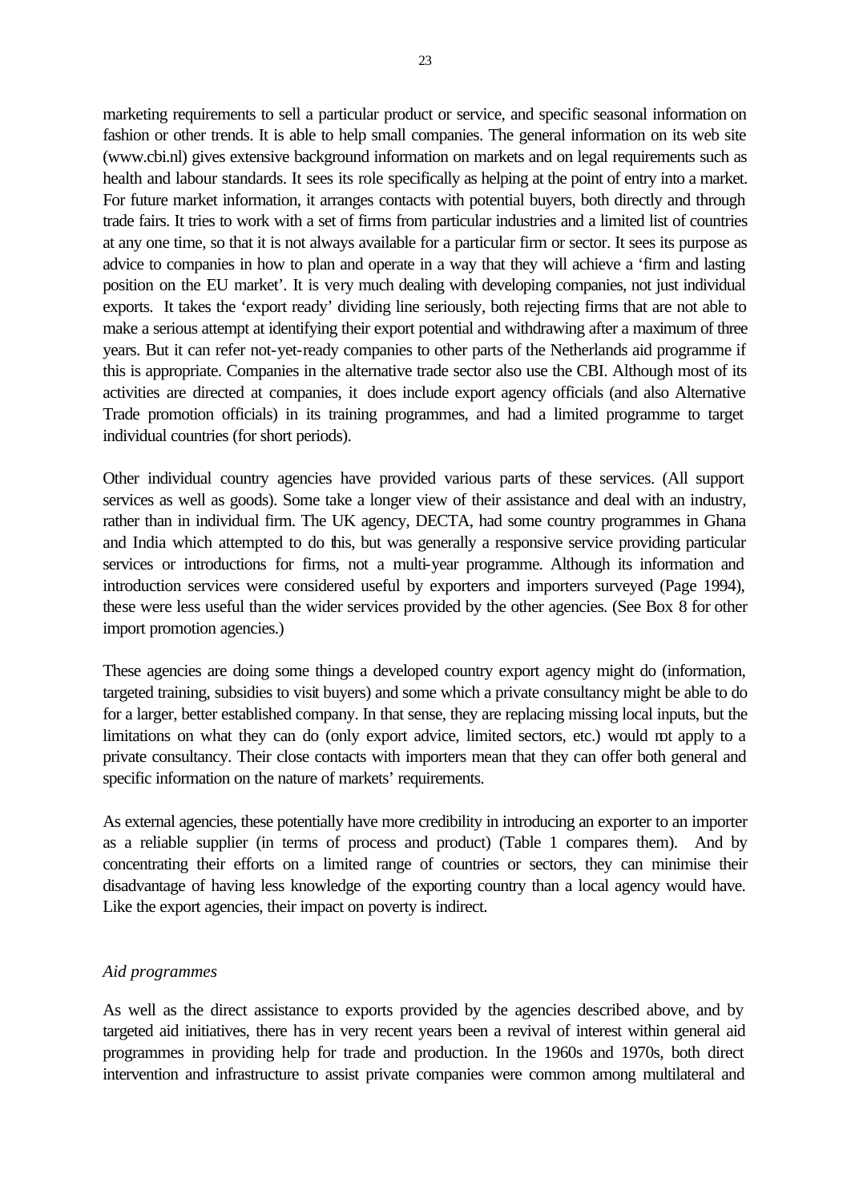marketing requirements to sell a particular product or service, and specific seasonal information on fashion or other trends. It is able to help small companies. The general information on its web site (www.cbi.nl) gives extensive background information on markets and on legal requirements such as health and labour standards. It sees its role specifically as helping at the point of entry into a market. For future market information, it arranges contacts with potential buyers, both directly and through trade fairs. It tries to work with a set of firms from particular industries and a limited list of countries at any one time, so that it is not always available for a particular firm or sector. It sees its purpose as advice to companies in how to plan and operate in a way that they will achieve a 'firm and lasting position on the EU market'. It is very much dealing with developing companies, not just individual exports. It takes the 'export ready' dividing line seriously, both rejecting firms that are not able to make a serious attempt at identifying their export potential and withdrawing after a maximum of three years. But it can refer not-yet-ready companies to other parts of the Netherlands aid programme if this is appropriate. Companies in the alternative trade sector also use the CBI. Although most of its activities are directed at companies, it does include export agency officials (and also Alternative Trade promotion officials) in its training programmes, and had a limited programme to target individual countries (for short periods).

Other individual country agencies have provided various parts of these services. (All support services as well as goods). Some take a longer view of their assistance and deal with an industry, rather than in individual firm. The UK agency, DECTA, had some country programmes in Ghana and India which attempted to do this, but was generally a responsive service providing particular services or introductions for firms, not a multi-year programme. Although its information and introduction services were considered useful by exporters and importers surveyed (Page 1994), these were less useful than the wider services provided by the other agencies. (See Box 8 for other import promotion agencies.)

These agencies are doing some things a developed country export agency might do (information, targeted training, subsidies to visit buyers) and some which a private consultancy might be able to do for a larger, better established company. In that sense, they are replacing missing local inputs, but the limitations on what they can do (only export advice, limited sectors, etc.) would not apply to a private consultancy. Their close contacts with importers mean that they can offer both general and specific information on the nature of markets' requirements.

As external agencies, these potentially have more credibility in introducing an exporter to an importer as a reliable supplier (in terms of process and product) (Table 1 compares them). And by concentrating their efforts on a limited range of countries or sectors, they can minimise their disadvantage of having less knowledge of the exporting country than a local agency would have. Like the export agencies, their impact on poverty is indirect.

*Aid programmes*

As well as the direct assistance to exports provided by the agencies described above, and by targeted aid initiatives, there has in very recent years been a revival of interest within general aid programmes in providing help for trade and production. In the 1960s and 1970s, both direct intervention and infrastructure to assist private companies were common among multilateral and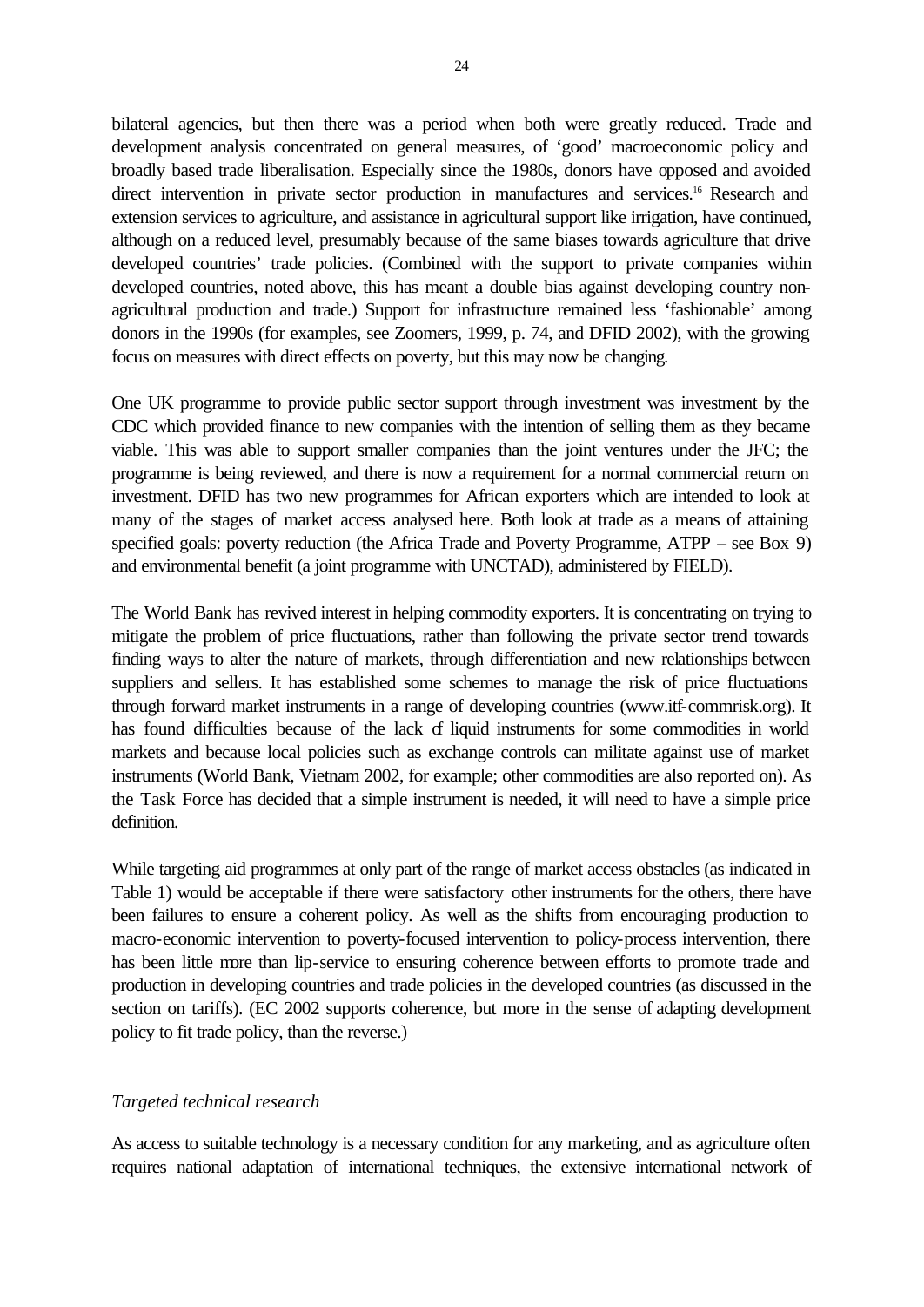bilateral agencies, but then there was a period when both were greatly reduced. Trade and development analysis concentrated on general measures, of 'good' macroeconomic policy and broadly based trade liberalisation. Especially since the 1980s, donors have opposed and avoided direct intervention in private sector production in manufactures and services.[16] Research and extension services to agriculture, and assistance in agricultural support like irrigation, have continued, although on a reduced level, presumably because of the same biases towards agriculture that drive developed countries' trade policies. (Combined with the support to private companies within developed countries, noted above, this has meant a double bias against developing country non-agricultural production and trade.) Support for infrastructure remained less 'fashionable' among donors in the 1990s (for examples, see Zoomers, 1999, p. 74, and DFID 2002), with the growing focus on measures with direct effects on poverty, but this may now be changing.

One UK programme to provide public sector support through investment was investment by the CDC which provided finance to new companies with the intention of selling them as they became viable. This was able to support smaller companies than the joint ventures under the JFC; the programme is being reviewed, and there is now a requirement for a normal commercial return on investment. DFID has two new programmes for African exporters which are intended to look at many of the stages of market access analysed here. Both look at trade as a means of attaining specified goals: poverty reduction (the Africa Trade and Poverty Programme, ATPP – see Box 9) and environmental benefit (a joint programme with UNCTAD), administered by FIELD).

The World Bank has revived interest in helping commodity exporters. It is concentrating on trying to mitigate the problem of price fluctuations, rather than following the private sector trend towards finding ways to alter the nature of markets, through differentiation and new relationships between suppliers and sellers. It has established some schemes to manage the risk of price fluctuations through forward market instruments in a range of developing countries (www.itf-commrisk.org). It has found difficulties because of the lack of liquid instruments for some commodities in world markets and because local policies such as exchange controls can militate against use of market instruments (World Bank, Vietnam 2002, for example; other commodities are also reported on). As the Task Force has decided that a simple instrument is needed, it will need to have a simple price definition.

While targeting aid programmes at only part of the range of market access obstacles (as indicated in Table 1) would be acceptable if there were satisfactory other instruments for the others, there have been failures to ensure a coherent policy. As well as the shifts from encouraging production to macro-economic intervention to poverty-focused intervention to policy-process intervention, there has been little more than lip-service to ensuring coherence between efforts to promote trade and production in developing countries and trade policies in the developed countries (as discussed in the section on tariffs). (EC 2002 supports coherence, but more in the sense of adapting development policy to fit trade policy, than the reverse.)

*Targeted technical research*

As access to suitable technology is a necessary condition for any marketing, and as agriculture often requires national adaptation of international techniques, the extensive international network of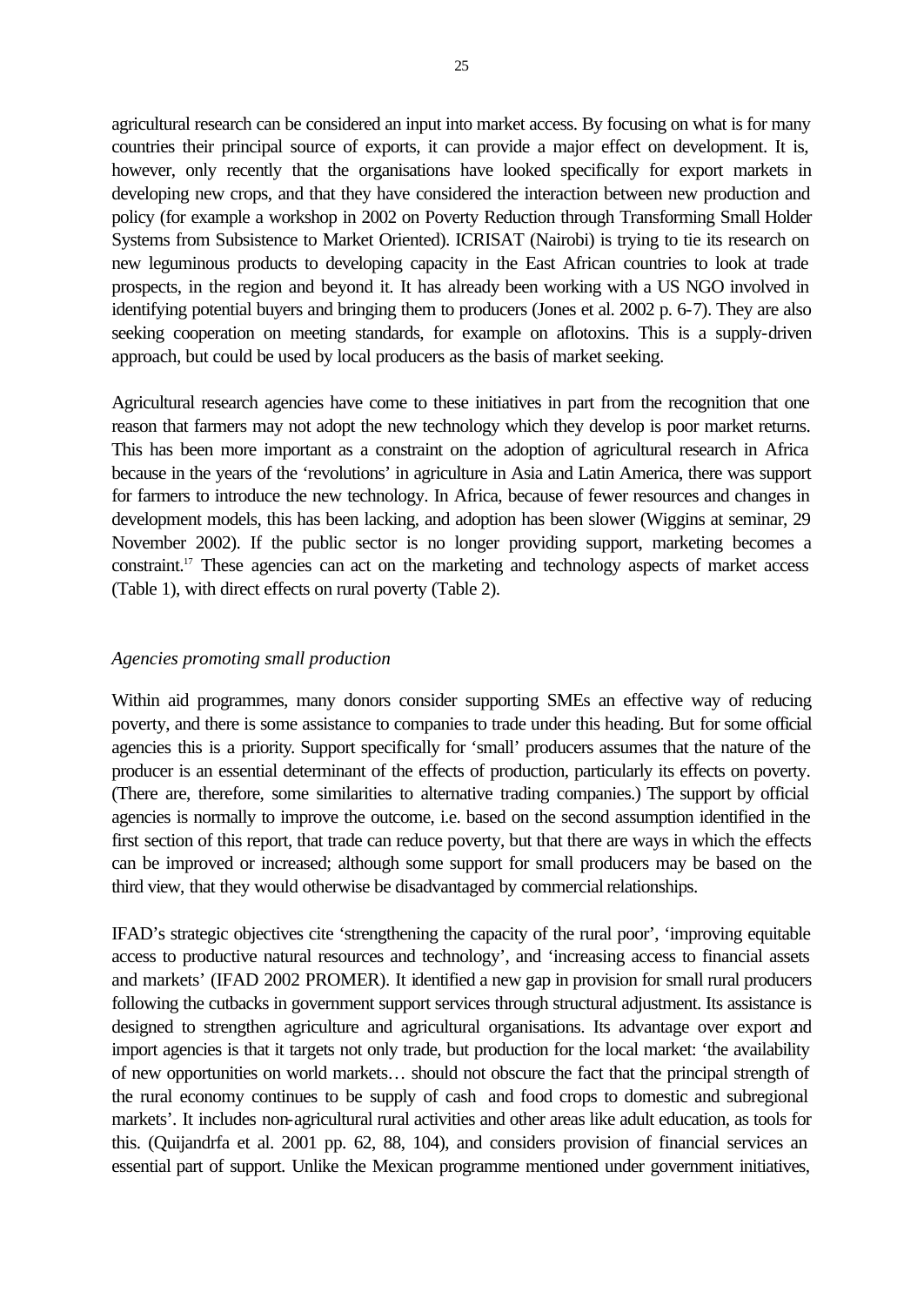agricultural research can be considered an input into market access. By focusing on what is for many countries their principal source of exports, it can provide a major effect on development. It is, however, only recently that the organisations have looked specifically for export markets in developing new crops, and that they have considered the interaction between new production and policy (for example a workshop in 2002 on Poverty Reduction through Transforming Small Holder Systems from Subsistence to Market Oriented). ICRISAT (Nairobi) is trying to tie its research on new leguminous products to developing capacity in the East African countries to look at trade prospects, in the region and beyond it. It has already been working with a US NGO involved in identifying potential buyers and bringing them to producers (Jones et al. 2002 p. 6-7). They are also seeking cooperation on meeting standards, for example on aflotoxins. This is a supply-driven approach, but could be used by local producers as the basis of market seeking.

Agricultural research agencies have come to these initiatives in part from the recognition that one reason that farmers may not adopt the new technology which they develop is poor market returns. This has been more important as a constraint on the adoption of agricultural research in Africa because in the years of the 'revolutions' in agriculture in Asia and Latin America, there was support for farmers to introduce the new technology. In Africa, because of fewer resources and changes in development models, this has been lacking, and adoption has been slower (Wiggins at seminar, 29 November 2002). If the public sector is no longer providing support, marketing becomes a constraint.[17] These agencies can act on the marketing and technology aspects of market access (Table 1), with direct effects on rural poverty (Table 2).

*Agencies promoting small production*

Within aid programmes, many donors consider supporting SMEs an effective way of reducing poverty, and there is some assistance to companies to trade under this heading. But for some official agencies this is a priority. Support specifically for 'small' producers assumes that the nature of the producer is an essential determinant of the effects of production, particularly its effects on poverty. (There are, therefore, some similarities to alternative trading companies.) The support by official agencies is normally to improve the outcome, i.e. based on the second assumption identified in the first section of this report, that trade can reduce poverty, but that there are ways in which the effects can be improved or increased; although some support for small producers may be based on the third view, that they would otherwise be disadvantaged by commercial relationships.

IFAD's strategic objectives cite 'strengthening the capacity of the rural poor', 'improving equitable access to productive natural resources and technology', and 'increasing access to financial assets and markets' (IFAD 2002 PROMER). It identified a new gap in provision for small rural producers following the cutbacks in government support services through structural adjustment. Its assistance is designed to strengthen agriculture and agricultural organisations. Its advantage over export and import agencies is that it targets not only trade, but production for the local market: 'the availability of new opportunities on world markets… should not obscure the fact that the principal strength of the rural economy continues to be supply of cash and food crops to domestic and subregional markets'. It includes non-agricultural rural activities and other areas like adult education, as tools for this. (Quijandrfa et al. 2001 pp. 62, 88, 104), and considers provision of financial services an essential part of support. Unlike the Mexican programme mentioned under government initiatives,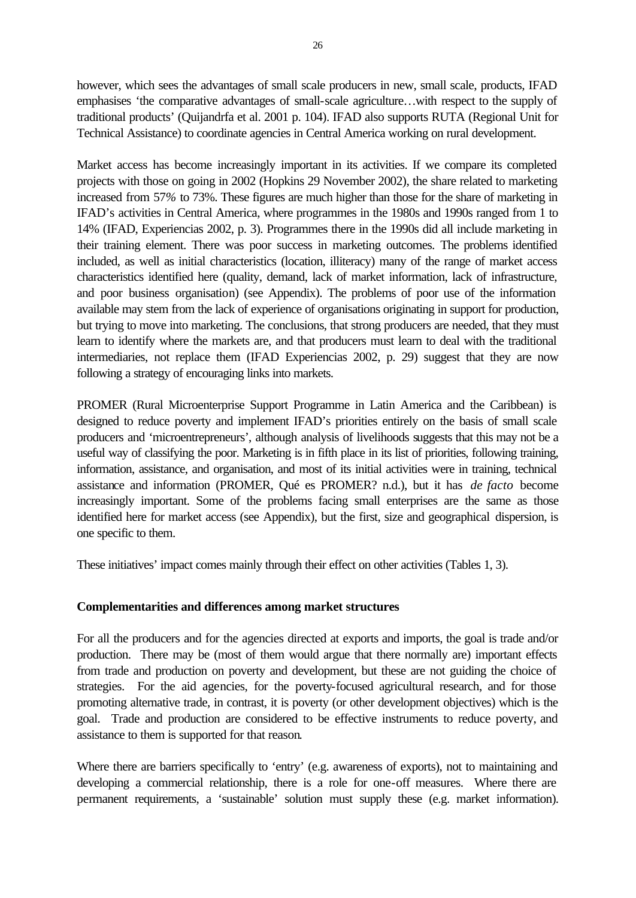however, which sees the advantages of small scale producers in new, small scale, products, IFAD emphasises 'the comparative advantages of small-scale agriculture…with respect to the supply of traditional products' (Quijandrfa et al. 2001 p. 104). IFAD also supports RUTA (Regional Unit for Technical Assistance) to coordinate agencies in Central America working on rural development.

Market access has become increasingly important in its activities. If we compare its completed projects with those on going in 2002 (Hopkins 29 November 2002), the share related to marketing increased from 57% to 73%. These figures are much higher than those for the share of marketing in IFAD's activities in Central America, where programmes in the 1980s and 1990s ranged from 1 to 14% (IFAD, Experiencias 2002, p. 3). Programmes there in the 1990s did all include marketing in their training element. There was poor success in marketing outcomes. The problems identified included, as well as initial characteristics (location, illiteracy) many of the range of market access characteristics identified here (quality, demand, lack of market information, lack of infrastructure, and poor business organisation) (see Appendix). The problems of poor use of the information available may stem from the lack of experience of organisations originating in support for production, but trying to move into marketing. The conclusions, that strong producers are needed, that they must learn to identify where the markets are, and that producers must learn to deal with the traditional intermediaries, not replace them (IFAD Experiencias 2002, p. 29) suggest that they are now following a strategy of encouraging links into markets.

PROMER (Rural Microenterprise Support Programme in Latin America and the Caribbean) is designed to reduce poverty and implement IFAD's priorities entirely on the basis of small scale producers and 'microentrepreneurs', although analysis of livelihoods suggests that this may not be a useful way of classifying the poor. Marketing is in fifth place in its list of priorities, following training, information, assistance, and organisation, and most of its initial activities were in training, technical assistance and information (PROMER, Qué es PROMER? n.d.), but it has *de facto* become increasingly important. Some of the problems facing small enterprises are the same as those identified here for market access (see Appendix), but the first, size and geographical dispersion, is one specific to them.

These initiatives' impact comes mainly through their effect on other activities (Tables 1, 3).

**Complementarities and differences among market structures**

For all the producers and for the agencies directed at exports and imports, the goal is trade and/or production. There may be (most of them would argue that there normally are) important effects from trade and production on poverty and development, but these are not guiding the choice of strategies. For the aid agencies, for the poverty-focused agricultural research, and for those promoting alternative trade, in contrast, it is poverty (or other development objectives) which is the goal. Trade and production are considered to be effective instruments to reduce poverty, and assistance to them is supported for that reason.

Where there are barriers specifically to 'entry' (e.g. awareness of exports), not to maintaining and developing a commercial relationship, there is a role for one-off measures. Where there are permanent requirements, a 'sustainable' solution must supply these (e.g. market information).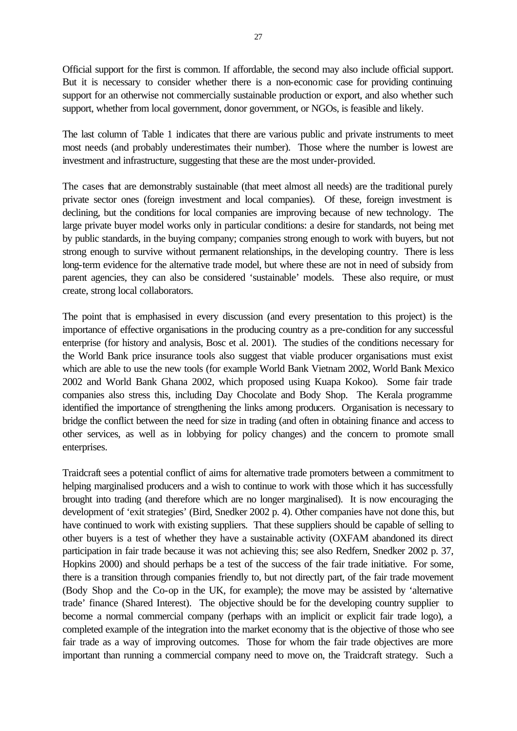Official support for the first is common. If affordable, the second may also include official support. But it is necessary to consider whether there is a non-economic case for providing continuing support for an otherwise not commercially sustainable production or export, and also whether such support, whether from local government, donor government, or NGOs, is feasible and likely.

The last column of Table 1 indicates that there are various public and private instruments to meet most needs (and probably underestimates their number). Those where the number is lowest are investment and infrastructure, suggesting that these are the most under-provided.

The cases that are demonstrably sustainable (that meet almost all needs) are the traditional purely private sector ones (foreign investment and local companies). Of these, foreign investment is declining, but the conditions for local companies are improving because of new technology. The large private buyer model works only in particular conditions: a desire for standards, not being met by public standards, in the buying company; companies strong enough to work with buyers, but not strong enough to survive without permanent relationships, in the developing country. There is less long-term evidence for the alternative trade model, but where these are not in need of subsidy from parent agencies, they can also be considered 'sustainable' models. These also require, or must create, strong local collaborators.

The point that is emphasised in every discussion (and every presentation to this project) is the importance of effective organisations in the producing country as a pre-condition for any successful enterprise (for history and analysis, Bosc et al. 2001). The studies of the conditions necessary for the World Bank price insurance tools also suggest that viable producer organisations must exist which are able to use the new tools (for example World Bank Vietnam 2002, World Bank Mexico 2002 and World Bank Ghana 2002, which proposed using Kuapa Kokoo). Some fair trade companies also stress this, including Day Chocolate and Body Shop. The Kerala programme identified the importance of strengthening the links among producers. Organisation is necessary to bridge the conflict between the need for size in trading (and often in obtaining finance and access to other services, as well as in lobbying for policy changes) and the concern to promote small enterprises.

Traidcraft sees a potential conflict of aims for alternative trade promoters between a commitment to helping marginalised producers and a wish to continue to work with those which it has successfully brought into trading (and therefore which are no longer marginalised). It is now encouraging the development of 'exit strategies' (Bird, Snedker 2002 p. 4). Other companies have not done this, but have continued to work with existing suppliers. That these suppliers should be capable of selling to other buyers is a test of whether they have a sustainable activity (OXFAM abandoned its direct participation in fair trade because it was not achieving this; see also Redfern, Snedker 2002 p. 37, Hopkins 2000) and should perhaps be a test of the success of the fair trade initiative. For some, there is a transition through companies friendly to, but not directly part, of the fair trade movement (Body Shop and the Co-op in the UK, for example); the move may be assisted by 'alternative trade' finance (Shared Interest). The objective should be for the developing country supplier to become a normal commercial company (perhaps with an implicit or explicit fair trade logo), a completed example of the integration into the market economy that is the objective of those who see fair trade as a way of improving outcomes. Those for whom the fair trade objectives are more important than running a commercial company need to move on, the Traidcraft strategy. Such a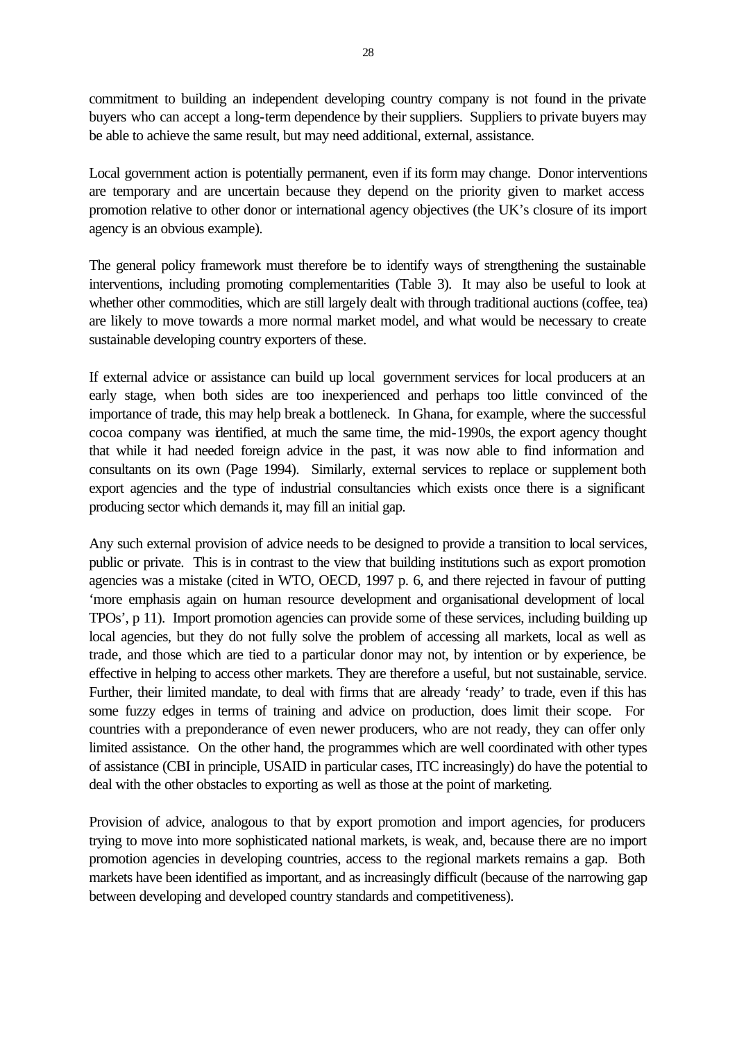commitment to building an independent developing country company is not found in the private buyers who can accept a long-term dependence by their suppliers. Suppliers to private buyers may be able to achieve the same result, but may need additional, external, assistance.

Local government action is potentially permanent, even if its form may change. Donor interventions are temporary and are uncertain because they depend on the priority given to market access promotion relative to other donor or international agency objectives (the UK's closure of its import agency is an obvious example).

The general policy framework must therefore be to identify ways of strengthening the sustainable interventions, including promoting complementarities (Table 3). It may also be useful to look at whether other commodities, which are still largely dealt with through traditional auctions (coffee, tea) are likely to move towards a more normal market model, and what would be necessary to create sustainable developing country exporters of these.

If external advice or assistance can build up local government services for local producers at an early stage, when both sides are too inexperienced and perhaps too little convinced of the importance of trade, this may help break a bottleneck. In Ghana, for example, where the successful cocoa company was identified, at much the same time, the mid-1990s, the export agency thought that while it had needed foreign advice in the past, it was now able to find information and consultants on its own (Page 1994). Similarly, external services to replace or supplement both export agencies and the type of industrial consultancies which exists once there is a significant producing sector which demands it, may fill an initial gap.

Any such external provision of advice needs to be designed to provide a transition to local services, public or private. This is in contrast to the view that building institutions such as export promotion agencies was a mistake (cited in WTO, OECD, 1997 p. 6, and there rejected in favour of putting 'more emphasis again on human resource development and organisational development of local TPOs', p 11). Import promotion agencies can provide some of these services, including building up local agencies, but they do not fully solve the problem of accessing all markets, local as well as trade, and those which are tied to a particular donor may not, by intention or by experience, be effective in helping to access other markets. They are therefore a useful, but not sustainable, service. Further, their limited mandate, to deal with firms that are already 'ready' to trade, even if this has some fuzzy edges in terms of training and advice on production, does limit their scope. For countries with a preponderance of even newer producers, who are not ready, they can offer only limited assistance. On the other hand, the programmes which are well coordinated with other types of assistance (CBI in principle, USAID in particular cases, ITC increasingly) do have the potential to deal with the other obstacles to exporting as well as those at the point of marketing.

Provision of advice, analogous to that by export promotion and import agencies, for producers trying to move into more sophisticated national markets, is weak, and, because there are no import promotion agencies in developing countries, access to the regional markets remains a gap. Both markets have been identified as important, and as increasingly difficult (because of the narrowing gap between developing and developed country standards and competitiveness).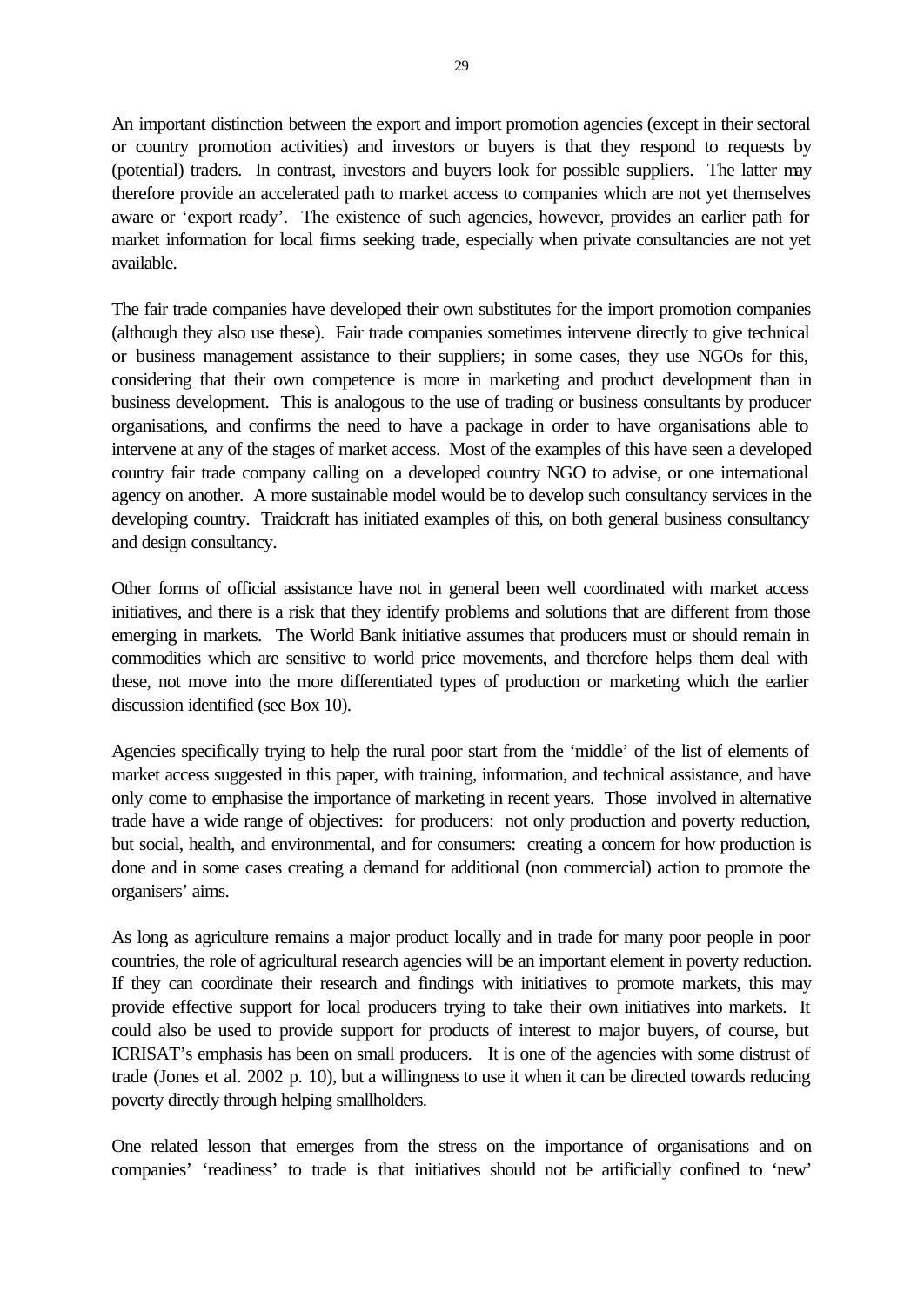An important distinction between the export and import promotion agencies (except in their sectoral or country promotion activities) and investors or buyers is that they respond to requests by (potential) traders. In contrast, investors and buyers look for possible suppliers. The latter may therefore provide an accelerated path to market access to companies which are not yet themselves aware or 'export ready'. The existence of such agencies, however, provides an earlier path for market information for local firms seeking trade, especially when private consultancies are not yet available.

The fair trade companies have developed their own substitutes for the import promotion companies (although they also use these). Fair trade companies sometimes intervene directly to give technical or business management assistance to their suppliers; in some cases, they use NGOs for this, considering that their own competence is more in marketing and product development than in business development. This is analogous to the use of trading or business consultants by producer organisations, and confirms the need to have a package in order to have organisations able to intervene at any of the stages of market access. Most of the examples of this have seen a developed country fair trade company calling on a developed country NGO to advise, or one international agency on another. A more sustainable model would be to develop such consultancy services in the developing country. Traidcraft has initiated examples of this, on both general business consultancy and design consultancy.

Other forms of official assistance have not in general been well coordinated with market access initiatives, and there is a risk that they identify problems and solutions that are different from those emerging in markets. The World Bank initiative assumes that producers must or should remain in commodities which are sensitive to world price movements, and therefore helps them deal with these, not move into the more differentiated types of production or marketing which the earlier discussion identified (see Box 10).

Agencies specifically trying to help the rural poor start from the 'middle' of the list of elements of market access suggested in this paper, with training, information, and technical assistance, and have only come to emphasise the importance of marketing in recent years. Those involved in alternative trade have a wide range of objectives: for producers: not only production and poverty reduction, but social, health, and environmental, and for consumers: creating a concern for how production is done and in some cases creating a demand for additional (non commercial) action to promote the organisers' aims.

As long as agriculture remains a major product locally and in trade for many poor people in poor countries, the role of agricultural research agencies will be an important element in poverty reduction. If they can coordinate their research and findings with initiatives to promote markets, this may provide effective support for local producers trying to take their own initiatives into markets. It could also be used to provide support for products of interest to major buyers, of course, but ICRISAT's emphasis has been on small producers. It is one of the agencies with some distrust of trade (Jones et al. 2002 p. 10), but a willingness to use it when it can be directed towards reducing poverty directly through helping smallholders.

One related lesson that emerges from the stress on the importance of organisations and on companies' 'readiness' to trade is that initiatives should not be artificially confined to 'new'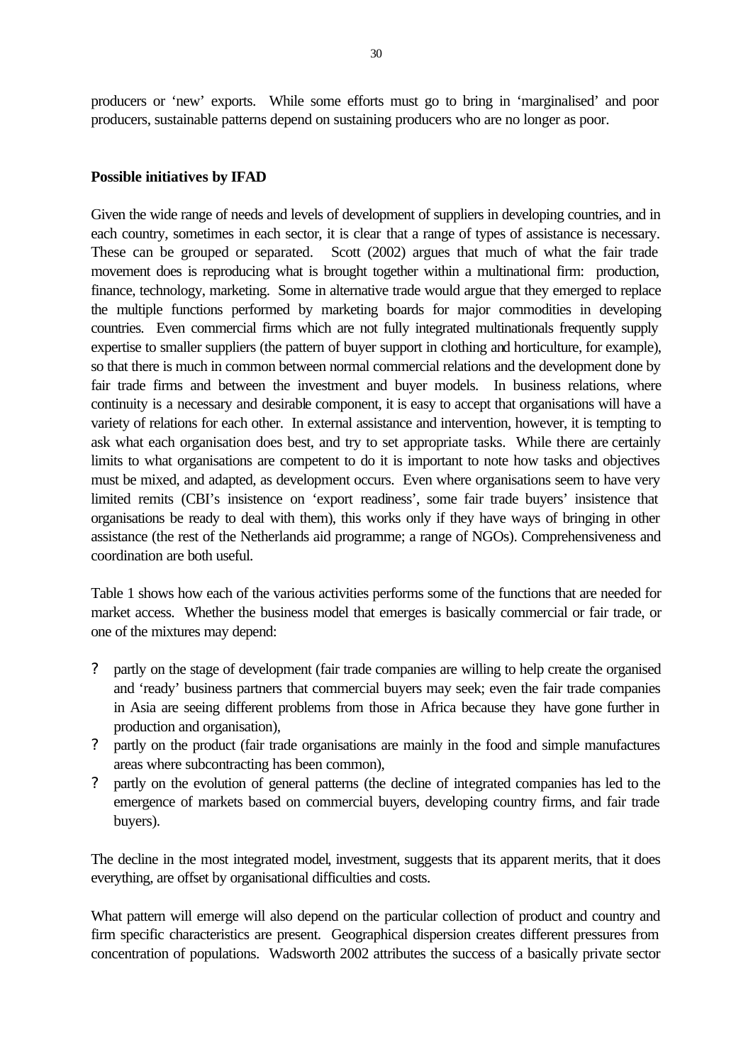producers or 'new' exports. While some efforts must go to bring in 'marginalised' and poor producers, sustainable patterns depend on sustaining producers who are no longer as poor.

**Possible initiatives by IFAD**

Given the wide range of needs and levels of development of suppliers in developing countries, and in each country, sometimes in each sector, it is clear that a range of types of assistance is necessary. These can be grouped or separated. Scott (2002) argues that much of what the fair trade movement does is reproducing what is brought together within a multinational firm: production, finance, technology, marketing. Some in alternative trade would argue that they emerged to replace the multiple functions performed by marketing boards for major commodities in developing countries. Even commercial firms which are not fully integrated multinationals frequently supply expertise to smaller suppliers (the pattern of buyer support in clothing and horticulture, for example), so that there is much in common between normal commercial relations and the development done by fair trade firms and between the investment and buyer models. In business relations, where continuity is a necessary and desirable component, it is easy to accept that organisations will have a variety of relations for each other. In external assistance and intervention, however, it is tempting to ask what each organisation does best, and try to set appropriate tasks. While there are certainly limits to what organisations are competent to do it is important to note how tasks and objectives must be mixed, and adapted, as development occurs. Even where organisations seem to have very limited remits (CBI's insistence on 'export readiness', some fair trade buyers' insistence that organisations be ready to deal with them), this works only if they have ways of bringing in other assistance (the rest of the Netherlands aid programme; a range of NGOs). Comprehensiveness and coordination are both useful.

Table 1 shows how each of the various activities performs some of the functions that are needed for market access. Whether the business model that emerges is basically commercial or fair trade, or one of the mixtures may depend:

- partly on the stage of development (fair trade companies are willing to help create the organised and 'ready' business partners that commercial buyers may seek; even the fair trade companies in Asia are seeing different problems from those in Africa because they have gone further in production and organisation),
- partly on the product (fair trade organisations are mainly in the food and simple manufactures areas where subcontracting has been common),
- partly on the evolution of general patterns (the decline of integrated companies has led to the emergence of markets based on commercial buyers, developing country firms, and fair trade buyers).

The decline in the most integrated model, investment, suggests that its apparent merits, that it does everything, are offset by organisational difficulties and costs.

What pattern will emerge will also depend on the particular collection of product and country and firm specific characteristics are present. Geographical dispersion creates different pressures from concentration of populations. Wadsworth 2002 attributes the success of a basically private sector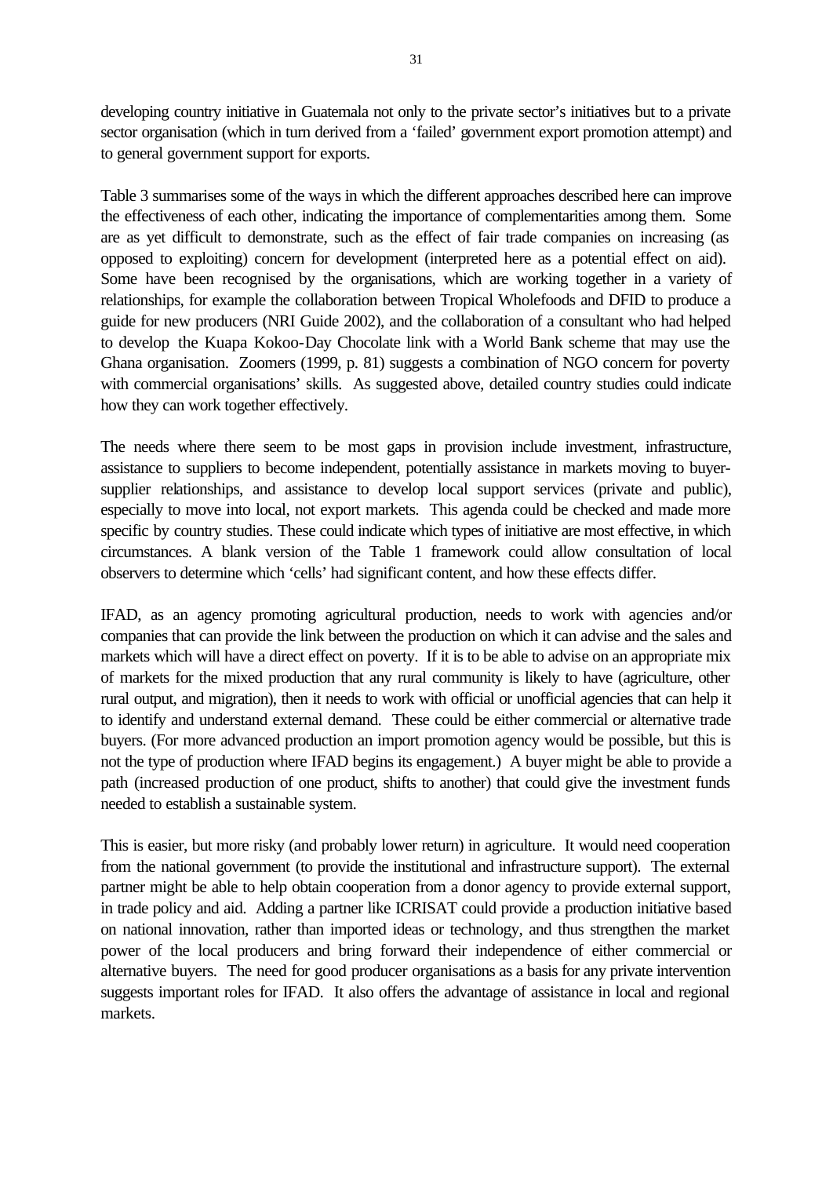developing country initiative in Guatemala not only to the private sector's initiatives but to a private sector organisation (which in turn derived from a 'failed' government export promotion attempt) and to general government support for exports.

Table 3 summarises some of the ways in which the different approaches described here can improve the effectiveness of each other, indicating the importance of complementarities among them. Some are as yet difficult to demonstrate, such as the effect of fair trade companies on increasing (as opposed to exploiting) concern for development (interpreted here as a potential effect on aid). Some have been recognised by the organisations, which are working together in a variety of relationships, for example the collaboration between Tropical Wholefoods and DFID to produce a guide for new producers (NRI Guide 2002), and the collaboration of a consultant who had helped to develop the Kuapa Kokoo-Day Chocolate link with a World Bank scheme that may use the Ghana organisation. Zoomers (1999, p. 81) suggests a combination of NGO concern for poverty with commercial organisations' skills. As suggested above, detailed country studies could indicate how they can work together effectively.

The needs where there seem to be most gaps in provision include investment, infrastructure, assistance to suppliers to become independent, potentially assistance in markets moving to buyer-supplier relationships, and assistance to develop local support services (private and public), especially to move into local, not export markets. This agenda could be checked and made more specific by country studies. These could indicate which types of initiative are most effective, in which circumstances. A blank version of the Table 1 framework could allow consultation of local observers to determine which 'cells' had significant content, and how these effects differ.

IFAD, as an agency promoting agricultural production, needs to work with agencies and/or companies that can provide the link between the production on which it can advise and the sales and markets which will have a direct effect on poverty. If it is to be able to advise on an appropriate mix of markets for the mixed production that any rural community is likely to have (agriculture, other rural output, and migration), then it needs to work with official or unofficial agencies that can help it to identify and understand external demand. These could be either commercial or alternative trade buyers. (For more advanced production an import promotion agency would be possible, but this is not the type of production where IFAD begins its engagement.) A buyer might be able to provide a path (increased production of one product, shifts to another) that could give the investment funds needed to establish a sustainable system.

This is easier, but more risky (and probably lower return) in agriculture. It would need cooperation from the national government (to provide the institutional and infrastructure support). The external partner might be able to help obtain cooperation from a donor agency to provide external support, in trade policy and aid. Adding a partner like ICRISAT could provide a production initiative based on national innovation, rather than imported ideas or technology, and thus strengthen the market power of the local producers and bring forward their independence of either commercial or alternative buyers. The need for good producer organisations as a basis for any private intervention suggests important roles for IFAD. It also offers the advantage of assistance in local and regional markets.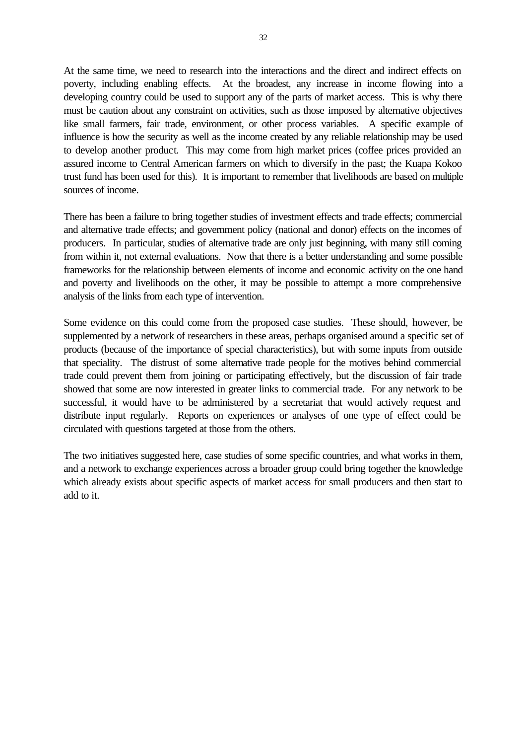At the same time, we need to research into the interactions and the direct and indirect effects on poverty, including enabling effects. At the broadest, any increase in income flowing into a developing country could be used to support any of the parts of market access. This is why there must be caution about any constraint on activities, such as those imposed by alternative objectives like small farmers, fair trade, environment, or other process variables. A specific example of influence is how the security as well as the income created by any reliable relationship may be used to develop another product. This may come from high market prices (coffee prices provided an assured income to Central American farmers on which to diversify in the past; the Kuapa Kokoo trust fund has been used for this). It is important to remember that livelihoods are based on multiple sources of income.

There has been a failure to bring together studies of investment effects and trade effects; commercial and alternative trade effects; and government policy (national and donor) effects on the incomes of producers. In particular, studies of alternative trade are only just beginning, with many still coming from within it, not external evaluations. Now that there is a better understanding and some possible frameworks for the relationship between elements of income and economic activity on the one hand and poverty and livelihoods on the other, it may be possible to attempt a more comprehensive analysis of the links from each type of intervention.

Some evidence on this could come from the proposed case studies. These should, however, be supplemented by a network of researchers in these areas, perhaps organised around a specific set of products (because of the importance of special characteristics), but with some inputs from outside that speciality. The distrust of some alternative trade people for the motives behind commercial trade could prevent them from joining or participating effectively, but the discussion of fair trade showed that some are now interested in greater links to commercial trade. For any network to be successful, it would have to be administered by a secretariat that would actively request and distribute input regularly. Reports on experiences or analyses of one type of effect could be circulated with questions targeted at those from the others.

The two initiatives suggested here, case studies of some specific countries, and what works in them, and a network to exchange experiences across a broader group could bring together the knowledge which already exists about specific aspects of market access for small producers and then start to add to it.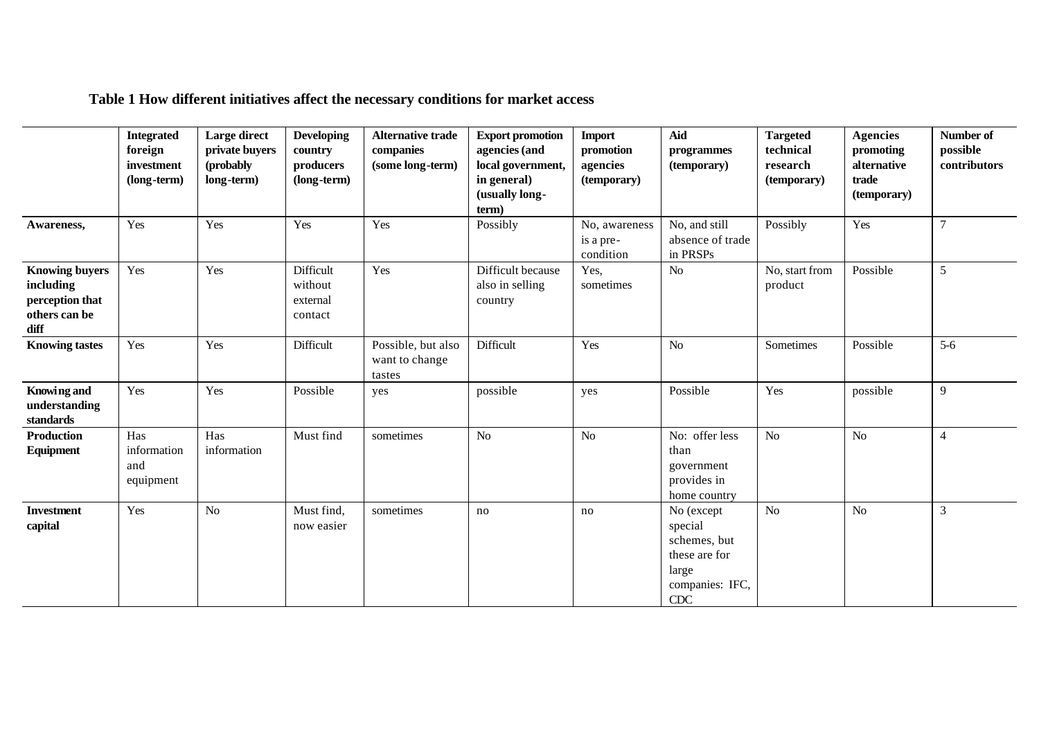**Table 1 How different initiatives affect the necessary conditions for market access**

| | Integrated foreign investment (long-term) | Large direct private buyers (probably long-term) | Developing country producers (long-term) | Alternative trade companies (some long-term) | Export promotion agencies (and local government, in general) (usually long-term) | Import promotion agencies (temporary) | Aid programmes (temporary) | Targeted technical research (temporary) | Agencies promoting alternative trade (temporary) | Number of possible contributors |
|---|---|---|---|---|---|---|---|---|---|---|
| **Awareness,** | Yes | Yes | Yes | Yes | Possibly | No, awareness is a pre-condition | No, and still absence of trade in PRSPs | Possibly | Yes | 7 |
| **Knowing buyers including perception that others can be diff** | Yes | Yes | Difficult without external contact | Yes | Difficult because also in selling country | Yes, sometimes | No | No, start from product | Possible | 5 |
| **Knowing tastes** | Yes | Yes | Difficult | Possible, but also want to change tastes | Difficult | Yes | No | Sometimes | Possible | 5-6 |
| **Knowing and understanding standards** | Yes | Yes | Possible | yes | possible | yes | Possible | Yes | possible | 9 |
| **Production Equipment** | Has information and equipment | Has information | Must find | sometimes | No | No | No: offer less than government provides in home country | No | No | 4 |
| **Investment capital** | Yes | No | Must find, now easier | sometimes | no | no | No (except special schemes, but these are for large companies: IFC, CDC | No | No | 3 |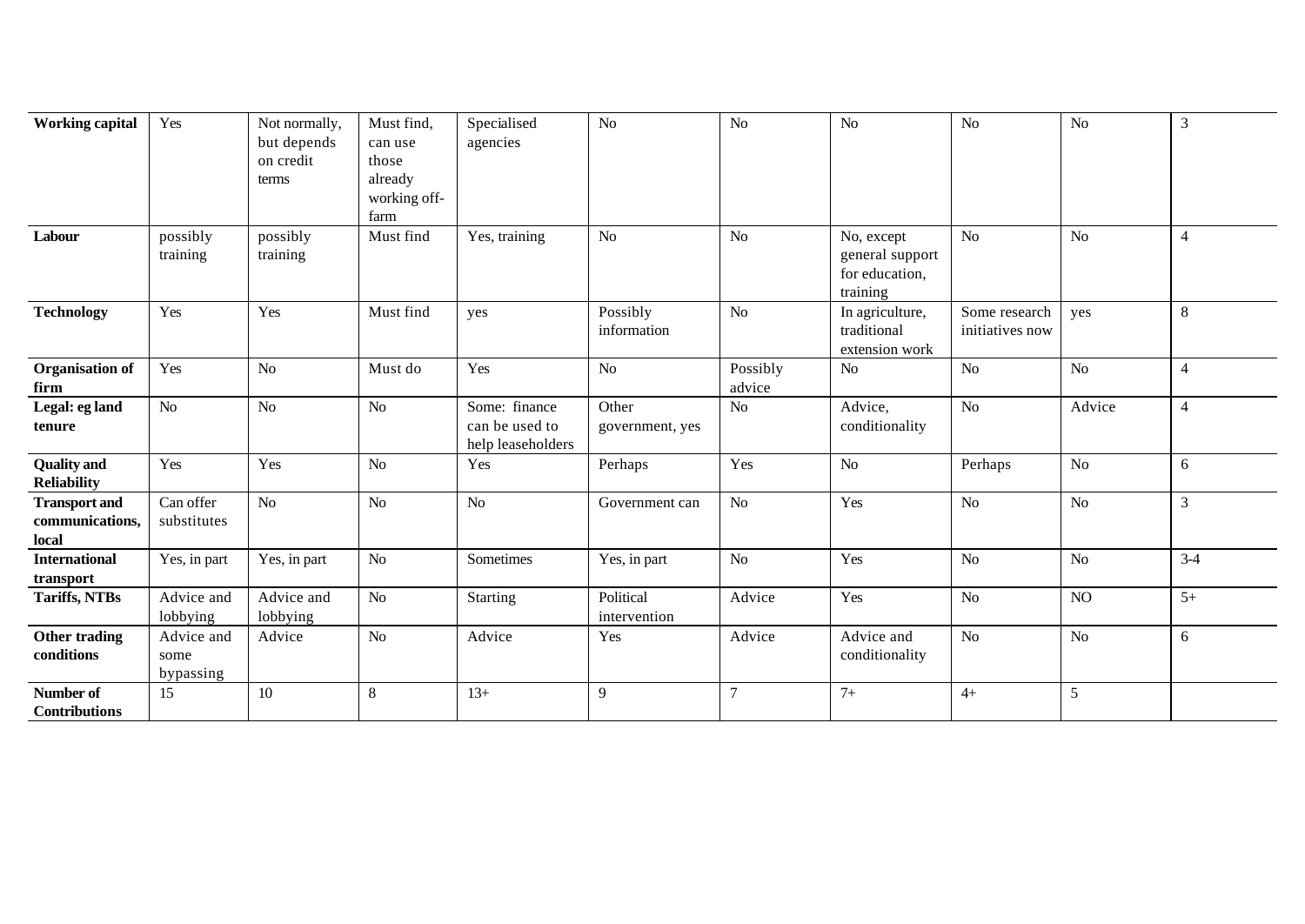| Working capital | Yes | Not normally, but depends on credit terms | Must find, can use those already working off-farm | Specialised agencies | No | No | No | No | No | 3 |
|---|---|---|---|---|---|---|---|---|---|---|
| **Labour** | possibly training | possibly training | Must find | Yes, training | No | No | No, except general support for education, training | No | No | 4 |
| **Technology** | Yes | Yes | Must find | yes | Possibly information | No | In agriculture, traditional extension work | Some research initiatives now | yes | 8 |
| **Organisation of firm** | Yes | No | Must do | Yes | No | Possibly advice | No | No | No | 4 |
| **Legal: eg land tenure** | No | No | No | Some: finance can be used to help leaseholders | Other government, yes | No | Advice, conditionality | No | Advice | 4 |
| **Quality and Reliability** | Yes | Yes | No | Yes | Perhaps | Yes | No | Perhaps | No | 6 |
| **Transport and communications, local** | Can offer substitutes | No | No | No | Government can | No | Yes | No | No | 3 |
| **International transport** | Yes, in part | Yes, in part | No | Sometimes | Yes, in part | No | Yes | No | No | 3-4 |
| **Tariffs, NTBs** | Advice and lobbying | Advice and lobbying | No | Starting | Political intervention | Advice | Yes | No | NO | 5+ |
| **Other trading conditions** | Advice and some bypassing | Advice | No | Advice | Yes | Advice | Advice and conditionality | No | No | 6 |
| **Number of Contributions** | 15 | 10 | 8 | 13+ | 9 | 7 | 7+ | 4+ | 5 | |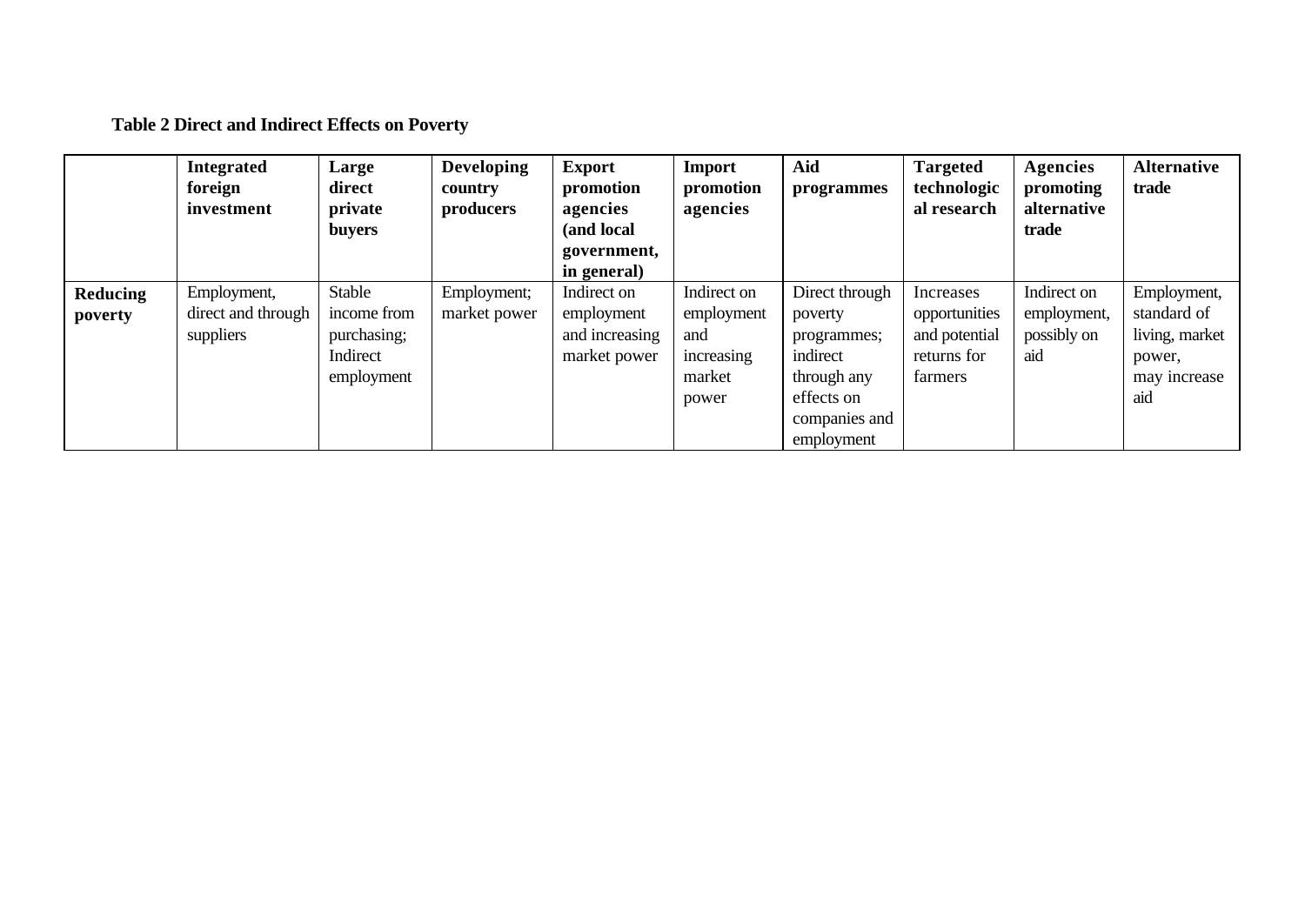**Table 2 Direct and Indirect Effects on Poverty**

| | Integrated foreign investment | Large direct private buyers | Developing country producers | Export promotion agencies (and local government, in general) | Import promotion agencies | Aid programmes | Targeted technological research | Agencies promoting alternative trade | Alternative trade |
|---|---|---|---|---|---|---|---|---|---|
| **Reducing poverty** | Employment, direct and through suppliers | Stable income from purchasing; Indirect employment | Employment; market power | Indirect on employment and increasing market power | Indirect on employment and increasing market power | Direct through poverty programmes; indirect through any effects on companies and employment | Increases opportunities and potential returns for farmers | Indirect on employment, possibly on aid | Employment, standard of living, market power, may increase aid |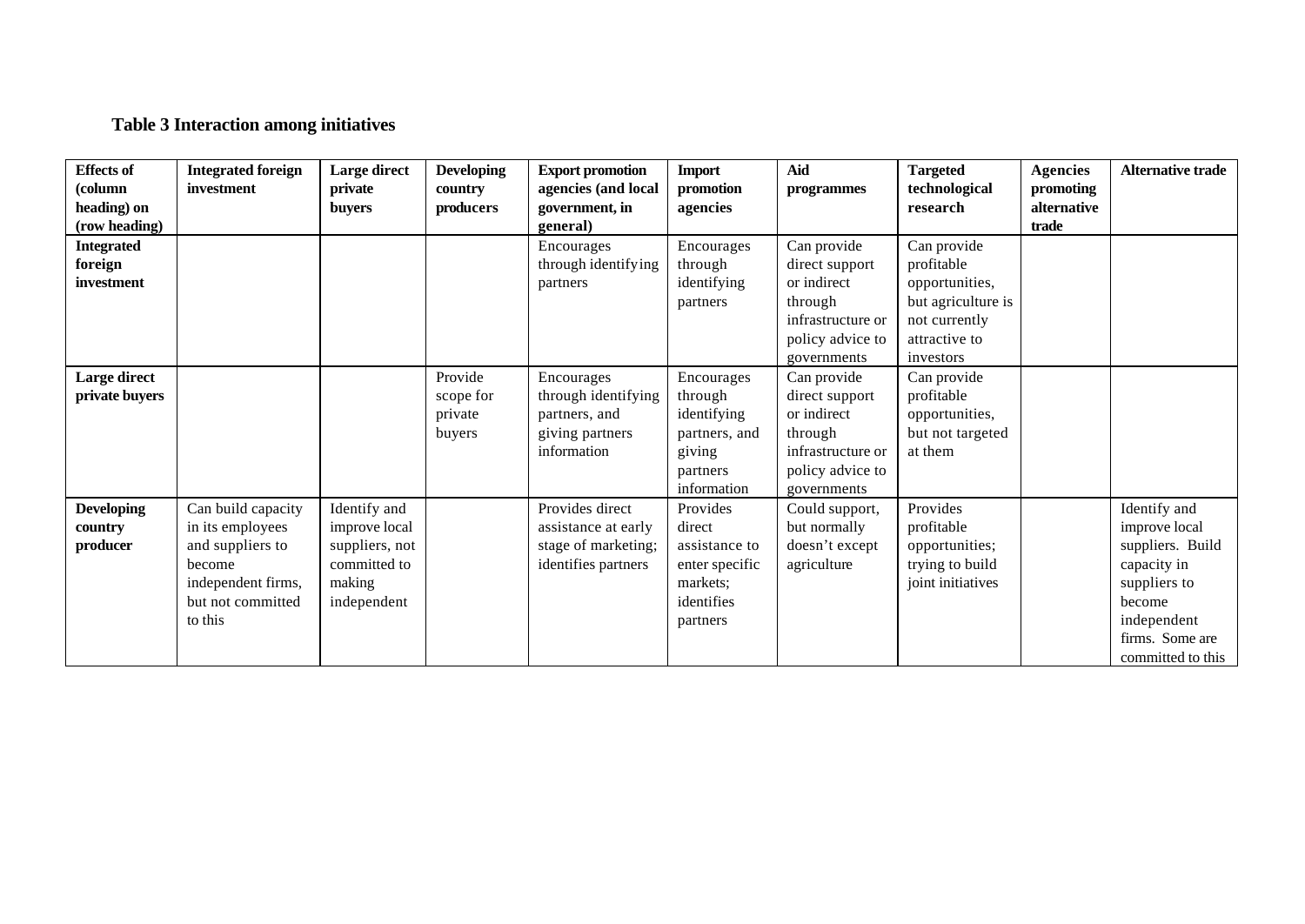### Table 3 Interaction among initiatives

| **Effects of (column heading) on (row heading)** | **Integrated foreign investment** | **Large direct private buyers** | **Developing country producers** | **Export promotion agencies (and local government, in general)** | **Import promotion agencies** | **Aid programmes** | **Targeted technological research** | **Agencies promoting alternative trade** | **Alternative trade** |
|---|---|---|---|---|---|---|---|---|---|
| **Integrated foreign investment** | | | | Encourages through identifying partners | Encourages through identifying partners | Can provide direct support or indirect through infrastructure or policy advice to governments | Can provide profitable opportunities, but agriculture is not currently attractive to investors | | |
| **Large direct private buyers** | | | Provide scope for private buyers | Encourages through identifying partners, and giving partners information | Encourages through identifying partners, and giving partners information | Can provide direct support or indirect through infrastructure or policy advice to governments | Can provide profitable opportunities, but not targeted at them | | |
| **Developing country producer** | Can build capacity in its employees and suppliers to become independent firms, but not committed to this | Identify and improve local suppliers, not committed to making independent | | Provides direct assistance at early stage of marketing; identifies partners | Provides direct assistance to enter specific markets; identifies partners | Could support, but normally doesn't except agriculture | Provides profitable opportunities; trying to build joint initiatives | | Identify and improve local suppliers. Build capacity in suppliers to become independent firms. Some are committed to this |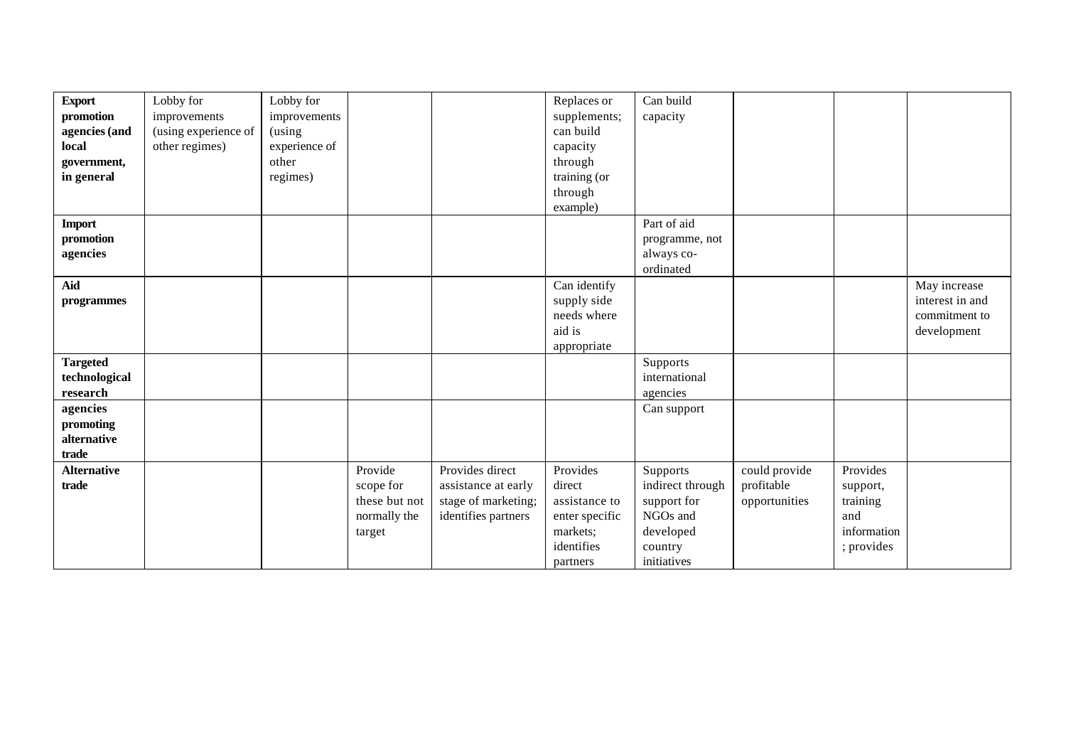| | | | | | | | | | |
|---|---|---|---|---|---|---|---|---|---|
| **Export promotion agencies (and local government, in general** | Lobby for improvements (using experience of other regimes) | Lobby for improvements (using experience of other regimes) | | | Replaces or supplements; can build capacity through training (or through example) | Can build capacity | | | |
| **Import promotion agencies** | | | | | | Part of aid programme, not always co-ordinated | | | |
| **Aid programmes** | | | | | Can identify supply side needs where aid is appropriate | | | | May increase interest in and commitment to development |
| **Targeted technological research** | | | | | | Supports international agencies | | | |
| **agencies promoting alternative trade** | | | | | | Can support | | | |
| **Alternative trade** | | | Provide scope for these but not normally the target | Provides direct assistance at early stage of marketing; identifies partners | Provides direct assistance to enter specific markets; identifies partners | Supports indirect through support for NGOs and developed country initiatives | could provide profitable opportunities | Provides support, training and information ; provides | |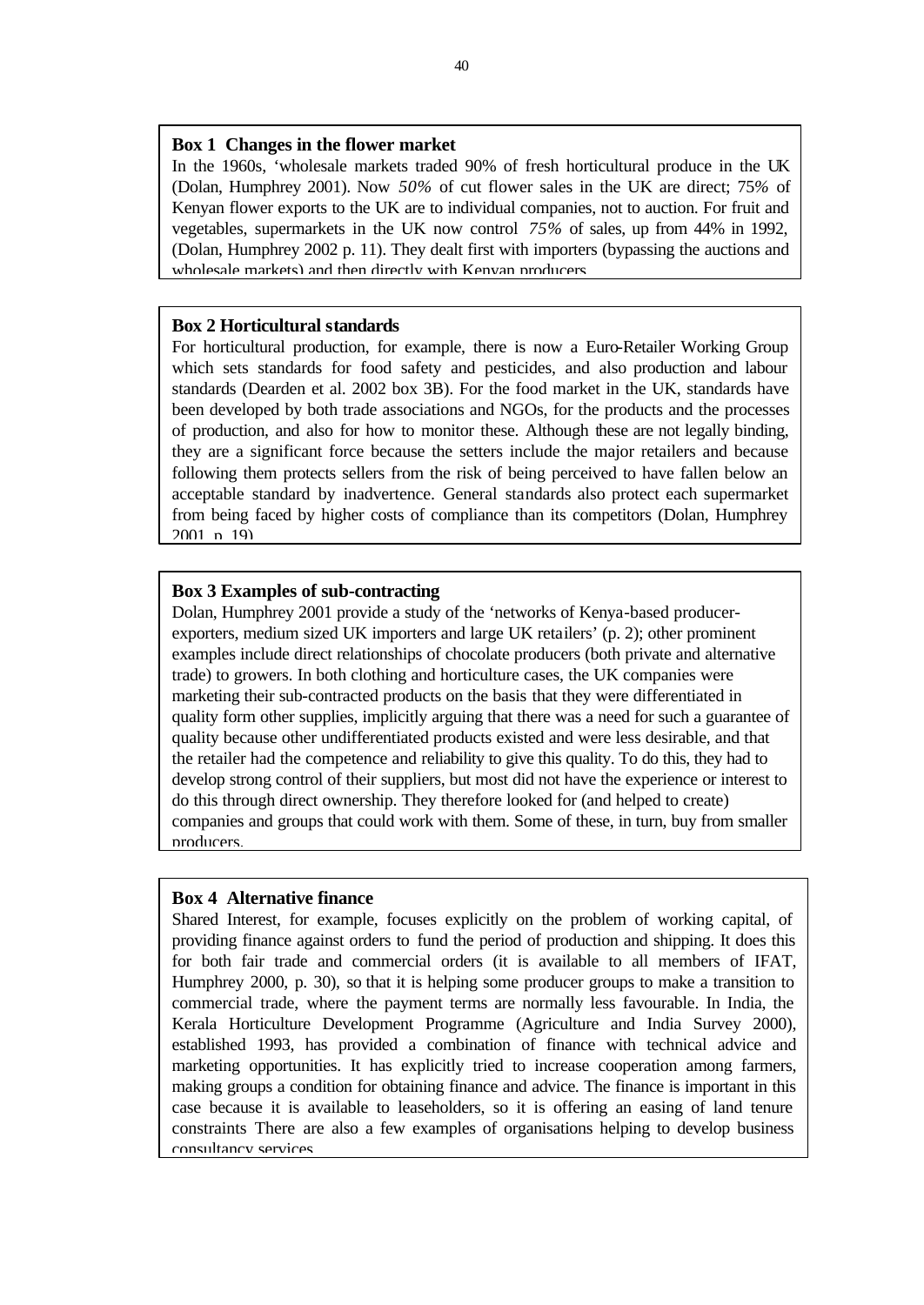**Box 1 Changes in the flower market**

In the 1960s, 'wholesale markets traded 90% of fresh horticultural produce in the UK (Dolan, Humphrey 2001). Now *50%* of cut flower sales in the UK are direct; 75*%* of Kenyan flower exports to the UK are to individual companies, not to auction. For fruit and vegetables, supermarkets in the UK now control *75%* of sales, up from 44% in 1992, (Dolan, Humphrey 2002 p. 11). They dealt first with importers (bypassing the auctions and wholesale markets) and then directly with Kenyan producers.

**Box 2 Horticultural standards**

For horticultural production, for example, there is now a Euro-Retailer Working Group which sets standards for food safety and pesticides, and also production and labour standards (Dearden et al. 2002 box 3B). For the food market in the UK, standards have been developed by both trade associations and NGOs, for the products and the processes of production, and also for how to monitor these. Although these are not legally binding, they are a significant force because the setters include the major retailers and because following them protects sellers from the risk of being perceived to have fallen below an acceptable standard by inadvertence. General standards also protect each supermarket from being faced by higher costs of compliance than its competitors (Dolan, Humphrey 2001, p. 19).

**Box 3 Examples of sub-contracting**

Dolan, Humphrey 2001 provide a study of the 'networks of Kenya-based producer-exporters, medium sized UK importers and large UK retailers' (p. 2); other prominent examples include direct relationships of chocolate producers (both private and alternative trade) to growers. In both clothing and horticulture cases, the UK companies were marketing their sub-contracted products on the basis that they were differentiated in quality form other supplies, implicitly arguing that there was a need for such a guarantee of quality because other undifferentiated products existed and were less desirable, and that the retailer had the competence and reliability to give this quality. To do this, they had to develop strong control of their suppliers, but most did not have the experience or interest to do this through direct ownership. They therefore looked for (and helped to create) companies and groups that could work with them. Some of these, in turn, buy from smaller producers.

**Box 4 Alternative finance**

Shared Interest, for example, focuses explicitly on the problem of working capital, of providing finance against orders to fund the period of production and shipping. It does this for both fair trade and commercial orders (it is available to all members of IFAT, Humphrey 2000, p. 30), so that it is helping some producer groups to make a transition to commercial trade, where the payment terms are normally less favourable. In India, the Kerala Horticulture Development Programme (Agriculture and India Survey 2000), established 1993, has provided a combination of finance with technical advice and marketing opportunities. It has explicitly tried to increase cooperation among farmers, making groups a condition for obtaining finance and advice. The finance is important in this case because it is available to leaseholders, so it is offering an easing of land tenure constraints There are also a few examples of organisations helping to develop business consultancy services.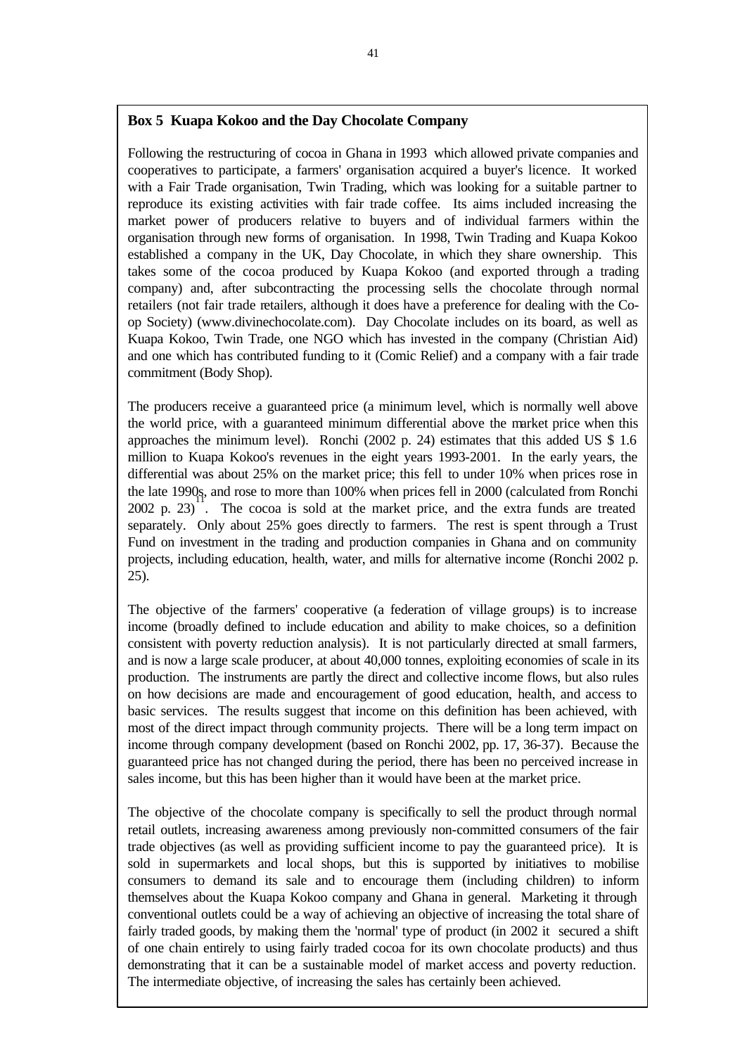**Box 5 Kuapa Kokoo and the Day Chocolate Company**

Following the restructuring of cocoa in Ghana in 1993 which allowed private companies and cooperatives to participate, a farmers' organisation acquired a buyer's licence. It worked with a Fair Trade organisation, Twin Trading, which was looking for a suitable partner to reproduce its existing activities with fair trade coffee. Its aims included increasing the market power of producers relative to buyers and of individual farmers within the organisation through new forms of organisation. In 1998, Twin Trading and Kuapa Kokoo established a company in the UK, Day Chocolate, in which they share ownership. This takes some of the cocoa produced by Kuapa Kokoo (and exported through a trading company) and, after subcontracting the processing sells the chocolate through normal retailers (not fair trade retailers, although it does have a preference for dealing with the Co-op Society) (www.divinechocolate.com). Day Chocolate includes on its board, as well as Kuapa Kokoo, Twin Trade, one NGO which has invested in the company (Christian Aid) and one which has contributed funding to it (Comic Relief) and a company with a fair trade commitment (Body Shop).

The producers receive a guaranteed price (a minimum level, which is normally well above the world price, with a guaranteed minimum differential above the market price when this approaches the minimum level). Ronchi (2002 p. 24) estimates that this added US $ 1.6 million to Kuapa Kokoo's revenues in the eight years 1993-2001. In the early years, the differential was about 25% on the market price; this fell to under 10% when prices rose in the late 1990s, and rose to more than 100% when prices fell in 2000 (calculated from Ronchi 2002 p. 23)[11]. The cocoa is sold at the market price, and the extra funds are treated separately. Only about 25% goes directly to farmers. The rest is spent through a Trust Fund on investment in the trading and production companies in Ghana and on community projects, including education, health, water, and mills for alternative income (Ronchi 2002 p. 25).

The objective of the farmers' cooperative (a federation of village groups) is to increase income (broadly defined to include education and ability to make choices, so a definition consistent with poverty reduction analysis). It is not particularly directed at small farmers, and is now a large scale producer, at about 40,000 tonnes, exploiting economies of scale in its production. The instruments are partly the direct and collective income flows, but also rules on how decisions are made and encouragement of good education, health, and access to basic services. The results suggest that income on this definition has been achieved, with most of the direct impact through community projects. There will be a long term impact on income through company development (based on Ronchi 2002, pp. 17, 36-37). Because the guaranteed price has not changed during the period, there has been no perceived increase in sales income, but this has been higher than it would have been at the market price.

The objective of the chocolate company is specifically to sell the product through normal retail outlets, increasing awareness among previously non-committed consumers of the fair trade objectives (as well as providing sufficient income to pay the guaranteed price). It is sold in supermarkets and local shops, but this is supported by initiatives to mobilise consumers to demand its sale and to encourage them (including children) to inform themselves about the Kuapa Kokoo company and Ghana in general. Marketing it through conventional outlets could be a way of achieving an objective of increasing the total share of fairly traded goods, by making them the 'normal' type of product (in 2002 it secured a shift of one chain entirely to using fairly traded cocoa for its own chocolate products) and thus demonstrating that it can be a sustainable model of market access and poverty reduction. The intermediate objective, of increasing the sales has certainly been achieved.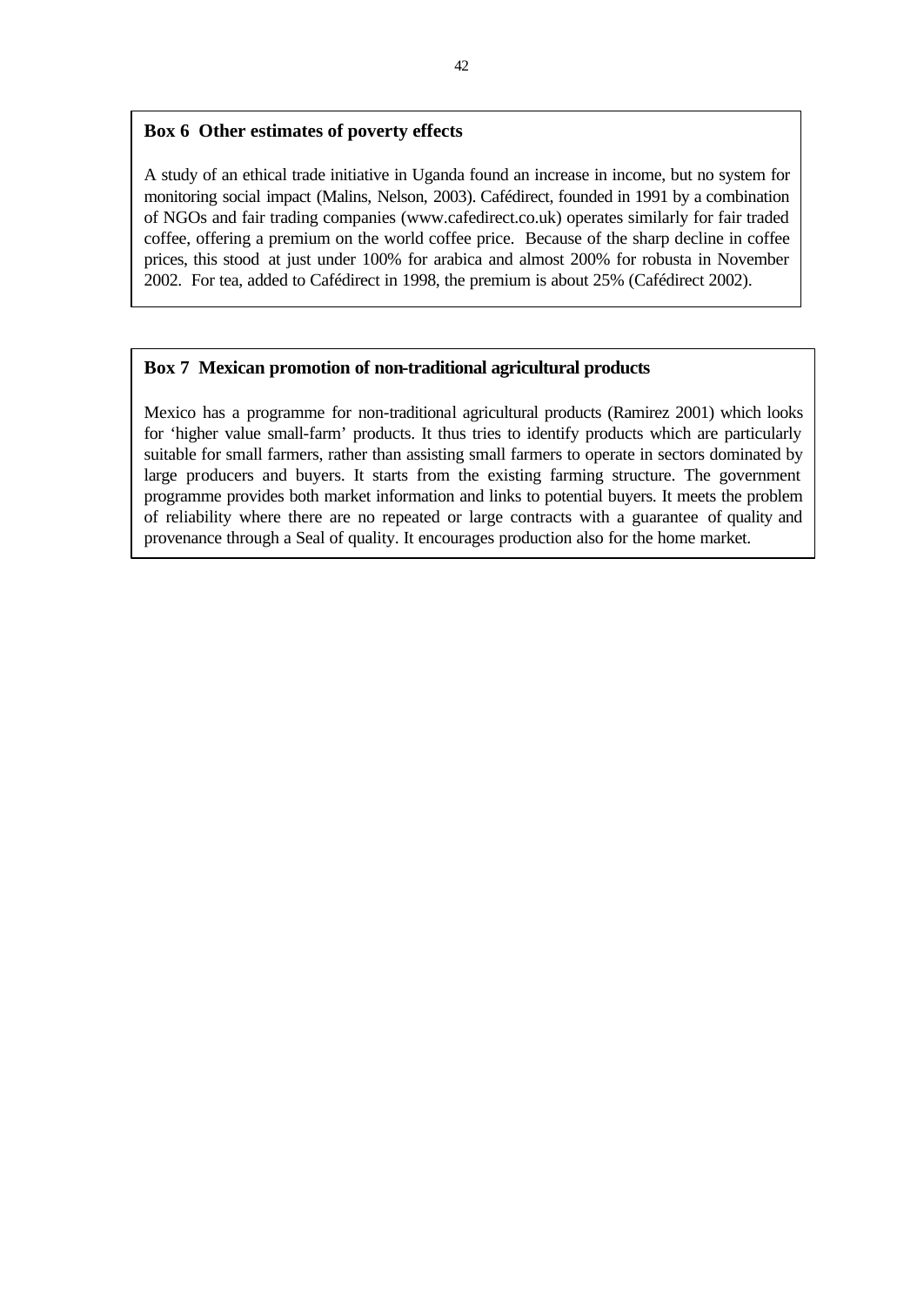**Box 6 Other estimates of poverty effects**

A study of an ethical trade initiative in Uganda found an increase in income, but no system for monitoring social impact (Malins, Nelson, 2003). Cafédirect, founded in 1991 by a combination of NGOs and fair trading companies (www.cafedirect.co.uk) operates similarly for fair traded coffee, offering a premium on the world coffee price. Because of the sharp decline in coffee prices, this stood at just under 100% for arabica and almost 200% for robusta in November 2002. For tea, added to Cafédirect in 1998, the premium is about 25% (Cafédirect 2002).

**Box 7 Mexican promotion of non-traditional agricultural products**

Mexico has a programme for non-traditional agricultural products (Ramirez 2001) which looks for 'higher value small-farm' products. It thus tries to identify products which are particularly suitable for small farmers, rather than assisting small farmers to operate in sectors dominated by large producers and buyers. It starts from the existing farming structure. The government programme provides both market information and links to potential buyers. It meets the problem of reliability where there are no repeated or large contracts with a guarantee of quality and provenance through a Seal of quality. It encourages production also for the home market.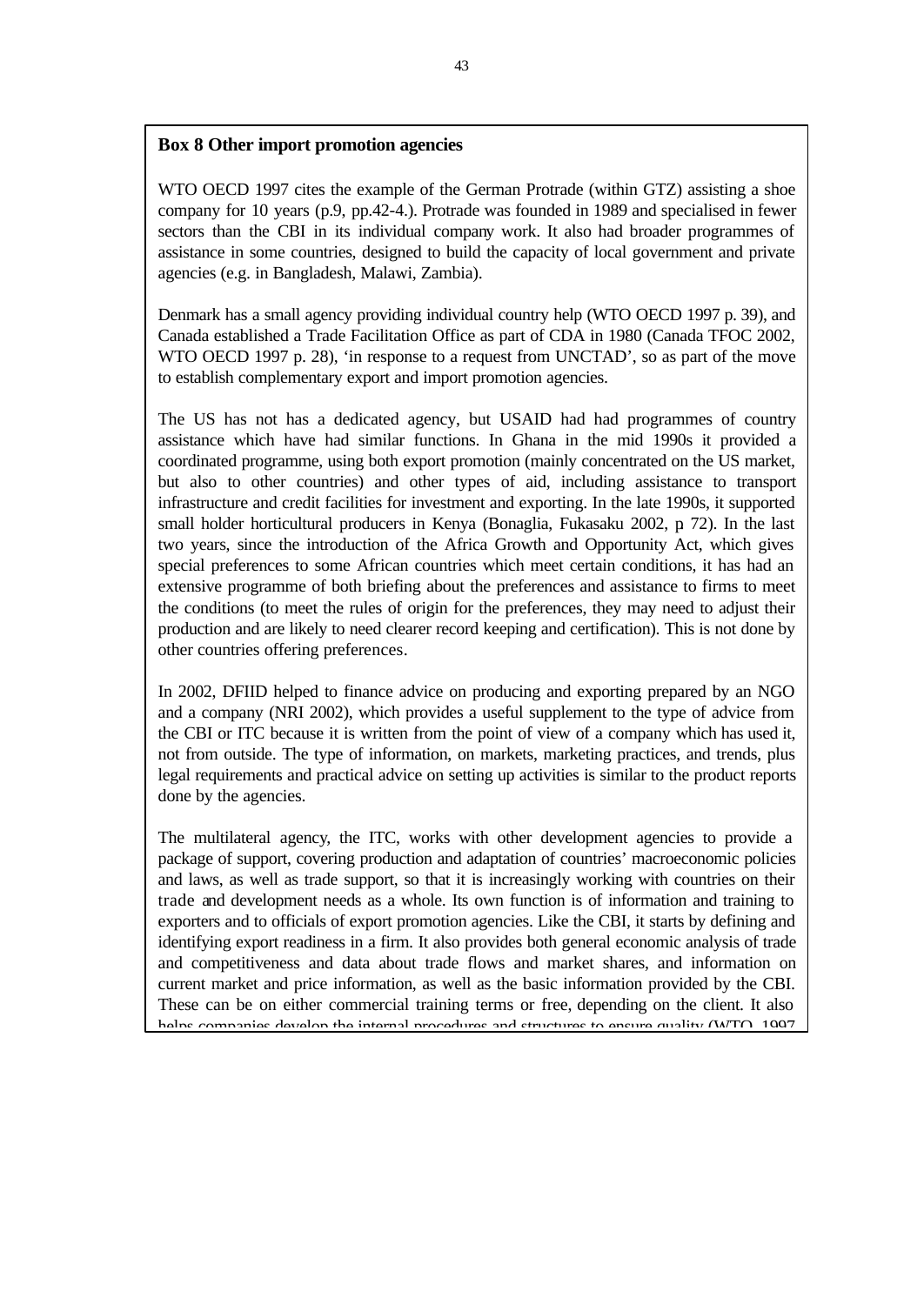**Box 8 Other import promotion agencies**

WTO OECD 1997 cites the example of the German Protrade (within GTZ) assisting a shoe company for 10 years (p.9, pp.42-4.). Protrade was founded in 1989 and specialised in fewer sectors than the CBI in its individual company work. It also had broader programmes of assistance in some countries, designed to build the capacity of local government and private agencies (e.g. in Bangladesh, Malawi, Zambia).

Denmark has a small agency providing individual country help (WTO OECD 1997 p. 39), and Canada established a Trade Facilitation Office as part of CDA in 1980 (Canada TFOC 2002, WTO OECD 1997 p. 28), 'in response to a request from UNCTAD', so as part of the move to establish complementary export and import promotion agencies.

The US has not has a dedicated agency, but USAID had had programmes of country assistance which have had similar functions. In Ghana in the mid 1990s it provided a coordinated programme, using both export promotion (mainly concentrated on the US market, but also to other countries) and other types of aid, including assistance to transport infrastructure and credit facilities for investment and exporting. In the late 1990s, it supported small holder horticultural producers in Kenya (Bonaglia, Fukasaku 2002, p 72). In the last two years, since the introduction of the Africa Growth and Opportunity Act, which gives special preferences to some African countries which meet certain conditions, it has had an extensive programme of both briefing about the preferences and assistance to firms to meet the conditions (to meet the rules of origin for the preferences, they may need to adjust their production and are likely to need clearer record keeping and certification). This is not done by other countries offering preferences.

In 2002, DFIID helped to finance advice on producing and exporting prepared by an NGO and a company (NRI 2002), which provides a useful supplement to the type of advice from the CBI or ITC because it is written from the point of view of a company which has used it, not from outside. The type of information, on markets, marketing practices, and trends, plus legal requirements and practical advice on setting up activities is similar to the product reports done by the agencies.

The multilateral agency, the ITC, works with other development agencies to provide a package of support, covering production and adaptation of countries' macroeconomic policies and laws, as well as trade support, so that it is increasingly working with countries on their trade and development needs as a whole. Its own function is of information and training to exporters and to officials of export promotion agencies. Like the CBI, it starts by defining and identifying export readiness in a firm. It also provides both general economic analysis of trade and competitiveness and data about trade flows and market shares, and information on current market and price information, as well as the basic information provided by the CBI. These can be on either commercial training terms or free, depending on the client. It also helps companies develop the internal procedures and structures to ensure quality (WTO, 1997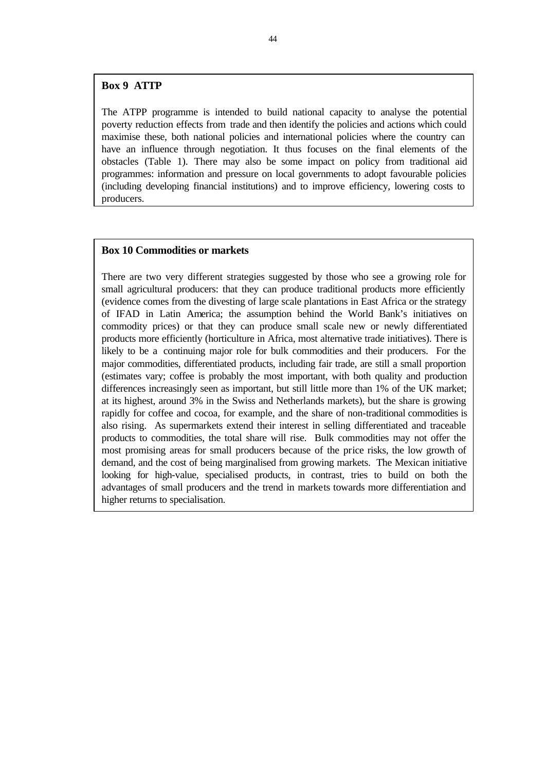**Box 9 ATTP**

The ATPP programme is intended to build national capacity to analyse the potential poverty reduction effects from trade and then identify the policies and actions which could maximise these, both national policies and international policies where the country can have an influence through negotiation. It thus focuses on the final elements of the obstacles (Table 1). There may also be some impact on policy from traditional aid programmes: information and pressure on local governments to adopt favourable policies (including developing financial institutions) and to improve efficiency, lowering costs to producers.

**Box 10 Commodities or markets**

There are two very different strategies suggested by those who see a growing role for small agricultural producers: that they can produce traditional products more efficiently (evidence comes from the divesting of large scale plantations in East Africa or the strategy of IFAD in Latin America; the assumption behind the World Bank's initiatives on commodity prices) or that they can produce small scale new or newly differentiated products more efficiently (horticulture in Africa, most alternative trade initiatives). There is likely to be a continuing major role for bulk commodities and their producers. For the major commodities, differentiated products, including fair trade, are still a small proportion (estimates vary; coffee is probably the most important, with both quality and production differences increasingly seen as important, but still little more than 1% of the UK market; at its highest, around 3% in the Swiss and Netherlands markets), but the share is growing rapidly for coffee and cocoa, for example, and the share of non-traditional commodities is also rising. As supermarkets extend their interest in selling differentiated and traceable products to commodities, the total share will rise. Bulk commodities may not offer the most promising areas for small producers because of the price risks, the low growth of demand, and the cost of being marginalised from growing markets. The Mexican initiative looking for high-value, specialised products, in contrast, tries to build on both the advantages of small producers and the trend in markets towards more differentiation and higher returns to specialisation.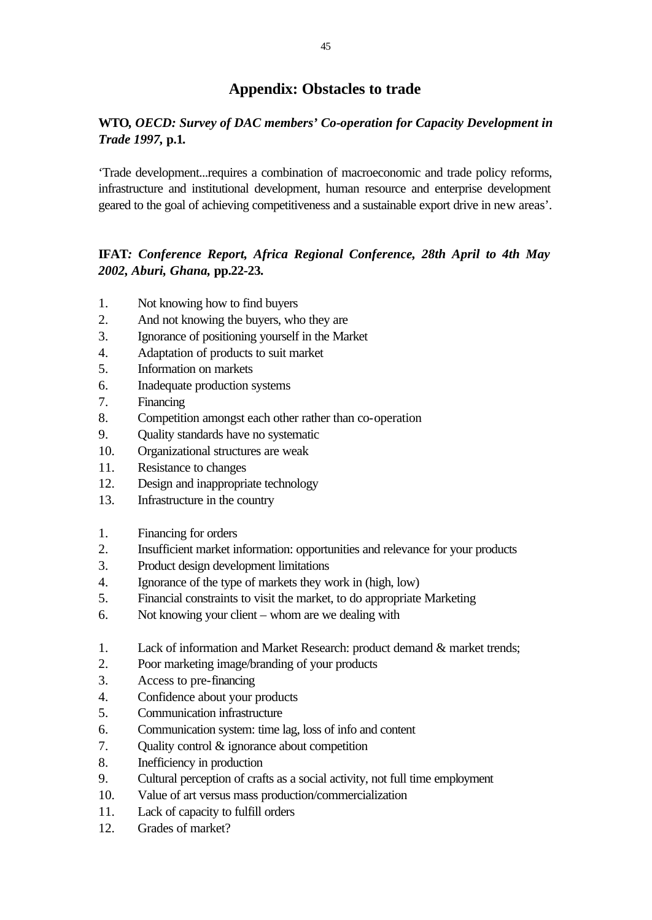# Appendix: Obstacles to trade

**WTO, *OECD: Survey of DAC members' Co-operation for Capacity Development in Trade 1997*, p.1.**

'Trade development...requires a combination of macroeconomic and trade policy reforms, infrastructure and institutional development, human resource and enterprise development geared to the goal of achieving competitiveness and a sustainable export drive in new areas'.

**IFAT*: Conference Report, Africa Regional Conference, 28th April to 4th May 2002, Aburi, Ghana*, pp.22-23.**

1. Not knowing how to find buyers
2. And not knowing the buyers, who they are
3. Ignorance of positioning yourself in the Market
4. Adaptation of products to suit market
5. Information on markets
6. Inadequate production systems
7. Financing
8. Competition amongst each other rather than co-operation
9. Quality standards have no systematic
10. Organizational structures are weak
11. Resistance to changes
12. Design and inappropriate technology
13. Infrastructure in the country

<!-- -->

1. Financing for orders
2. Insufficient market information: opportunities and relevance for your products
3. Product design development limitations
4. Ignorance of the type of markets they work in (high, low)
5. Financial constraints to visit the market, to do appropriate Marketing
6. Not knowing your client – whom are we dealing with

<!-- -->

1. Lack of information and Market Research: product demand & market trends;
2. Poor marketing image/branding of your products
3. Access to pre-financing
4. Confidence about your products
5. Communication infrastructure
6. Communication system: time lag, loss of info and content
7. Quality control & ignorance about competition
8. Inefficiency in production
9. Cultural perception of crafts as a social activity, not full time employment
10. Value of art versus mass production/commercialization
11. Lack of capacity to fulfill orders
12. Grades of market?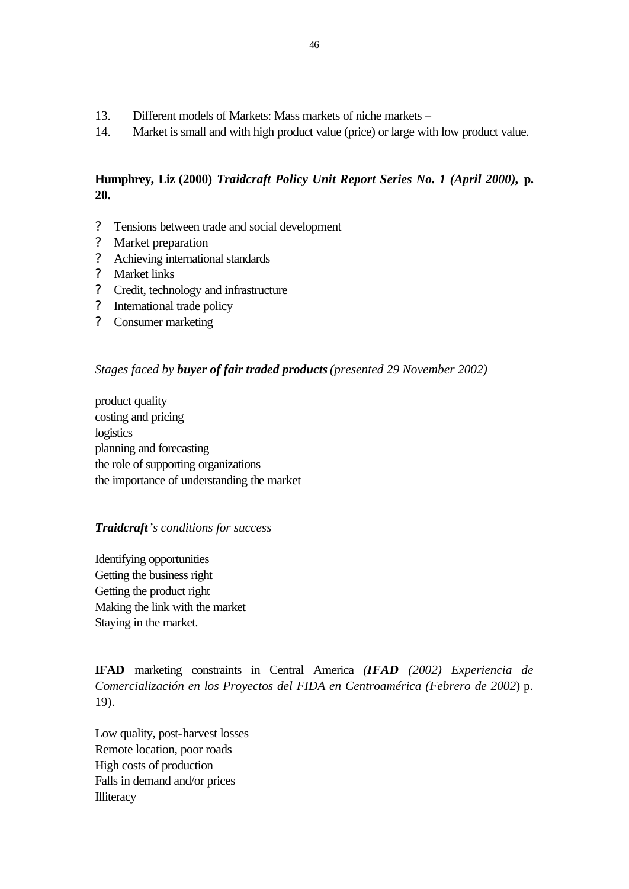13. Different models of Markets: Mass markets of niche markets –
14. Market is small and with high product value (price) or large with low product value.

**Humphrey, Liz (2000)** ***Traidcraft Policy Unit Report Series No. 1 (April 2000)*****, p. 20.**

- Tensions between trade and social development
- Market preparation
- Achieving international standards
- Market links
- Credit, technology and infrastructure
- International trade policy
- Consumer marketing

*Stages faced by **buyer of fair traded products** (presented 29 November 2002)*

product quality
costing and pricing
logistics
planning and forecasting
the role of supporting organizations
the importance of understanding the market

***Traidcraft**'s conditions for success*

Identifying opportunities
Getting the business right
Getting the product right
Making the link with the market
Staying in the market.

**IFAD** marketing constraints in Central America *(**IFAD** (2002) Experiencia de Comercialización en los Proyectos del FIDA en Centroamérica (Febrero de 2002*) p. 19).

Low quality, post-harvest losses
Remote location, poor roads
High costs of production
Falls in demand and/or prices
Illiteracy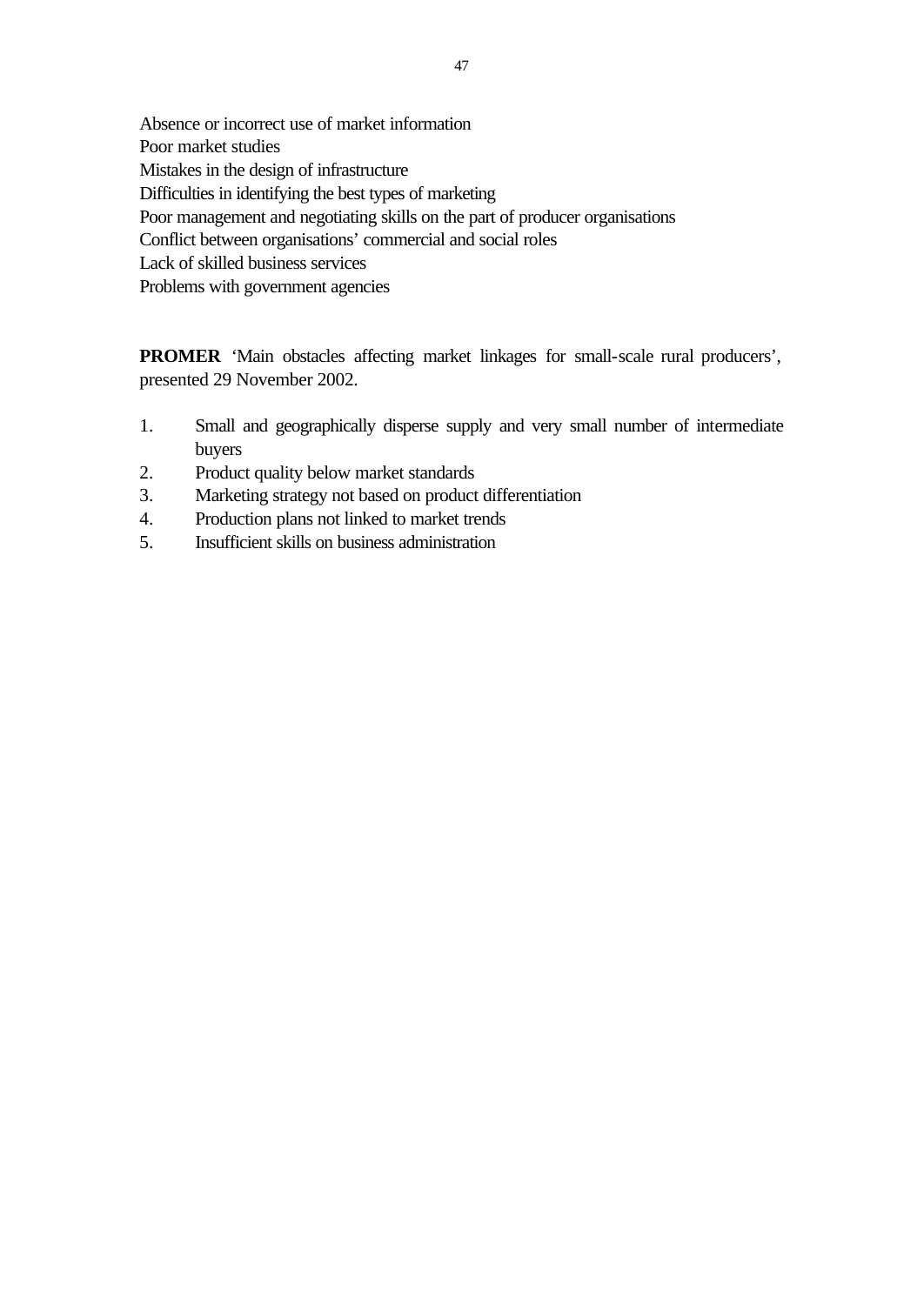Absence or incorrect use of market information
Poor market studies
Mistakes in the design of infrastructure
Difficulties in identifying the best types of marketing
Poor management and negotiating skills on the part of producer organisations
Conflict between organisations' commercial and social roles
Lack of skilled business services
Problems with government agencies

**PROMER** 'Main obstacles affecting market linkages for small-scale rural producers', presented 29 November 2002.

1. Small and geographically disperse supply and very small number of intermediate buyers
2. Product quality below market standards
3. Marketing strategy not based on product differentiation
4. Production plans not linked to market trends
5. Insufficient skills on business administration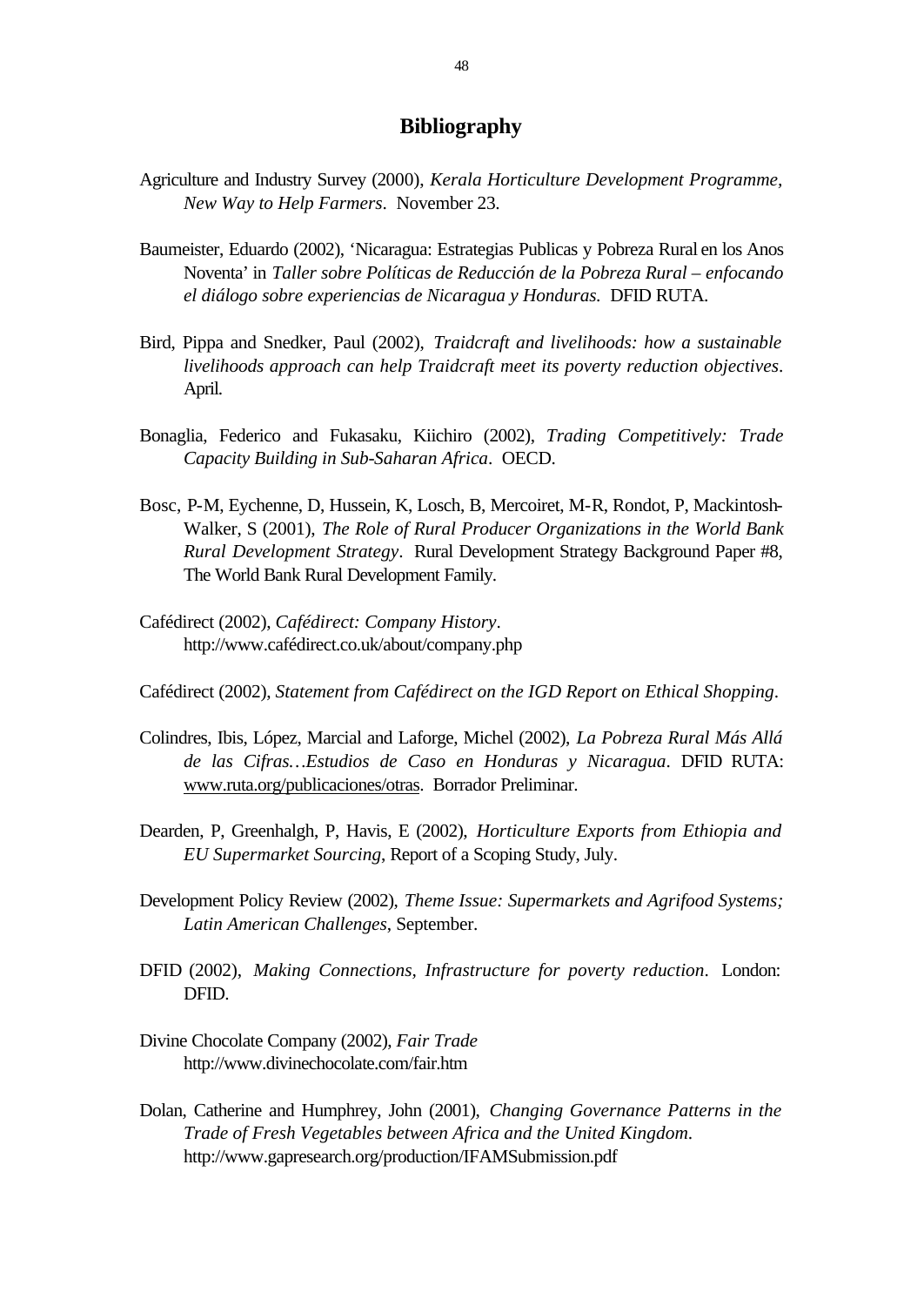## Bibliography

Agriculture and Industry Survey (2000), *Kerala Horticulture Development Programme, New Way to Help Farmers*. November 23.

Baumeister, Eduardo (2002), 'Nicaragua: Estrategias Publicas y Pobreza Rural en los Anos Noventa' in *Taller sobre Políticas de Reducción de la Pobreza Rural – enfocando el diálogo sobre experiencias de Nicaragua y Honduras.* DFID RUTA.

Bird, Pippa and Snedker, Paul (2002), *Traidcraft and livelihoods: how a sustainable livelihoods approach can help Traidcraft meet its poverty reduction objectives*. April.

Bonaglia, Federico and Fukasaku, Kiichiro (2002), *Trading Competitively: Trade Capacity Building in Sub-Saharan Africa*. OECD.

Bosc, P-M, Eychenne, D, Hussein, K, Losch, B, Mercoiret, M-R, Rondot, P, Mackintosh-Walker, S (2001), *The Role of Rural Producer Organizations in the World Bank Rural Development Strategy*. Rural Development Strategy Background Paper #8, The World Bank Rural Development Family.

Cafédirect (2002), *Cafédirect: Company History*. http://www.cafédirect.co.uk/about/company.php

Cafédirect (2002), *Statement from Cafédirect on the IGD Report on Ethical Shopping*.

Colindres, Ibis, López, Marcial and Laforge, Michel (2002), *La Pobreza Rural Más Allá de las Cifras…Estudios de Caso en Honduras y Nicaragua*. DFID RUTA: www.ruta.org/publicaciones/otras. Borrador Preliminar.

Dearden, P, Greenhalgh, P, Havis, E (2002), *Horticulture Exports from Ethiopia and EU Supermarket Sourcing*, Report of a Scoping Study, July.

Development Policy Review (2002), *Theme Issue: Supermarkets and Agrifood Systems; Latin American Challenges*, September.

DFID (2002), *Making Connections, Infrastructure for poverty reduction*. London: DFID.

Divine Chocolate Company (2002), *Fair Trade* http://www.divinechocolate.com/fair.htm

Dolan, Catherine and Humphrey, John (2001), *Changing Governance Patterns in the Trade of Fresh Vegetables between Africa and the United Kingdom*. http://www.gapresearch.org/production/IFAMSubmission.pdf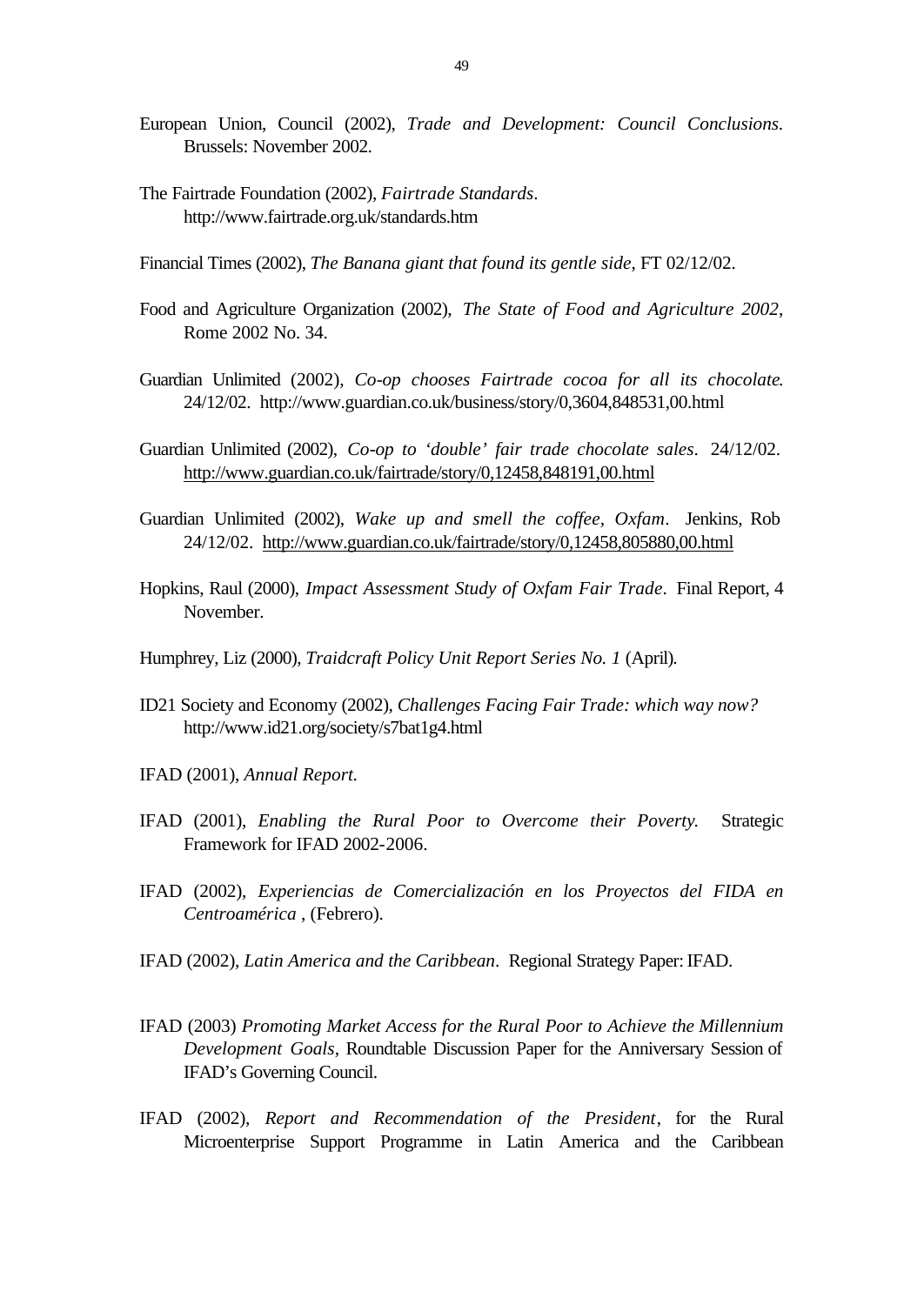European Union, Council (2002), *Trade and Development: Council Conclusions.* Brussels: November 2002.

The Fairtrade Foundation (2002), *Fairtrade Standards*. http://www.fairtrade.org.uk/standards.htm

Financial Times (2002), *The Banana giant that found its gentle side*, FT 02/12/02.

Food and Agriculture Organization (2002), *The State of Food and Agriculture 2002*, Rome 2002 No. 34.

Guardian Unlimited (2002), *Co-op chooses Fairtrade cocoa for all its chocolate.* 24/12/02. http://www.guardian.co.uk/business/story/0,3604,848531,00.html

Guardian Unlimited (2002), *Co-op to 'double' fair trade chocolate sales*. 24/12/02. http://www.guardian.co.uk/fairtrade/story/0,12458,848191,00.html

Guardian Unlimited (2002), *Wake up and smell the coffee, Oxfam*. Jenkins, Rob 24/12/02. http://www.guardian.co.uk/fairtrade/story/0,12458,805880,00.html

Hopkins, Raul (2000), *Impact Assessment Study of Oxfam Fair Trade*. Final Report, 4 November.

Humphrey, Liz (2000), *Traidcraft Policy Unit Report Series No. 1* (April).

ID21 Society and Economy (2002), *Challenges Facing Fair Trade: which way now?* http://www.id21.org/society/s7bat1g4.html

IFAD (2001), *Annual Report.*

IFAD (2001), *Enabling the Rural Poor to Overcome their Poverty.* Strategic Framework for IFAD 2002-2006.

IFAD (2002), *Experiencias de Comercialización en los Proyectos del FIDA en Centroamérica* , (Febrero).

IFAD (2002), *Latin America and the Caribbean*. Regional Strategy Paper: IFAD.

IFAD (2003) *Promoting Market Access for the Rural Poor to Achieve the Millennium Development Goals*, Roundtable Discussion Paper for the Anniversary Session of IFAD's Governing Council.

IFAD (2002), *Report and Recommendation of the President*, for the Rural Microenterprise Support Programme in Latin America and the Caribbean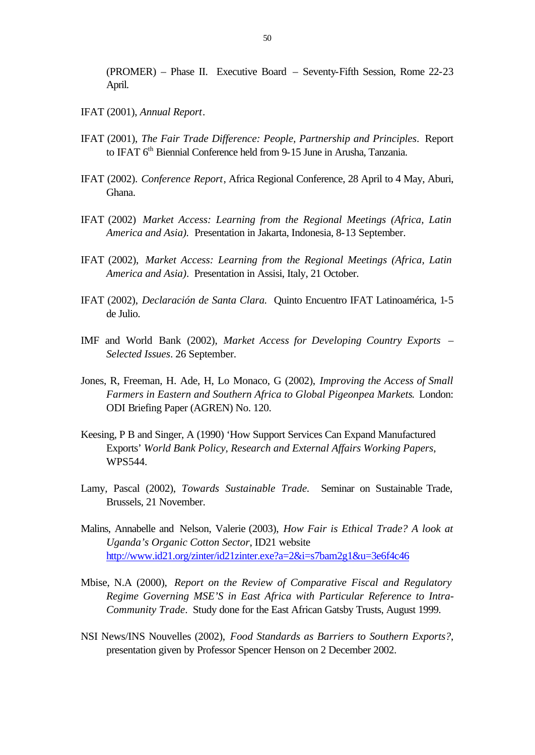(PROMER) – Phase II. Executive Board – Seventy-Fifth Session, Rome 22-23 April.

IFAT (2001), *Annual Report*.

IFAT (2001), *The Fair Trade Difference: People, Partnership and Principles*. Report to IFAT 6th Biennial Conference held from 9-15 June in Arusha, Tanzania.

IFAT (2002). *Conference Report*, Africa Regional Conference, 28 April to 4 May, Aburi, Ghana.

IFAT (2002) *Market Access: Learning from the Regional Meetings (Africa, Latin America and Asia).* Presentation in Jakarta, Indonesia, 8-13 September.

IFAT (2002), *Market Access: Learning from the Regional Meetings (Africa, Latin America and Asia)*. Presentation in Assisi, Italy, 21 October.

IFAT (2002), *Declaración de Santa Clara.* Quinto Encuentro IFAT Latinoamérica, 1-5 de Julio.

IMF and World Bank (2002), *Market Access for Developing Country Exports – Selected Issues*. 26 September.

Jones, R, Freeman, H. Ade, H, Lo Monaco, G (2002), *Improving the Access of Small Farmers in Eastern and Southern Africa to Global Pigeonpea Markets.* London: ODI Briefing Paper (AGREN) No. 120.

Keesing, P B and Singer, A (1990) 'How Support Services Can Expand Manufactured Exports' *World Bank Policy, Research and External Affairs Working Papers*, WPS544.

Lamy, Pascal (2002), *Towards Sustainable Trade.* Seminar on Sustainable Trade, Brussels, 21 November.

Malins, Annabelle and Nelson, Valerie (2003), *How Fair is Ethical Trade? A look at Uganda's Organic Cotton Sector*, ID21 website http://www.id21.org/zinter/id21zinter.exe?a=2&i=s7bam2g1&u=3e6f4c46

Mbise, N.A (2000), *Report on the Review of Comparative Fiscal and Regulatory Regime Governing MSE'S in East Africa with Particular Reference to Intra-Community Trade*. Study done for the East African Gatsby Trusts, August 1999.

NSI News/INS Nouvelles (2002), *Food Standards as Barriers to Southern Exports?*, presentation given by Professor Spencer Henson on 2 December 2002.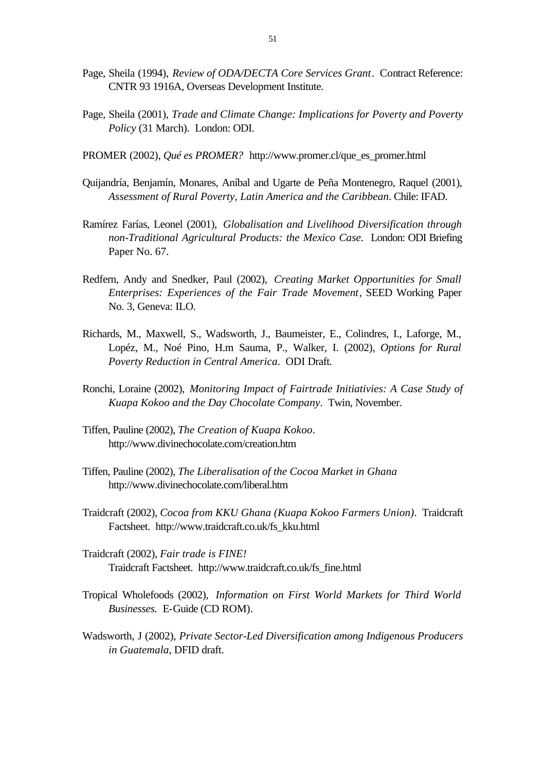Page, Sheila (1994), *Review of ODA/DECTA Core Services Grant*. Contract Reference: CNTR 93 1916A, Overseas Development Institute.

Page, Sheila (2001), *Trade and Climate Change: Implications for Poverty and Poverty Policy* (31 March). London: ODI.

PROMER (2002), *Qué es PROMER?* http://www.promer.cl/que_es_promer.html

Quijandría, Benjamín, Monares, Aníbal and Ugarte de Peña Montenegro, Raquel (2001), *Assessment of Rural Poverty, Latin America and the Caribbean*. Chile: IFAD.

Ramírez Farías, Leonel (2001), *Globalisation and Livelihood Diversification through non-Traditional Agricultural Products: the Mexico Case.* London: ODI Briefing Paper No. 67.

Redfern, Andy and Snedker, Paul (2002), *Creating Market Opportunities for Small Enterprises: Experiences of the Fair Trade Movement*, SEED Working Paper No. 3, Geneva: ILO.

Richards, M., Maxwell, S., Wadsworth, J., Baumeister, E., Colindres, I., Laforge, M., Lopéz, M., Noé Pino, H.m Sauma, P., Walker, I. (2002), *Options for Rural Poverty Reduction in Central America*. ODI Draft.

Ronchi, Loraine (2002), *Monitoring Impact of Fairtrade Initiativies: A Case Study of Kuapa Kokoo and the Day Chocolate Company*. Twin, November.

Tiffen, Pauline (2002), *The Creation of Kuapa Kokoo*. http://www.divinechocolate.com/creation.htm

Tiffen, Pauline (2002), *The Liberalisation of the Cocoa Market in Ghana* http://www.divinechocolate.com/liberal.htm

Traidcraft (2002), *Cocoa from KKU Ghana (Kuapa Kokoo Farmers Union)*. Traidcraft Factsheet. http://www.traidcraft.co.uk/fs_kku.html

Traidcraft (2002), *Fair trade is FINE!* Traidcraft Factsheet. http://www.traidcraft.co.uk/fs_fine.html

Tropical Wholefoods (2002), *Information on First World Markets for Third World Businesses.* E-Guide (CD ROM).

Wadsworth, J (2002), *Private Sector-Led Diversification among Indigenous Producers in Guatemala*, DFID draft.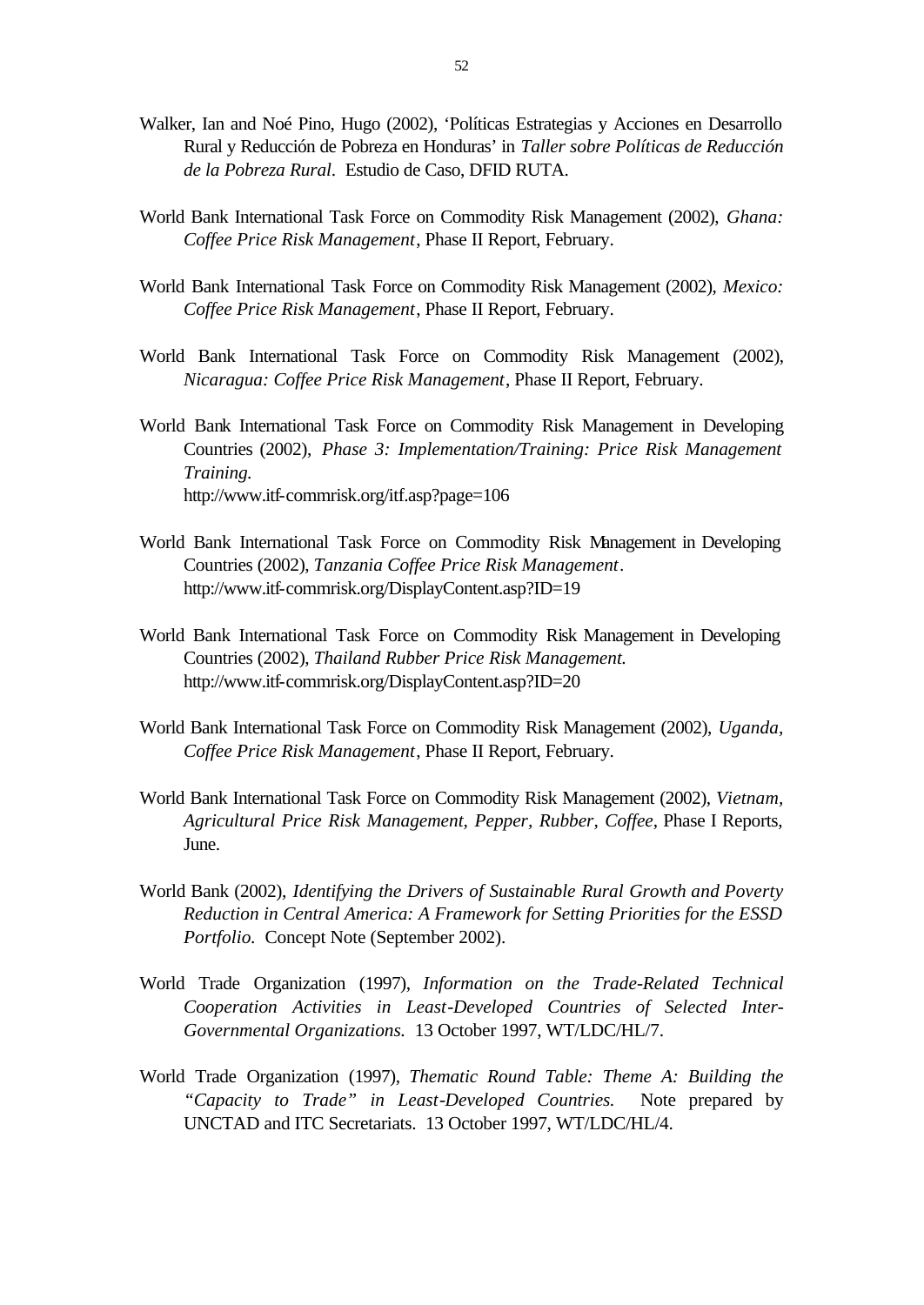Walker, Ian and Noé Pino, Hugo (2002), 'Políticas Estrategias y Acciones en Desarrollo Rural y Reducción de Pobreza en Honduras' in *Taller sobre Políticas de Reducción de la Pobreza Rural*. Estudio de Caso, DFID RUTA.

World Bank International Task Force on Commodity Risk Management (2002), *Ghana: Coffee Price Risk Management*, Phase II Report, February.

World Bank International Task Force on Commodity Risk Management (2002), *Mexico: Coffee Price Risk Management*, Phase II Report, February.

World Bank International Task Force on Commodity Risk Management (2002), *Nicaragua: Coffee Price Risk Management*, Phase II Report, February.

World Bank International Task Force on Commodity Risk Management in Developing Countries (2002), *Phase 3: Implementation/Training: Price Risk Management Training.* http://www.itf-commrisk.org/itf.asp?page=106

World Bank International Task Force on Commodity Risk Management in Developing Countries (2002), *Tanzania Coffee Price Risk Management*. http://www.itf-commrisk.org/DisplayContent.asp?ID=19

World Bank International Task Force on Commodity Risk Management in Developing Countries (2002), *Thailand Rubber Price Risk Management.* http://www.itf-commrisk.org/DisplayContent.asp?ID=20

World Bank International Task Force on Commodity Risk Management (2002), *Uganda, Coffee Price Risk Management*, Phase II Report, February.

World Bank International Task Force on Commodity Risk Management (2002), *Vietnam, Agricultural Price Risk Management, Pepper, Rubber, Coffee*, Phase I Reports, June.

World Bank (2002), *Identifying the Drivers of Sustainable Rural Growth and Poverty Reduction in Central America: A Framework for Setting Priorities for the ESSD Portfolio.* Concept Note (September 2002).

World Trade Organization (1997), *Information on the Trade-Related Technical Cooperation Activities in Least-Developed Countries of Selected Inter-Governmental Organizations.* 13 October 1997, WT/LDC/HL/7.

World Trade Organization (1997), *Thematic Round Table: Theme A: Building the "Capacity to Trade" in Least-Developed Countries.* Note prepared by UNCTAD and ITC Secretariats. 13 October 1997, WT/LDC/HL/4.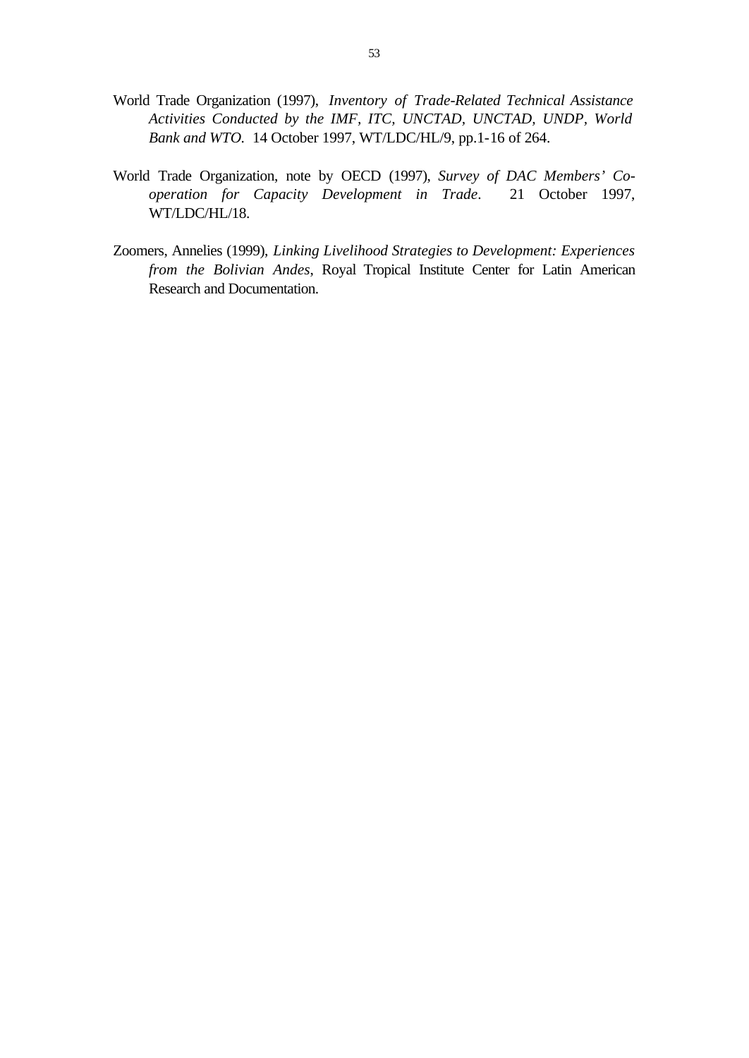World Trade Organization (1997), *Inventory of Trade-Related Technical Assistance Activities Conducted by the IMF, ITC, UNCTAD, UNCTAD, UNDP, World Bank and WTO.* 14 October 1997, WT/LDC/HL/9, pp.1-16 of 264.

World Trade Organization, note by OECD (1997), *Survey of DAC Members' Co-operation for Capacity Development in Trade*. 21 October 1997, WT/LDC/HL/18.

Zoomers, Annelies (1999), *Linking Livelihood Strategies to Development: Experiences from the Bolivian Andes*, Royal Tropical Institute Center for Latin American Research and Documentation.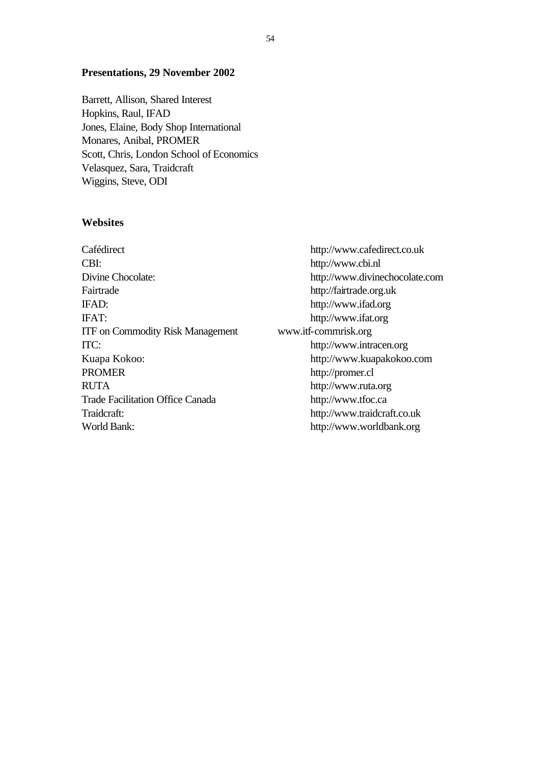### Presentations, 29 November 2002

Barrett, Allison, Shared Interest
Hopkins, Raul, IFAD
Jones, Elaine, Body Shop International
Monares, Anibal, PROMER
Scott, Chris, London School of Economics
Velasquez, Sara, Traidcraft
Wiggins, Steve, ODI

### Websites

| | |
|---|---|
| Cafédirect | http://www.cafedirect.co.uk |
| CBI: | http://www.cbi.nl |
| Divine Chocolate: | http://www.divinechocolate.com |
| Fairtrade | http://fairtrade.org.uk |
| IFAD: | http://www.ifad.org |
| IFAT: | http://www.ifat.org |
| ITF on Commodity Risk Management | www.itf-commrisk.org |
| ITC: | http://www.intracen.org |
| Kuapa Kokoo: | http://www.kuapakokoo.com |
| PROMER | http://promer.cl |
| RUTA | http://www.ruta.org |
| Trade Facilitation Office Canada | http://www.tfoc.ca |
| Traidcraft: | http://www.traidcraft.co.uk |
| World Bank: | http://www.worldbank.org |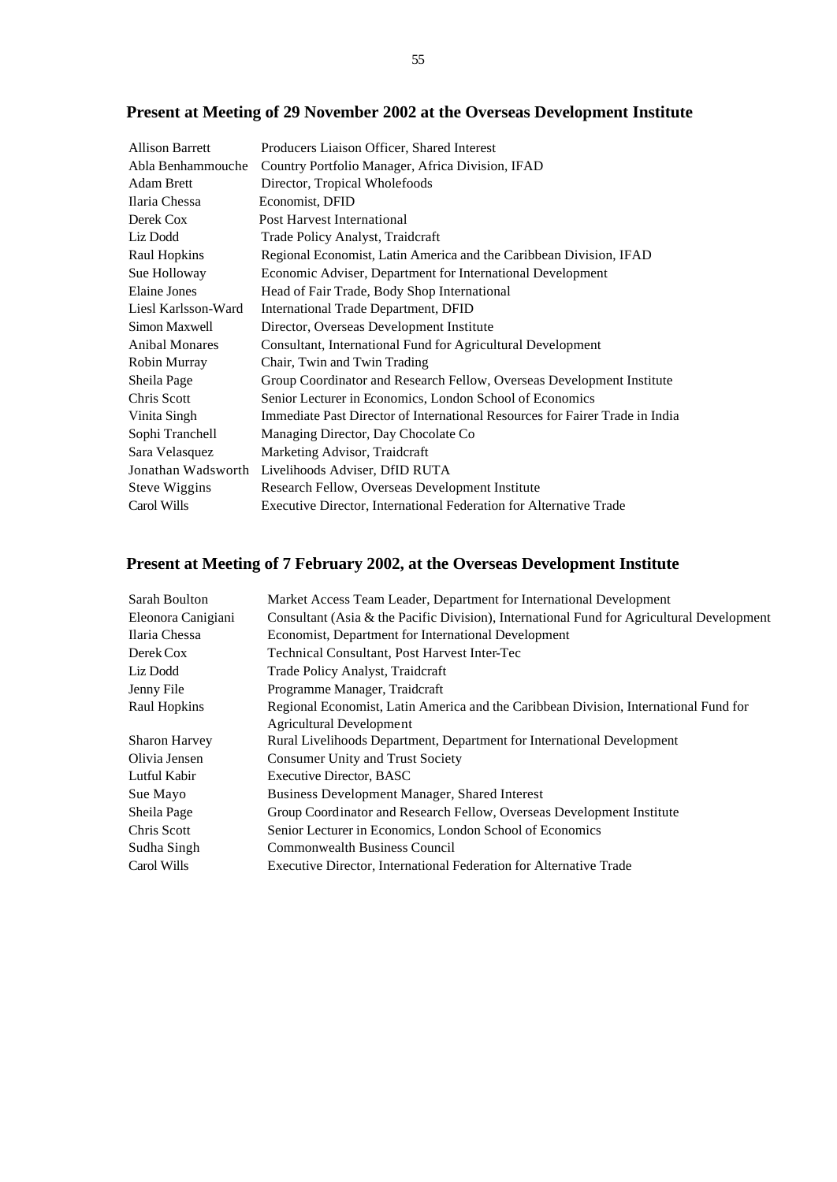## Present at Meeting of 29 November 2002 at the Overseas Development Institute

| | |
|---|---|
| Allison Barrett | Producers Liaison Officer, Shared Interest |
| Abla Benhammouche | Country Portfolio Manager, Africa Division, IFAD |
| Adam Brett | Director, Tropical Wholefoods |
| Ilaria Chessa | Economist, DFID |
| Derek Cox | Post Harvest International |
| Liz Dodd | Trade Policy Analyst, Traidcraft |
| Raul Hopkins | Regional Economist, Latin America and the Caribbean Division, IFAD |
| Sue Holloway | Economic Adviser, Department for International Development |
| Elaine Jones | Head of Fair Trade, Body Shop International |
| Liesl Karlsson-Ward | International Trade Department, DFID |
| Simon Maxwell | Director, Overseas Development Institute |
| Anibal Monares | Consultant, International Fund for Agricultural Development |
| Robin Murray | Chair, Twin and Twin Trading |
| Sheila Page | Group Coordinator and Research Fellow, Overseas Development Institute |
| Chris Scott | Senior Lecturer in Economics, London School of Economics |
| Vinita Singh | Immediate Past Director of International Resources for Fairer Trade in India |
| Sophi Tranchell | Managing Director, Day Chocolate Co |
| Sara Velasquez | Marketing Advisor, Traidcraft |
| Jonathan Wadsworth | Livelihoods Adviser, DfID RUTA |
| Steve Wiggins | Research Fellow, Overseas Development Institute |
| Carol Wills | Executive Director, International Federation for Alternative Trade |

## Present at Meeting of 7 February 2002, at the Overseas Development Institute

| | |
|---|---|
| Sarah Boulton | Market Access Team Leader, Department for International Development |
| Eleonora Canigiani | Consultant (Asia & the Pacific Division), International Fund for Agricultural Development |
| Ilaria Chessa | Economist, Department for International Development |
| Derek Cox | Technical Consultant, Post Harvest Inter-Tec |
| Liz Dodd | Trade Policy Analyst, Traidcraft |
| Jenny File | Programme Manager, Traidcraft |
| Raul Hopkins | Regional Economist, Latin America and the Caribbean Division, International Fund for Agricultural Development |
| Sharon Harvey | Rural Livelihoods Department, Department for International Development |
| Olivia Jensen | Consumer Unity and Trust Society |
| Lutful Kabir | Executive Director, BASC |
| Sue Mayo | Business Development Manager, Shared Interest |
| Sheila Page | Group Coordinator and Research Fellow, Overseas Development Institute |
| Chris Scott | Senior Lecturer in Economics, London School of Economics |
| Sudha Singh | Commonwealth Business Council |
| Carol Wills | Executive Director, International Federation for Alternative Trade |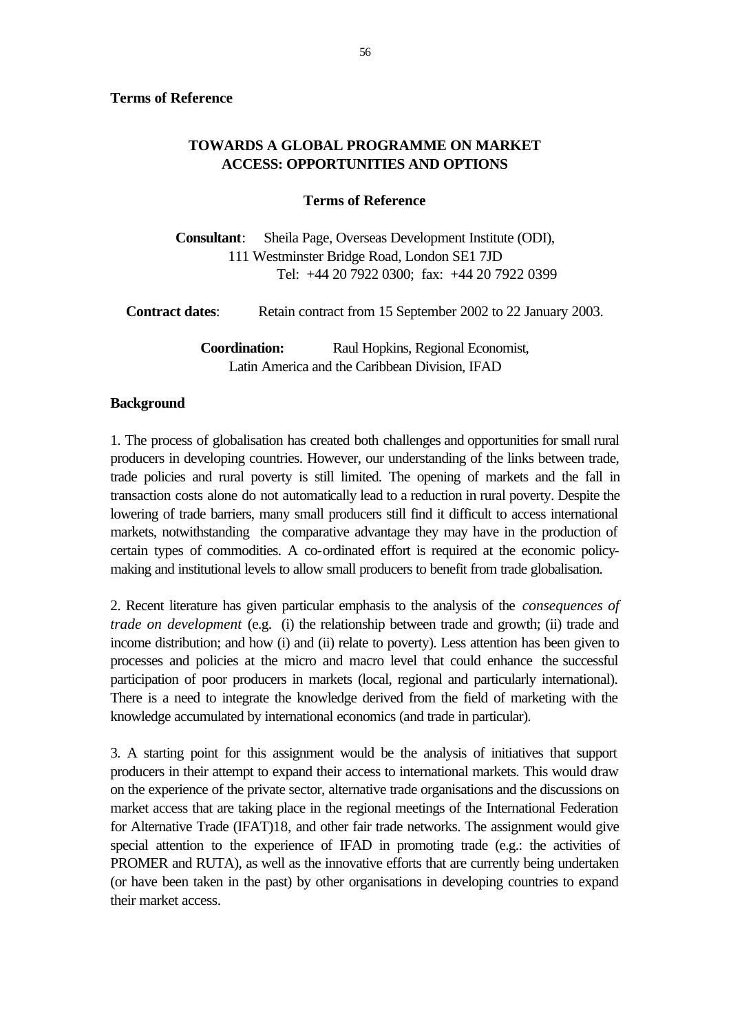**Terms of Reference**

## TOWARDS A GLOBAL PROGRAMME ON MARKET ACCESS: OPPORTUNITIES AND OPTIONS

### Terms of Reference

**Consultant**: Sheila Page, Overseas Development Institute (ODI), 111 Westminster Bridge Road, London SE1 7JD
Tel: +44 20 7922 0300; fax: +44 20 7922 0399

**Contract dates**: Retain contract from 15 September 2002 to 22 January 2003.

**Coordination:** Raul Hopkins, Regional Economist, Latin America and the Caribbean Division, IFAD

**Background**

1. The process of globalisation has created both challenges and opportunities for small rural producers in developing countries. However, our understanding of the links between trade, trade policies and rural poverty is still limited. The opening of markets and the fall in transaction costs alone do not automatically lead to a reduction in rural poverty. Despite the lowering of trade barriers, many small producers still find it difficult to access international markets, notwithstanding the comparative advantage they may have in the production of certain types of commodities. A co-ordinated effort is required at the economic policy-making and institutional levels to allow small producers to benefit from trade globalisation.

2. Recent literature has given particular emphasis to the analysis of the *consequences of trade on development* (e.g. (i) the relationship between trade and growth; (ii) trade and income distribution; and how (i) and (ii) relate to poverty). Less attention has been given to processes and policies at the micro and macro level that could enhance the successful participation of poor producers in markets (local, regional and particularly international). There is a need to integrate the knowledge derived from the field of marketing with the knowledge accumulated by international economics (and trade in particular).

3. A starting point for this assignment would be the analysis of initiatives that support producers in their attempt to expand their access to international markets. This would draw on the experience of the private sector, alternative trade organisations and the discussions on market access that are taking place in the regional meetings of the International Federation for Alternative Trade (IFAT)18, and other fair trade networks. The assignment would give special attention to the experience of IFAD in promoting trade (e.g.: the activities of PROMER and RUTA), as well as the innovative efforts that are currently being undertaken (or have been taken in the past) by other organisations in developing countries to expand their market access.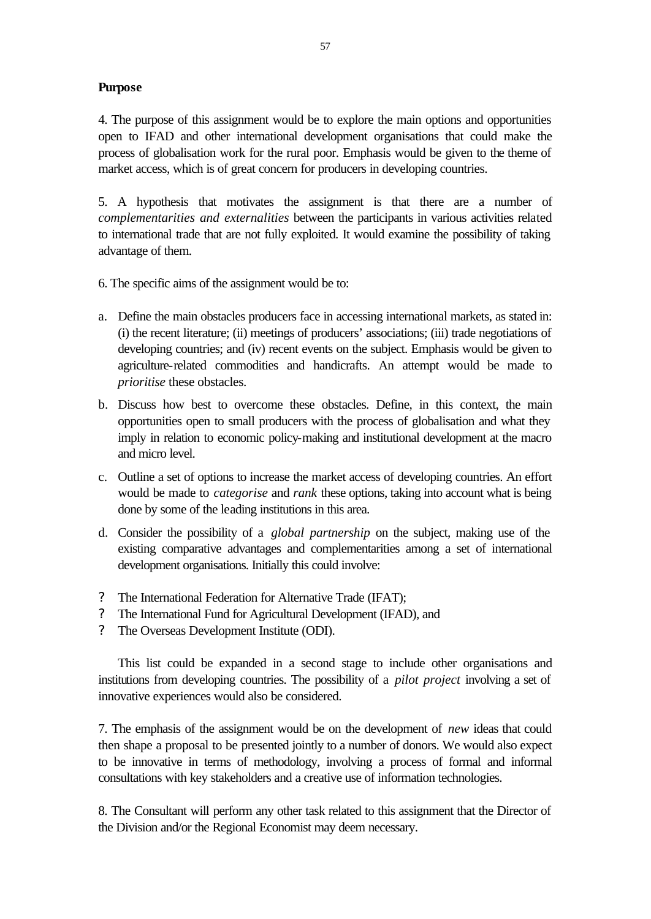**Purpose**

4. The purpose of this assignment would be to explore the main options and opportunities open to IFAD and other international development organisations that could make the process of globalisation work for the rural poor. Emphasis would be given to the theme of market access, which is of great concern for producers in developing countries.

5. A hypothesis that motivates the assignment is that there are a number of *complementarities and externalities* between the participants in various activities related to international trade that are not fully exploited. It would examine the possibility of taking advantage of them.

6. The specific aims of the assignment would be to:

a. Define the main obstacles producers face in accessing international markets, as stated in: (i) the recent literature; (ii) meetings of producers' associations; (iii) trade negotiations of developing countries; and (iv) recent events on the subject. Emphasis would be given to agriculture-related commodities and handicrafts. An attempt would be made to *prioritise* these obstacles.

b. Discuss how best to overcome these obstacles. Define, in this context, the main opportunities open to small producers with the process of globalisation and what they imply in relation to economic policy-making and institutional development at the macro and micro level.

c. Outline a set of options to increase the market access of developing countries. An effort would be made to *categorise* and *rank* these options, taking into account what is being done by some of the leading institutions in this area.

d. Consider the possibility of a *global partnership* on the subject, making use of the existing comparative advantages and complementarities among a set of international development organisations. Initially this could involve:

- The International Federation for Alternative Trade (IFAT);
- The International Fund for Agricultural Development (IFAD), and
- The Overseas Development Institute (ODI).

This list could be expanded in a second stage to include other organisations and institutions from developing countries. The possibility of a *pilot project* involving a set of innovative experiences would also be considered.

7. The emphasis of the assignment would be on the development of *new* ideas that could then shape a proposal to be presented jointly to a number of donors. We would also expect to be innovative in terms of methodology, involving a process of formal and informal consultations with key stakeholders and a creative use of information technologies.

8. The Consultant will perform any other task related to this assignment that the Director of the Division and/or the Regional Economist may deem necessary.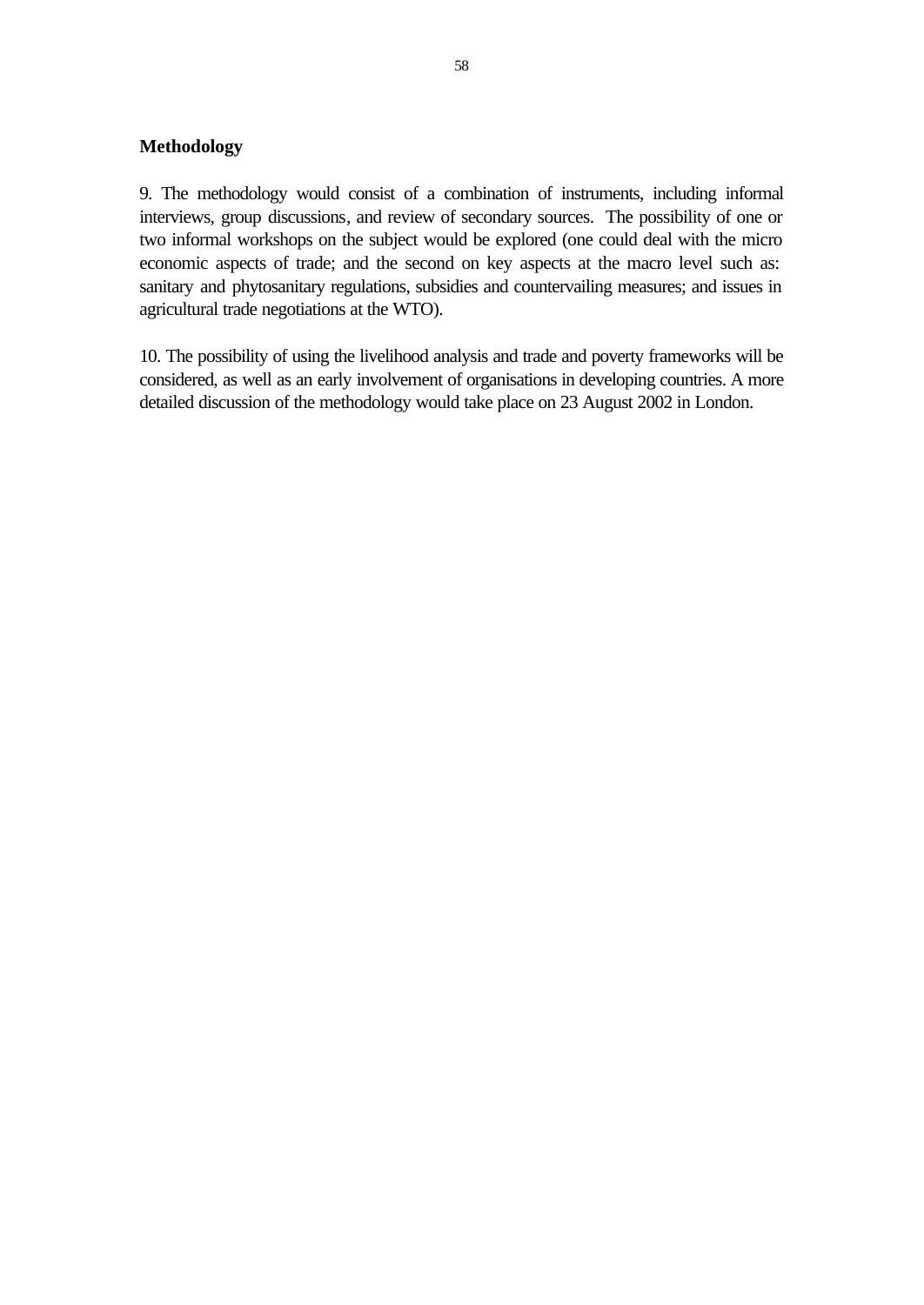**Methodology**

9. The methodology would consist of a combination of instruments, including informal interviews, group discussions, and review of secondary sources. The possibility of one or two informal workshops on the subject would be explored (one could deal with the micro economic aspects of trade; and the second on key aspects at the macro level such as: sanitary and phytosanitary regulations, subsidies and countervailing measures; and issues in agricultural trade negotiations at the WTO).

10. The possibility of using the livelihood analysis and trade and poverty frameworks will be considered, as well as an early involvement of organisations in developing countries. A more detailed discussion of the methodology would take place on 23 August 2002 in London.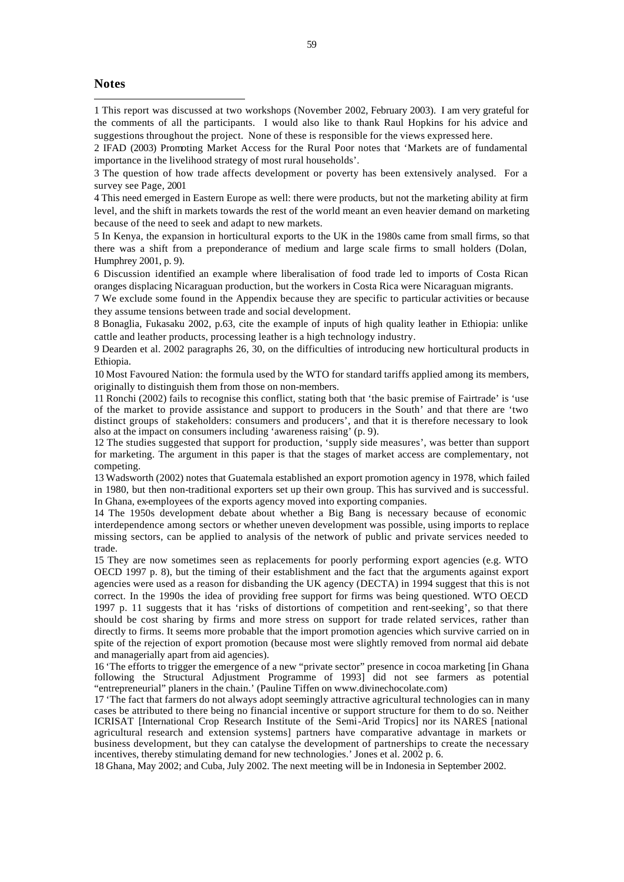## Notes

1 This report was discussed at two workshops (November 2002, February 2003). I am very grateful for the comments of all the participants. I would also like to thank Raul Hopkins for his advice and suggestions throughout the project. None of these is responsible for the views expressed here.

2 IFAD (2003) Promoting Market Access for the Rural Poor notes that 'Markets are of fundamental importance in the livelihood strategy of most rural households'.

3 The question of how trade affects development or poverty has been extensively analysed. For a survey see Page, 2001

4 This need emerged in Eastern Europe as well: there were products, but not the marketing ability at firm level, and the shift in markets towards the rest of the world meant an even heavier demand on marketing because of the need to seek and adapt to new markets.

5 In Kenya, the expansion in horticultural exports to the UK in the 1980s came from small firms, so that there was a shift from a preponderance of medium and large scale firms to small holders (Dolan, Humphrey 2001, p. 9).

6 Discussion identified an example where liberalisation of food trade led to imports of Costa Rican oranges displacing Nicaraguan production, but the workers in Costa Rica were Nicaraguan migrants.

7 We exclude some found in the Appendix because they are specific to particular activities or because they assume tensions between trade and social development.

8 Bonaglia, Fukasaku 2002, p.63, cite the example of inputs of high quality leather in Ethiopia: unlike cattle and leather products, processing leather is a high technology industry.

9 Dearden et al. 2002 paragraphs 26, 30, on the difficulties of introducing new horticultural products in Ethiopia.

10 Most Favoured Nation: the formula used by the WTO for standard tariffs applied among its members, originally to distinguish them from those on non-members.

11 Ronchi (2002) fails to recognise this conflict, stating both that 'the basic premise of Fairtrade' is 'use of the market to provide assistance and support to producers in the South' and that there are 'two distinct groups of stakeholders: consumers and producers', and that it is therefore necessary to look also at the impact on consumers including 'awareness raising' (p. 9).

12 The studies suggested that support for production, 'supply side measures', was better than support for marketing. The argument in this paper is that the stages of market access are complementary, not competing.

13 Wadsworth (2002) notes that Guatemala established an export promotion agency in 1978, which failed in 1980, but then non-traditional exporters set up their own group. This has survived and is successful. In Ghana, ex-employees of the exports agency moved into exporting companies.

14 The 1950s development debate about whether a Big Bang is necessary because of economic interdependence among sectors or whether uneven development was possible, using imports to replace missing sectors, can be applied to analysis of the network of public and private services needed to trade.

15 They are now sometimes seen as replacements for poorly performing export agencies (e.g. WTO OECD 1997 p. 8), but the timing of their establishment and the fact that the arguments against export agencies were used as a reason for disbanding the UK agency (DECTA) in 1994 suggest that this is not correct. In the 1990s the idea of providing free support for firms was being questioned. WTO OECD 1997 p. 11 suggests that it has 'risks of distortions of competition and rent-seeking', so that there should be cost sharing by firms and more stress on support for trade related services, rather than directly to firms. It seems more probable that the import promotion agencies which survive carried on in spite of the rejection of export promotion (because most were slightly removed from normal aid debate and managerially apart from aid agencies).

16 'The efforts to trigger the emergence of a new "private sector" presence in cocoa marketing [in Ghana following the Structural Adjustment Programme of 1993] did not see farmers as potential "entrepreneurial" planers in the chain.' (Pauline Tiffen on www.divinechocolate.com)

17 'The fact that farmers do not always adopt seemingly attractive agricultural technologies can in many cases be attributed to there being no financial incentive or support structure for them to do so. Neither ICRISAT [International Crop Research Institute of the Semi-Arid Tropics] nor its NARES [national agricultural research and extension systems] partners have comparative advantage in markets or business development, but they can catalyse the development of partnerships to create the necessary incentives, thereby stimulating demand for new technologies.' Jones et al. 2002 p. 6.

18 Ghana, May 2002; and Cuba, July 2002. The next meeting will be in Indonesia in September 2002.